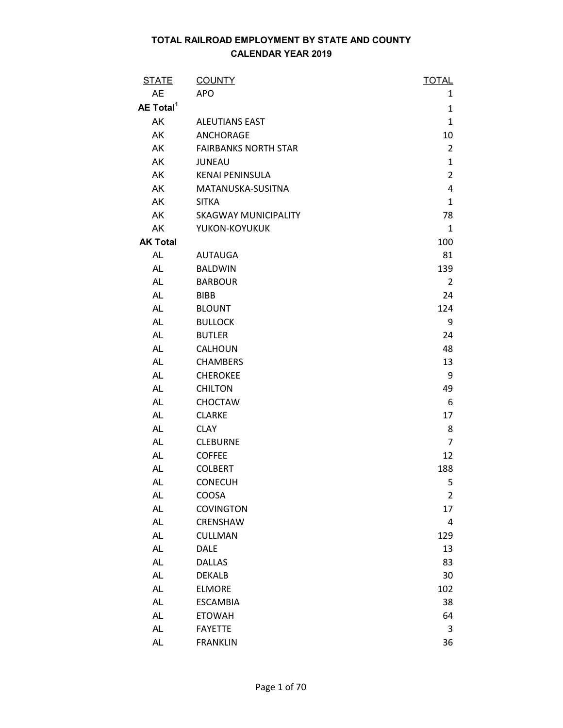# TOTAL RAILROAD EMPLOYMENT BY STATE AND COUNTY
## CALENDAR YEAR 2019

| STATE | COUNTY | TOTAL |
|---|---|---|
| AE | APO | 1 |
| **AE Total**[1] | | 1 |
| AK | ALEUTIANS EAST | 1 |
| AK | ANCHORAGE | 10 |
| AK | FAIRBANKS NORTH STAR | 2 |
| AK | JUNEAU | 1 |
| AK | KENAI PENINSULA | 2 |
| AK | MATANUSKA-SUSITNA | 4 |
| AK | SITKA | 1 |
| AK | SKAGWAY MUNICIPALITY | 78 |
| AK | YUKON-KOYUKUK | 1 |
| **AK Total** | | 100 |
| AL | AUTAUGA | 81 |
| AL | BALDWIN | 139 |
| AL | BARBOUR | 2 |
| AL | BIBB | 24 |
| AL | BLOUNT | 124 |
| AL | BULLOCK | 9 |
| AL | BUTLER | 24 |
| AL | CALHOUN | 48 |
| AL | CHAMBERS | 13 |
| AL | CHEROKEE | 9 |
| AL | CHILTON | 49 |
| AL | CHOCTAW | 6 |
| AL | CLARKE | 17 |
| AL | CLAY | 8 |
| AL | CLEBURNE | 7 |
| AL | COFFEE | 12 |
| AL | COLBERT | 188 |
| AL | CONECUH | 5 |
| AL | COOSA | 2 |
| AL | COVINGTON | 17 |
| AL | CRENSHAW | 4 |
| AL | CULLMAN | 129 |
| AL | DALE | 13 |
| AL | DALLAS | 83 |
| AL | DEKALB | 30 |
| AL | ELMORE | 102 |
| AL | ESCAMBIA | 38 |
| AL | ETOWAH | 64 |
| AL | FAYETTE | 3 |
| AL | FRANKLIN | 36 |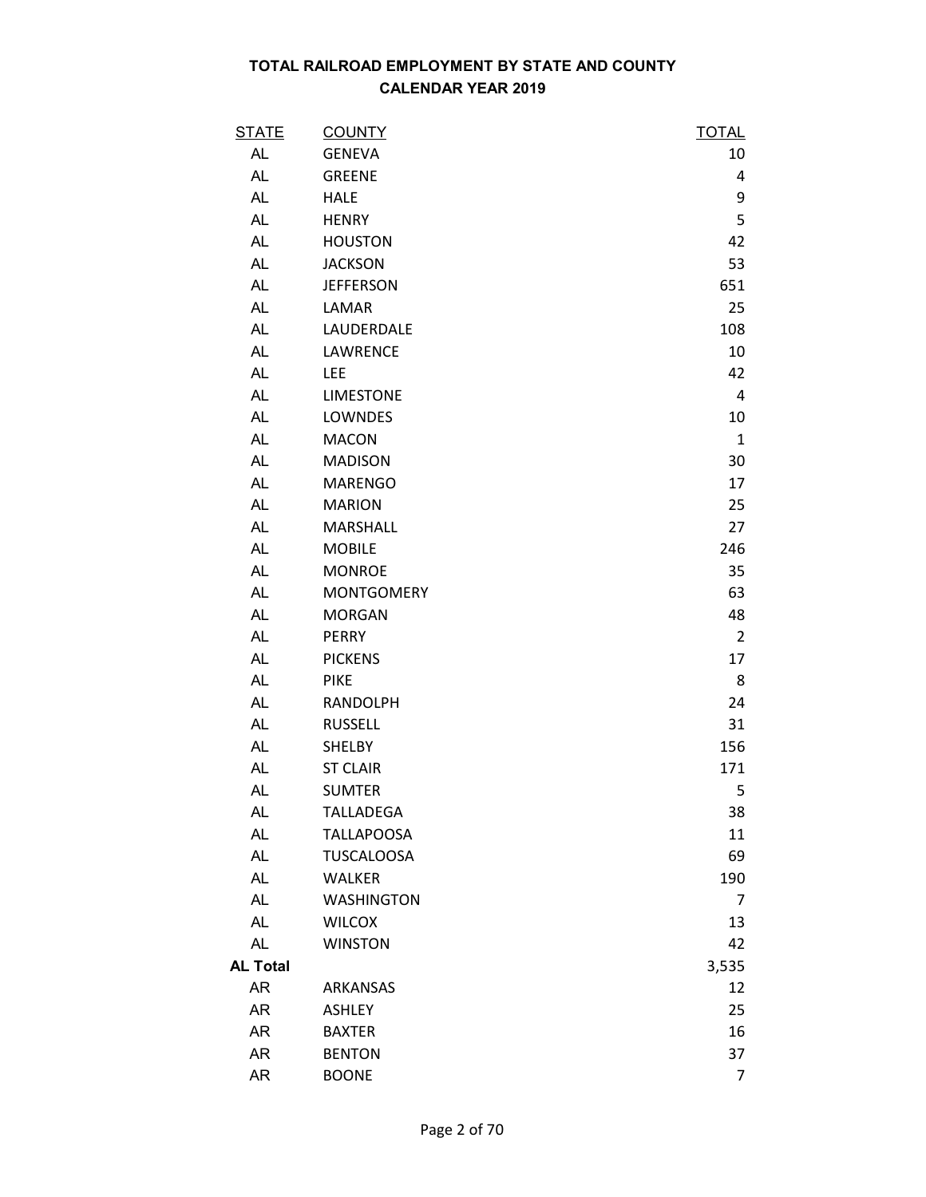**TOTAL RAILROAD EMPLOYMENT BY STATE AND COUNTY**
**CALENDAR YEAR 2019**

| STATE | COUNTY | TOTAL |
|---|---|---|
| AL | GENEVA | 10 |
| AL | GREENE | 4 |
| AL | HALE | 9 |
| AL | HENRY | 5 |
| AL | HOUSTON | 42 |
| AL | JACKSON | 53 |
| AL | JEFFERSON | 651 |
| AL | LAMAR | 25 |
| AL | LAUDERDALE | 108 |
| AL | LAWRENCE | 10 |
| AL | LEE | 42 |
| AL | LIMESTONE | 4 |
| AL | LOWNDES | 10 |
| AL | MACON | 1 |
| AL | MADISON | 30 |
| AL | MARENGO | 17 |
| AL | MARION | 25 |
| AL | MARSHALL | 27 |
| AL | MOBILE | 246 |
| AL | MONROE | 35 |
| AL | MONTGOMERY | 63 |
| AL | MORGAN | 48 |
| AL | PERRY | 2 |
| AL | PICKENS | 17 |
| AL | PIKE | 8 |
| AL | RANDOLPH | 24 |
| AL | RUSSELL | 31 |
| AL | SHELBY | 156 |
| AL | ST CLAIR | 171 |
| AL | SUMTER | 5 |
| AL | TALLADEGA | 38 |
| AL | TALLAPOOSA | 11 |
| AL | TUSCALOOSA | 69 |
| AL | WALKER | 190 |
| AL | WASHINGTON | 7 |
| AL | WILCOX | 13 |
| AL | WINSTON | 42 |
| **AL Total** | | 3,535 |
| AR | ARKANSAS | 12 |
| AR | ASHLEY | 25 |
| AR | BAXTER | 16 |
| AR | BENTON | 37 |
| AR | BOONE | 7 |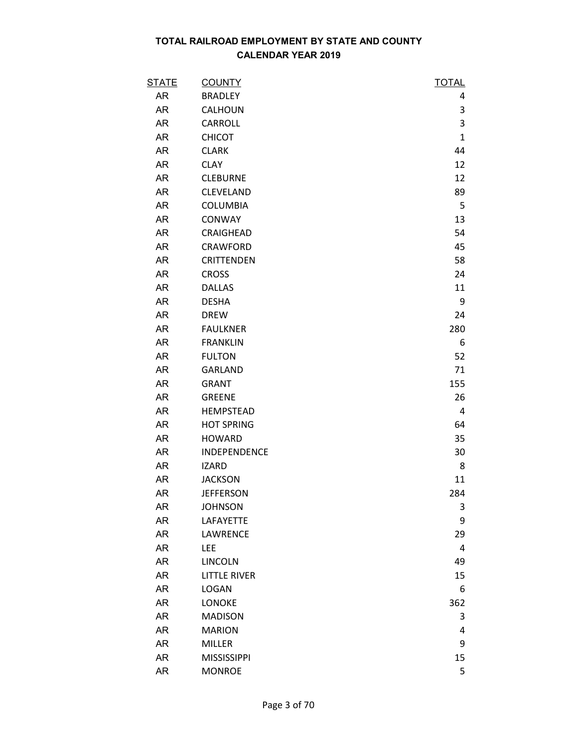**TOTAL RAILROAD EMPLOYMENT BY STATE AND COUNTY**
**CALENDAR YEAR 2019**

| STATE | COUNTY | TOTAL |
|---|---|---|
| AR | BRADLEY | 4 |
| AR | CALHOUN | 3 |
| AR | CARROLL | 3 |
| AR | CHICOT | 1 |
| AR | CLARK | 44 |
| AR | CLAY | 12 |
| AR | CLEBURNE | 12 |
| AR | CLEVELAND | 89 |
| AR | COLUMBIA | 5 |
| AR | CONWAY | 13 |
| AR | CRAIGHEAD | 54 |
| AR | CRAWFORD | 45 |
| AR | CRITTENDEN | 58 |
| AR | CROSS | 24 |
| AR | DALLAS | 11 |
| AR | DESHA | 9 |
| AR | DREW | 24 |
| AR | FAULKNER | 280 |
| AR | FRANKLIN | 6 |
| AR | FULTON | 52 |
| AR | GARLAND | 71 |
| AR | GRANT | 155 |
| AR | GREENE | 26 |
| AR | HEMPSTEAD | 4 |
| AR | HOT SPRING | 64 |
| AR | HOWARD | 35 |
| AR | INDEPENDENCE | 30 |
| AR | IZARD | 8 |
| AR | JACKSON | 11 |
| AR | JEFFERSON | 284 |
| AR | JOHNSON | 3 |
| AR | LAFAYETTE | 9 |
| AR | LAWRENCE | 29 |
| AR | LEE | 4 |
| AR | LINCOLN | 49 |
| AR | LITTLE RIVER | 15 |
| AR | LOGAN | 6 |
| AR | LONOKE | 362 |
| AR | MADISON | 3 |
| AR | MARION | 4 |
| AR | MILLER | 9 |
| AR | MISSISSIPPI | 15 |
| AR | MONROE | 5 |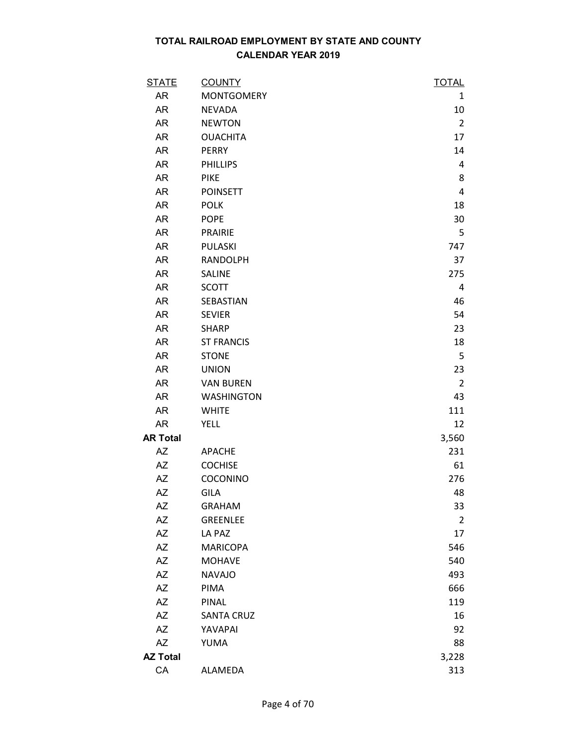## TOTAL RAILROAD EMPLOYMENT BY STATE AND COUNTY
## CALENDAR YEAR 2019

| STATE | COUNTY | TOTAL |
|---|---|---|
| AR | MONTGOMERY | 1 |
| AR | NEVADA | 10 |
| AR | NEWTON | 2 |
| AR | OUACHITA | 17 |
| AR | PERRY | 14 |
| AR | PHILLIPS | 4 |
| AR | PIKE | 8 |
| AR | POINSETT | 4 |
| AR | POLK | 18 |
| AR | POPE | 30 |
| AR | PRAIRIE | 5 |
| AR | PULASKI | 747 |
| AR | RANDOLPH | 37 |
| AR | SALINE | 275 |
| AR | SCOTT | 4 |
| AR | SEBASTIAN | 46 |
| AR | SEVIER | 54 |
| AR | SHARP | 23 |
| AR | ST FRANCIS | 18 |
| AR | STONE | 5 |
| AR | UNION | 23 |
| AR | VAN BUREN | 2 |
| AR | WASHINGTON | 43 |
| AR | WHITE | 111 |
| AR | YELL | 12 |
| **AR Total** | | 3,560 |
| AZ | APACHE | 231 |
| AZ | COCHISE | 61 |
| AZ | COCONINO | 276 |
| AZ | GILA | 48 |
| AZ | GRAHAM | 33 |
| AZ | GREENLEE | 2 |
| AZ | LA PAZ | 17 |
| AZ | MARICOPA | 546 |
| AZ | MOHAVE | 540 |
| AZ | NAVAJO | 493 |
| AZ | PIMA | 666 |
| AZ | PINAL | 119 |
| AZ | SANTA CRUZ | 16 |
| AZ | YAVAPAI | 92 |
| AZ | YUMA | 88 |
| **AZ Total** | | 3,228 |
| CA | ALAMEDA | 313 |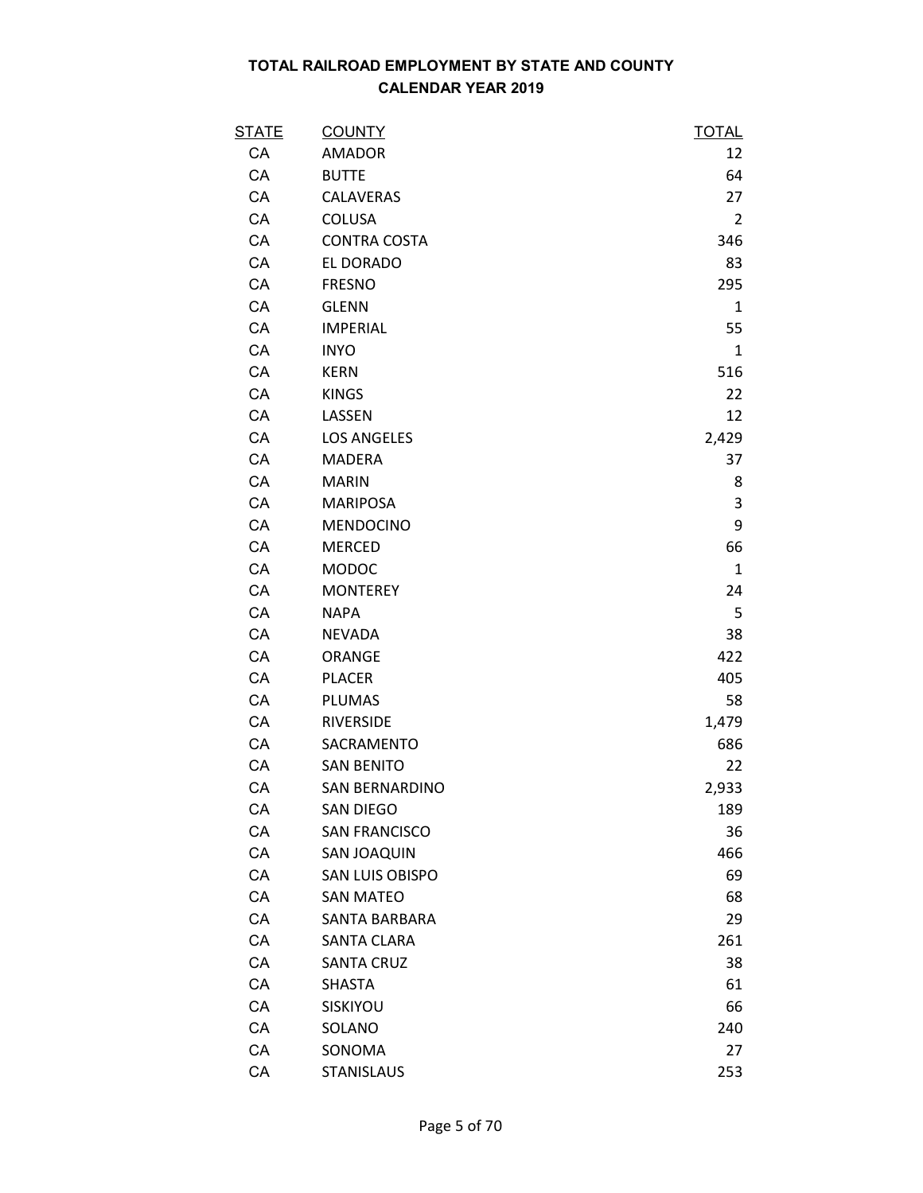**TOTAL RAILROAD EMPLOYMENT BY STATE AND COUNTY**
**CALENDAR YEAR 2019**

| STATE | COUNTY | TOTAL |
|---|---|---|
| CA | AMADOR | 12 |
| CA | BUTTE | 64 |
| CA | CALAVERAS | 27 |
| CA | COLUSA | 2 |
| CA | CONTRA COSTA | 346 |
| CA | EL DORADO | 83 |
| CA | FRESNO | 295 |
| CA | GLENN | 1 |
| CA | IMPERIAL | 55 |
| CA | INYO | 1 |
| CA | KERN | 516 |
| CA | KINGS | 22 |
| CA | LASSEN | 12 |
| CA | LOS ANGELES | 2,429 |
| CA | MADERA | 37 |
| CA | MARIN | 8 |
| CA | MARIPOSA | 3 |
| CA | MENDOCINO | 9 |
| CA | MERCED | 66 |
| CA | MODOC | 1 |
| CA | MONTEREY | 24 |
| CA | NAPA | 5 |
| CA | NEVADA | 38 |
| CA | ORANGE | 422 |
| CA | PLACER | 405 |
| CA | PLUMAS | 58 |
| CA | RIVERSIDE | 1,479 |
| CA | SACRAMENTO | 686 |
| CA | SAN BENITO | 22 |
| CA | SAN BERNARDINO | 2,933 |
| CA | SAN DIEGO | 189 |
| CA | SAN FRANCISCO | 36 |
| CA | SAN JOAQUIN | 466 |
| CA | SAN LUIS OBISPO | 69 |
| CA | SAN MATEO | 68 |
| CA | SANTA BARBARA | 29 |
| CA | SANTA CLARA | 261 |
| CA | SANTA CRUZ | 38 |
| CA | SHASTA | 61 |
| CA | SISKIYOU | 66 |
| CA | SOLANO | 240 |
| CA | SONOMA | 27 |
| CA | STANISLAUS | 253 |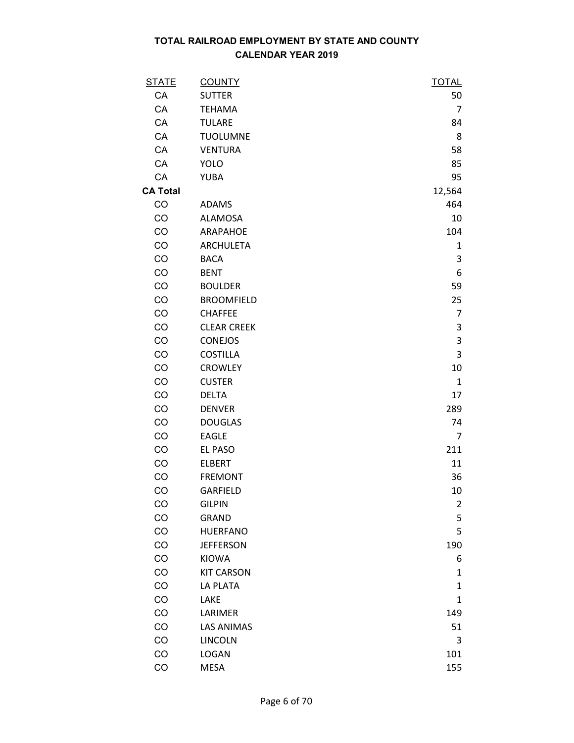# TOTAL RAILROAD EMPLOYMENT BY STATE AND COUNTY
## CALENDAR YEAR 2019

| STATE | COUNTY | TOTAL |
|---|---|---|
| CA | SUTTER | 50 |
| CA | TEHAMA | 7 |
| CA | TULARE | 84 |
| CA | TUOLUMNE | 8 |
| CA | VENTURA | 58 |
| CA | YOLO | 85 |
| CA | YUBA | 95 |
| **CA Total** | | 12,564 |
| CO | ADAMS | 464 |
| CO | ALAMOSA | 10 |
| CO | ARAPAHOE | 104 |
| CO | ARCHULETA | 1 |
| CO | BACA | 3 |
| CO | BENT | 6 |
| CO | BOULDER | 59 |
| CO | BROOMFIELD | 25 |
| CO | CHAFFEE | 7 |
| CO | CLEAR CREEK | 3 |
| CO | CONEJOS | 3 |
| CO | COSTILLA | 3 |
| CO | CROWLEY | 10 |
| CO | CUSTER | 1 |
| CO | DELTA | 17 |
| CO | DENVER | 289 |
| CO | DOUGLAS | 74 |
| CO | EAGLE | 7 |
| CO | EL PASO | 211 |
| CO | ELBERT | 11 |
| CO | FREMONT | 36 |
| CO | GARFIELD | 10 |
| CO | GILPIN | 2 |
| CO | GRAND | 5 |
| CO | HUERFANO | 5 |
| CO | JEFFERSON | 190 |
| CO | KIOWA | 6 |
| CO | KIT CARSON | 1 |
| CO | LA PLATA | 1 |
| CO | LAKE | 1 |
| CO | LARIMER | 149 |
| CO | LAS ANIMAS | 51 |
| CO | LINCOLN | 3 |
| CO | LOGAN | 101 |
| CO | MESA | 155 |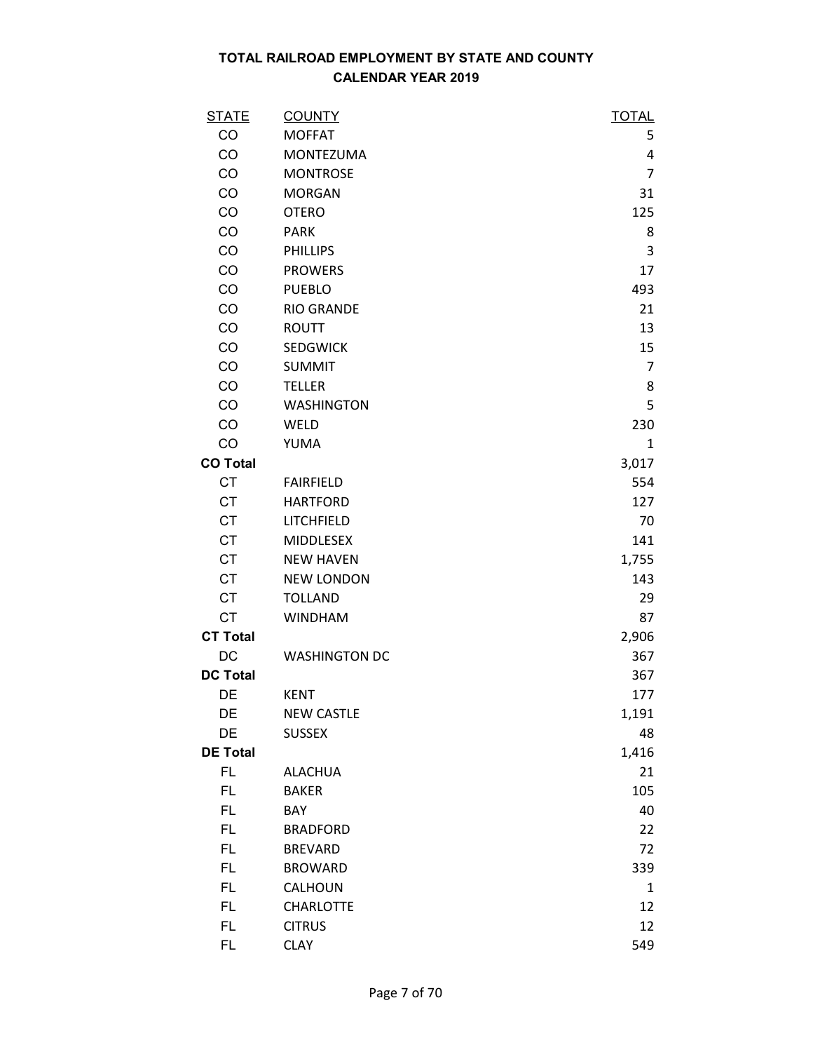# TOTAL RAILROAD EMPLOYMENT BY STATE AND COUNTY
## CALENDAR YEAR 2019

| STATE | COUNTY | TOTAL |
|---|---|---|
| CO | MOFFAT | 5 |
| CO | MONTEZUMA | 4 |
| CO | MONTROSE | 7 |
| CO | MORGAN | 31 |
| CO | OTERO | 125 |
| CO | PARK | 8 |
| CO | PHILLIPS | 3 |
| CO | PROWERS | 17 |
| CO | PUEBLO | 493 |
| CO | RIO GRANDE | 21 |
| CO | ROUTT | 13 |
| CO | SEDGWICK | 15 |
| CO | SUMMIT | 7 |
| CO | TELLER | 8 |
| CO | WASHINGTON | 5 |
| CO | WELD | 230 |
| CO | YUMA | 1 |
| **CO Total** | | 3,017 |
| CT | FAIRFIELD | 554 |
| CT | HARTFORD | 127 |
| CT | LITCHFIELD | 70 |
| CT | MIDDLESEX | 141 |
| CT | NEW HAVEN | 1,755 |
| CT | NEW LONDON | 143 |
| CT | TOLLAND | 29 |
| CT | WINDHAM | 87 |
| **CT Total** | | 2,906 |
| DC | WASHINGTON DC | 367 |
| **DC Total** | | 367 |
| DE | KENT | 177 |
| DE | NEW CASTLE | 1,191 |
| DE | SUSSEX | 48 |
| **DE Total** | | 1,416 |
| FL | ALACHUA | 21 |
| FL | BAKER | 105 |
| FL | BAY | 40 |
| FL | BRADFORD | 22 |
| FL | BREVARD | 72 |
| FL | BROWARD | 339 |
| FL | CALHOUN | 1 |
| FL | CHARLOTTE | 12 |
| FL | CITRUS | 12 |
| FL | CLAY | 549 |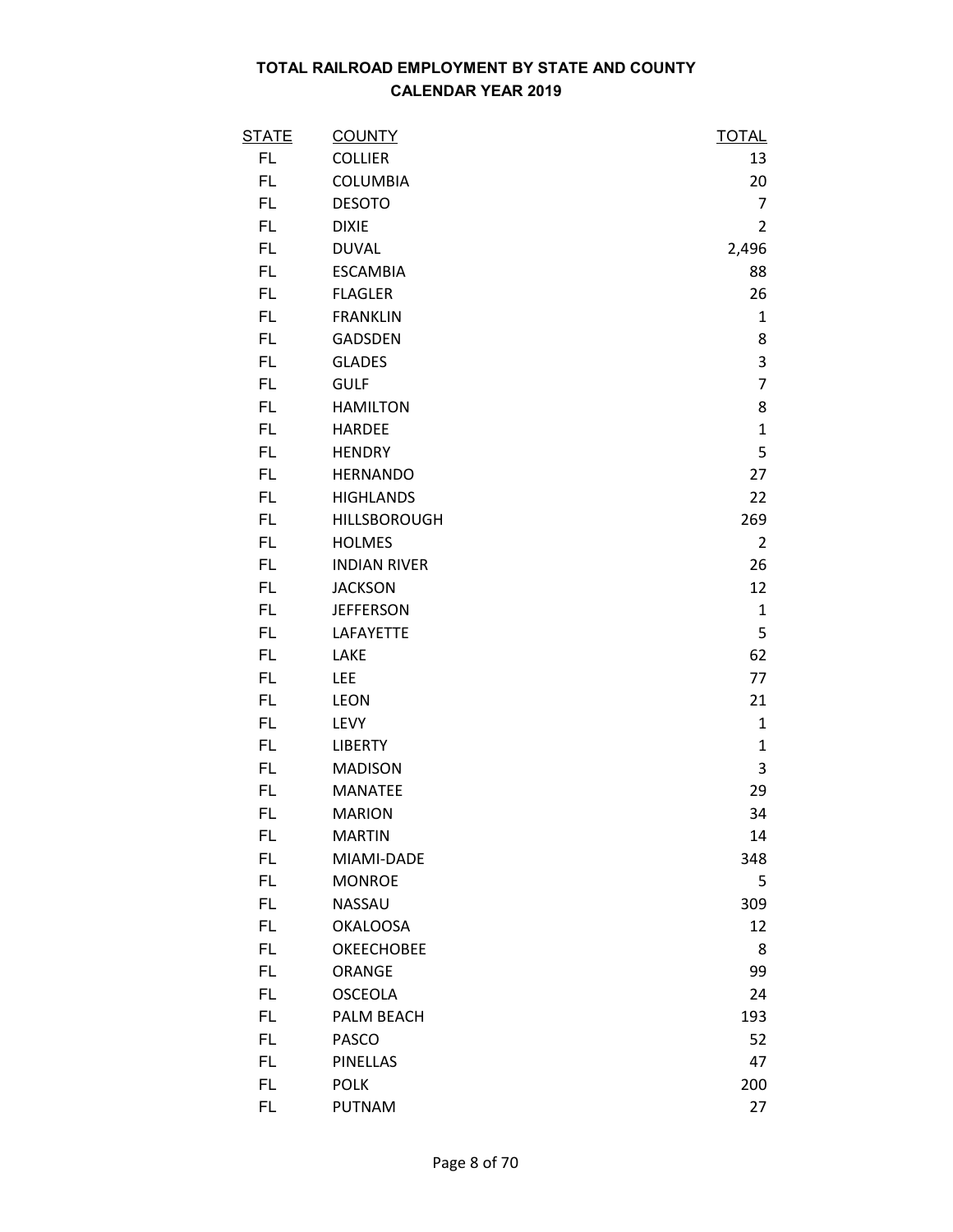# TOTAL RAILROAD EMPLOYMENT BY STATE AND COUNTY
## CALENDAR YEAR 2019

| STATE | COUNTY | TOTAL |
|---|---|---|
| FL | COLLIER | 13 |
| FL | COLUMBIA | 20 |
| FL | DESOTO | 7 |
| FL | DIXIE | 2 |
| FL | DUVAL | 2,496 |
| FL | ESCAMBIA | 88 |
| FL | FLAGLER | 26 |
| FL | FRANKLIN | 1 |
| FL | GADSDEN | 8 |
| FL | GLADES | 3 |
| FL | GULF | 7 |
| FL | HAMILTON | 8 |
| FL | HARDEE | 1 |
| FL | HENDRY | 5 |
| FL | HERNANDO | 27 |
| FL | HIGHLANDS | 22 |
| FL | HILLSBOROUGH | 269 |
| FL | HOLMES | 2 |
| FL | INDIAN RIVER | 26 |
| FL | JACKSON | 12 |
| FL | JEFFERSON | 1 |
| FL | LAFAYETTE | 5 |
| FL | LAKE | 62 |
| FL | LEE | 77 |
| FL | LEON | 21 |
| FL | LEVY | 1 |
| FL | LIBERTY | 1 |
| FL | MADISON | 3 |
| FL | MANATEE | 29 |
| FL | MARION | 34 |
| FL | MARTIN | 14 |
| FL | MIAMI-DADE | 348 |
| FL | MONROE | 5 |
| FL | NASSAU | 309 |
| FL | OKALOOSA | 12 |
| FL | OKEECHOBEE | 8 |
| FL | ORANGE | 99 |
| FL | OSCEOLA | 24 |
| FL | PALM BEACH | 193 |
| FL | PASCO | 52 |
| FL | PINELLAS | 47 |
| FL | POLK | 200 |
| FL | PUTNAM | 27 |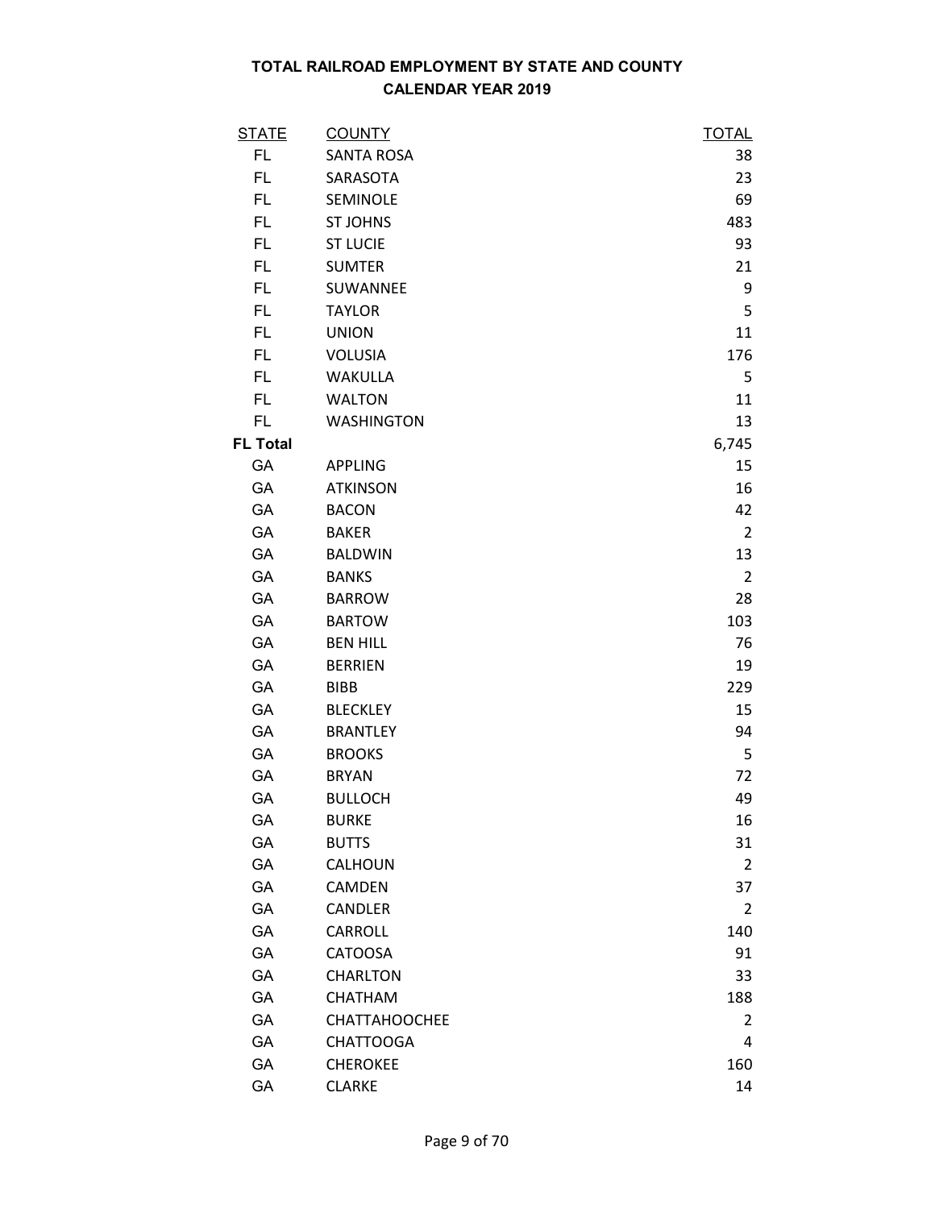**TOTAL RAILROAD EMPLOYMENT BY STATE AND COUNTY**
**CALENDAR YEAR 2019**

| STATE | COUNTY | TOTAL |
|---|---|---|
| FL | SANTA ROSA | 38 |
| FL | SARASOTA | 23 |
| FL | SEMINOLE | 69 |
| FL | ST JOHNS | 483 |
| FL | ST LUCIE | 93 |
| FL | SUMTER | 21 |
| FL | SUWANNEE | 9 |
| FL | TAYLOR | 5 |
| FL | UNION | 11 |
| FL | VOLUSIA | 176 |
| FL | WAKULLA | 5 |
| FL | WALTON | 11 |
| FL | WASHINGTON | 13 |
| **FL Total** | | 6,745 |
| GA | APPLING | 15 |
| GA | ATKINSON | 16 |
| GA | BACON | 42 |
| GA | BAKER | 2 |
| GA | BALDWIN | 13 |
| GA | BANKS | 2 |
| GA | BARROW | 28 |
| GA | BARTOW | 103 |
| GA | BEN HILL | 76 |
| GA | BERRIEN | 19 |
| GA | BIBB | 229 |
| GA | BLECKLEY | 15 |
| GA | BRANTLEY | 94 |
| GA | BROOKS | 5 |
| GA | BRYAN | 72 |
| GA | BULLOCH | 49 |
| GA | BURKE | 16 |
| GA | BUTTS | 31 |
| GA | CALHOUN | 2 |
| GA | CAMDEN | 37 |
| GA | CANDLER | 2 |
| GA | CARROLL | 140 |
| GA | CATOOSA | 91 |
| GA | CHARLTON | 33 |
| GA | CHATHAM | 188 |
| GA | CHATTAHOOCHEE | 2 |
| GA | CHATTOOGA | 4 |
| GA | CHEROKEE | 160 |
| GA | CLARKE | 14 |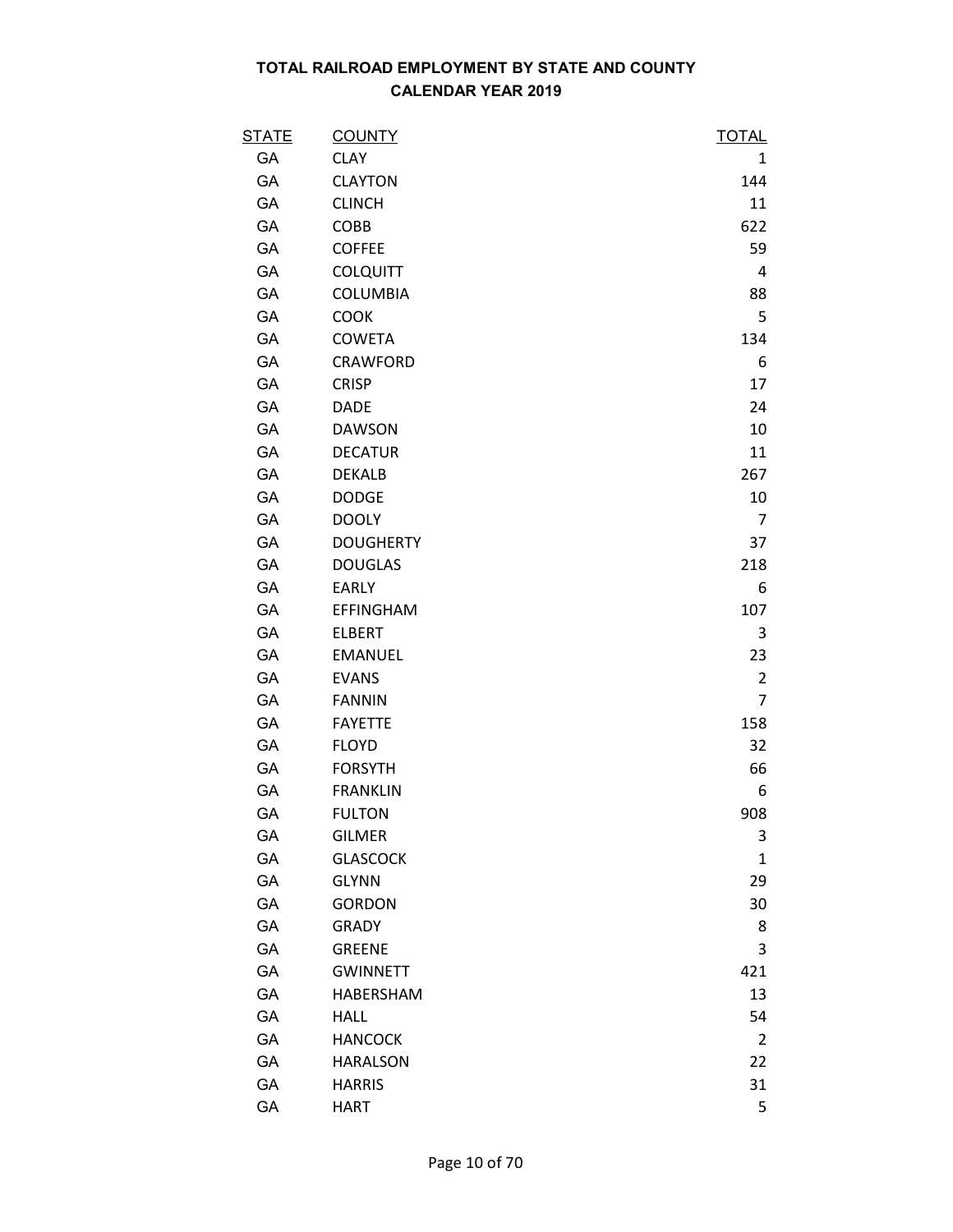# TOTAL RAILROAD EMPLOYMENT BY STATE AND COUNTY
## CALENDAR YEAR 2019

| STATE | COUNTY | TOTAL |
|---|---|---|
| GA | CLAY | 1 |
| GA | CLAYTON | 144 |
| GA | CLINCH | 11 |
| GA | COBB | 622 |
| GA | COFFEE | 59 |
| GA | COLQUITT | 4 |
| GA | COLUMBIA | 88 |
| GA | COOK | 5 |
| GA | COWETA | 134 |
| GA | CRAWFORD | 6 |
| GA | CRISP | 17 |
| GA | DADE | 24 |
| GA | DAWSON | 10 |
| GA | DECATUR | 11 |
| GA | DEKALB | 267 |
| GA | DODGE | 10 |
| GA | DOOLY | 7 |
| GA | DOUGHERTY | 37 |
| GA | DOUGLAS | 218 |
| GA | EARLY | 6 |
| GA | EFFINGHAM | 107 |
| GA | ELBERT | 3 |
| GA | EMANUEL | 23 |
| GA | EVANS | 2 |
| GA | FANNIN | 7 |
| GA | FAYETTE | 158 |
| GA | FLOYD | 32 |
| GA | FORSYTH | 66 |
| GA | FRANKLIN | 6 |
| GA | FULTON | 908 |
| GA | GILMER | 3 |
| GA | GLASCOCK | 1 |
| GA | GLYNN | 29 |
| GA | GORDON | 30 |
| GA | GRADY | 8 |
| GA | GREENE | 3 |
| GA | GWINNETT | 421 |
| GA | HABERSHAM | 13 |
| GA | HALL | 54 |
| GA | HANCOCK | 2 |
| GA | HARALSON | 22 |
| GA | HARRIS | 31 |
| GA | HART | 5 |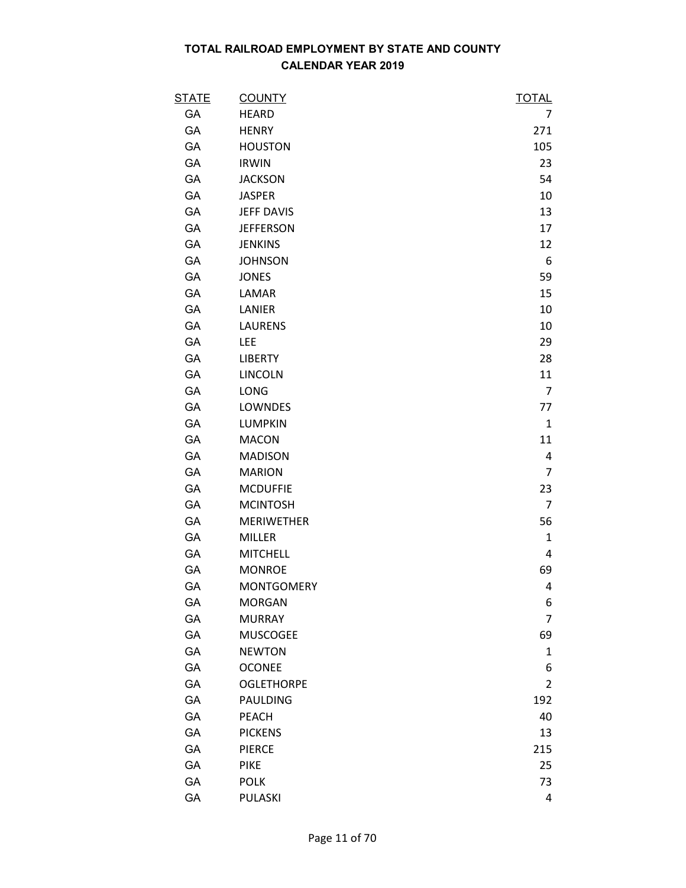**TOTAL RAILROAD EMPLOYMENT BY STATE AND COUNTY**
**CALENDAR YEAR 2019**

| STATE | COUNTY | TOTAL |
|---|---|---|
| GA | HEARD | 7 |
| GA | HENRY | 271 |
| GA | HOUSTON | 105 |
| GA | IRWIN | 23 |
| GA | JACKSON | 54 |
| GA | JASPER | 10 |
| GA | JEFF DAVIS | 13 |
| GA | JEFFERSON | 17 |
| GA | JENKINS | 12 |
| GA | JOHNSON | 6 |
| GA | JONES | 59 |
| GA | LAMAR | 15 |
| GA | LANIER | 10 |
| GA | LAURENS | 10 |
| GA | LEE | 29 |
| GA | LIBERTY | 28 |
| GA | LINCOLN | 11 |
| GA | LONG | 7 |
| GA | LOWNDES | 77 |
| GA | LUMPKIN | 1 |
| GA | MACON | 11 |
| GA | MADISON | 4 |
| GA | MARION | 7 |
| GA | MCDUFFIE | 23 |
| GA | MCINTOSH | 7 |
| GA | MERIWETHER | 56 |
| GA | MILLER | 1 |
| GA | MITCHELL | 4 |
| GA | MONROE | 69 |
| GA | MONTGOMERY | 4 |
| GA | MORGAN | 6 |
| GA | MURRAY | 7 |
| GA | MUSCOGEE | 69 |
| GA | NEWTON | 1 |
| GA | OCONEE | 6 |
| GA | OGLETHORPE | 2 |
| GA | PAULDING | 192 |
| GA | PEACH | 40 |
| GA | PICKENS | 13 |
| GA | PIERCE | 215 |
| GA | PIKE | 25 |
| GA | POLK | 73 |
| GA | PULASKI | 4 |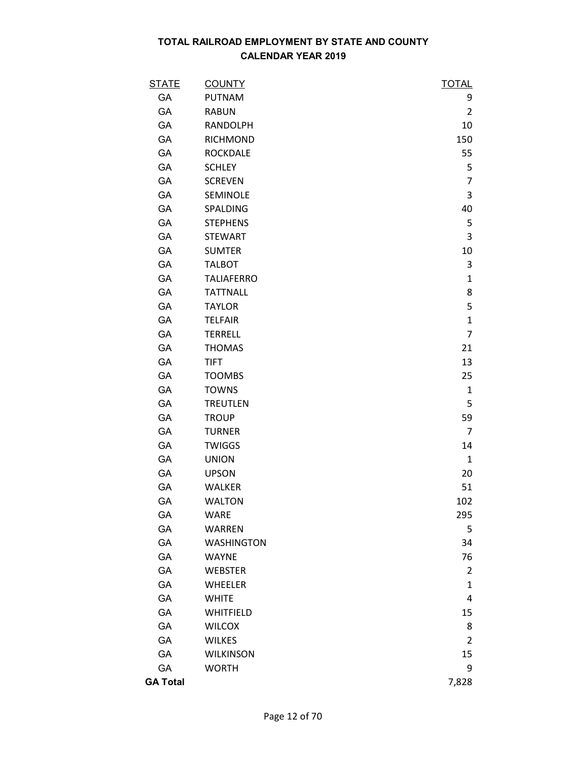**TOTAL RAILROAD EMPLOYMENT BY STATE AND COUNTY**
**CALENDAR YEAR 2019**

| STATE | COUNTY | TOTAL |
|---|---|---|
| GA | PUTNAM | 9 |
| GA | RABUN | 2 |
| GA | RANDOLPH | 10 |
| GA | RICHMOND | 150 |
| GA | ROCKDALE | 55 |
| GA | SCHLEY | 5 |
| GA | SCREVEN | 7 |
| GA | SEMINOLE | 3 |
| GA | SPALDING | 40 |
| GA | STEPHENS | 5 |
| GA | STEWART | 3 |
| GA | SUMTER | 10 |
| GA | TALBOT | 3 |
| GA | TALIAFERRO | 1 |
| GA | TATTNALL | 8 |
| GA | TAYLOR | 5 |
| GA | TELFAIR | 1 |
| GA | TERRELL | 7 |
| GA | THOMAS | 21 |
| GA | TIFT | 13 |
| GA | TOOMBS | 25 |
| GA | TOWNS | 1 |
| GA | TREUTLEN | 5 |
| GA | TROUP | 59 |
| GA | TURNER | 7 |
| GA | TWIGGS | 14 |
| GA | UNION | 1 |
| GA | UPSON | 20 |
| GA | WALKER | 51 |
| GA | WALTON | 102 |
| GA | WARE | 295 |
| GA | WARREN | 5 |
| GA | WASHINGTON | 34 |
| GA | WAYNE | 76 |
| GA | WEBSTER | 2 |
| GA | WHEELER | 1 |
| GA | WHITE | 4 |
| GA | WHITFIELD | 15 |
| GA | WILCOX | 8 |
| GA | WILKES | 2 |
| GA | WILKINSON | 15 |
| GA | WORTH | 9 |
| **GA Total** | | 7,828 |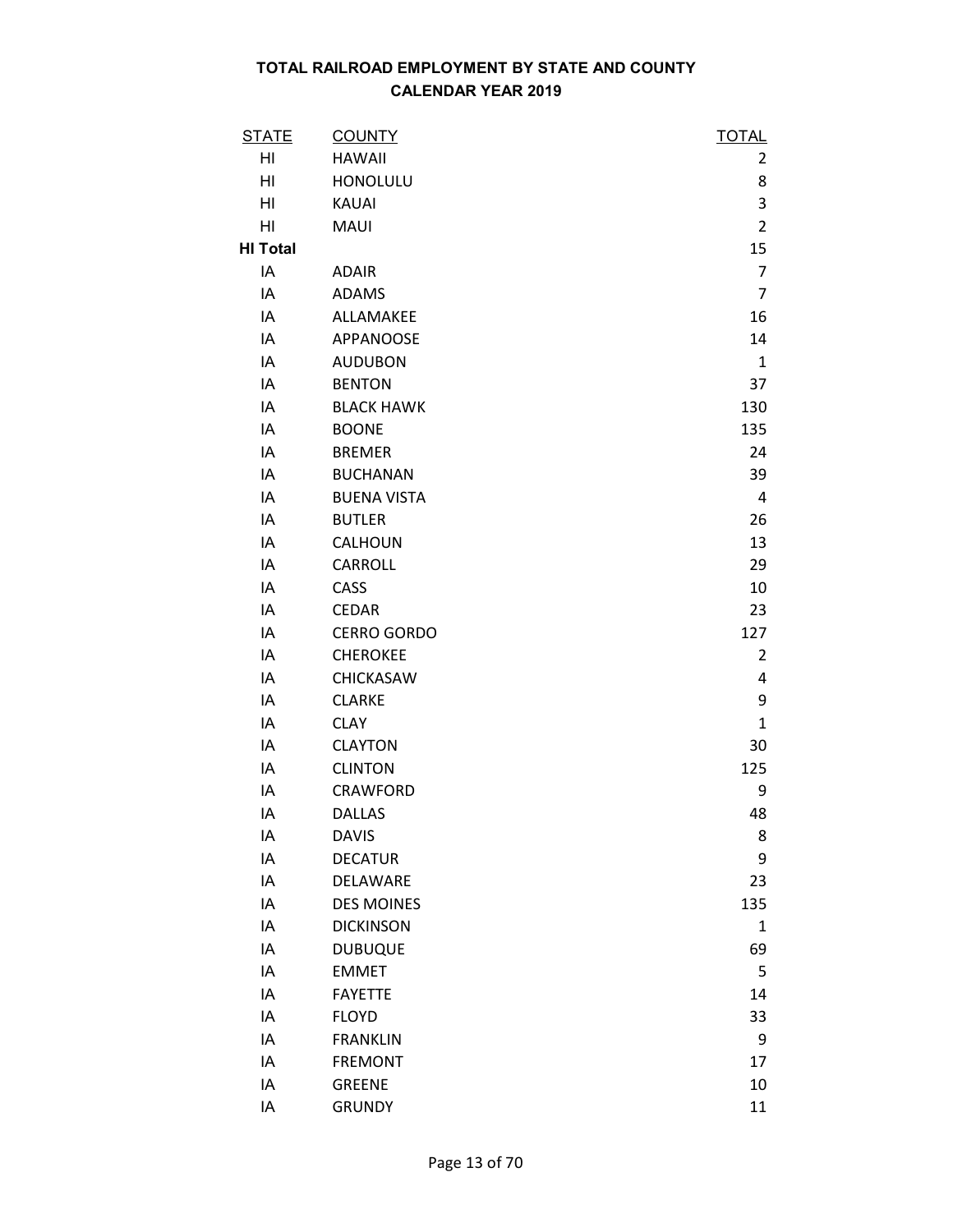# TOTAL RAILROAD EMPLOYMENT BY STATE AND COUNTY
## CALENDAR YEAR 2019

| STATE | COUNTY | TOTAL |
|---|---|---|
| HI | HAWAII | 2 |
| HI | HONOLULU | 8 |
| HI | KAUAI | 3 |
| HI | MAUI | 2 |
| **HI Total** | | 15 |
| IA | ADAIR | 7 |
| IA | ADAMS | 7 |
| IA | ALLAMAKEE | 16 |
| IA | APPANOOSE | 14 |
| IA | AUDUBON | 1 |
| IA | BENTON | 37 |
| IA | BLACK HAWK | 130 |
| IA | BOONE | 135 |
| IA | BREMER | 24 |
| IA | BUCHANAN | 39 |
| IA | BUENA VISTA | 4 |
| IA | BUTLER | 26 |
| IA | CALHOUN | 13 |
| IA | CARROLL | 29 |
| IA | CASS | 10 |
| IA | CEDAR | 23 |
| IA | CERRO GORDO | 127 |
| IA | CHEROKEE | 2 |
| IA | CHICKASAW | 4 |
| IA | CLARKE | 9 |
| IA | CLAY | 1 |
| IA | CLAYTON | 30 |
| IA | CLINTON | 125 |
| IA | CRAWFORD | 9 |
| IA | DALLAS | 48 |
| IA | DAVIS | 8 |
| IA | DECATUR | 9 |
| IA | DELAWARE | 23 |
| IA | DES MOINES | 135 |
| IA | DICKINSON | 1 |
| IA | DUBUQUE | 69 |
| IA | EMMET | 5 |
| IA | FAYETTE | 14 |
| IA | FLOYD | 33 |
| IA | FRANKLIN | 9 |
| IA | FREMONT | 17 |
| IA | GREENE | 10 |
| IA | GRUNDY | 11 |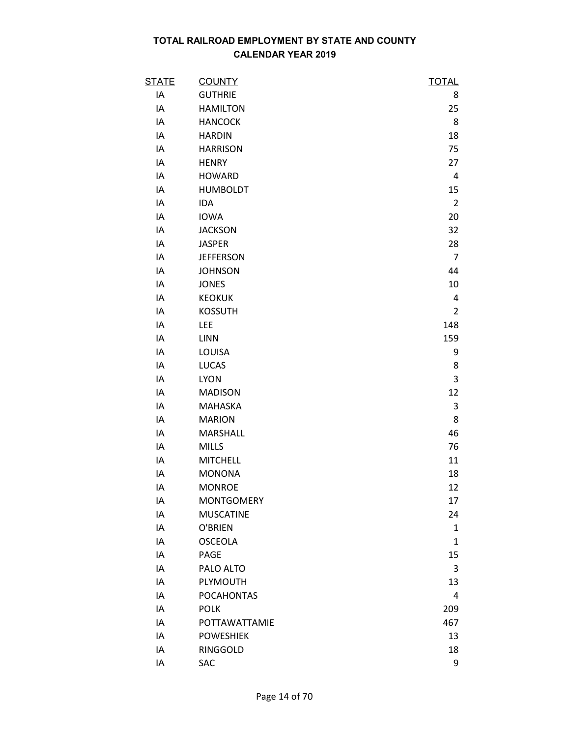**TOTAL RAILROAD EMPLOYMENT BY STATE AND COUNTY**
**CALENDAR YEAR 2019**

| STATE | COUNTY | TOTAL |
|---|---|---|
| IA | GUTHRIE | 8 |
| IA | HAMILTON | 25 |
| IA | HANCOCK | 8 |
| IA | HARDIN | 18 |
| IA | HARRISON | 75 |
| IA | HENRY | 27 |
| IA | HOWARD | 4 |
| IA | HUMBOLDT | 15 |
| IA | IDA | 2 |
| IA | IOWA | 20 |
| IA | JACKSON | 32 |
| IA | JASPER | 28 |
| IA | JEFFERSON | 7 |
| IA | JOHNSON | 44 |
| IA | JONES | 10 |
| IA | KEOKUK | 4 |
| IA | KOSSUTH | 2 |
| IA | LEE | 148 |
| IA | LINN | 159 |
| IA | LOUISA | 9 |
| IA | LUCAS | 8 |
| IA | LYON | 3 |
| IA | MADISON | 12 |
| IA | MAHASKA | 3 |
| IA | MARION | 8 |
| IA | MARSHALL | 46 |
| IA | MILLS | 76 |
| IA | MITCHELL | 11 |
| IA | MONONA | 18 |
| IA | MONROE | 12 |
| IA | MONTGOMERY | 17 |
| IA | MUSCATINE | 24 |
| IA | O'BRIEN | 1 |
| IA | OSCEOLA | 1 |
| IA | PAGE | 15 |
| IA | PALO ALTO | 3 |
| IA | PLYMOUTH | 13 |
| IA | POCAHONTAS | 4 |
| IA | POLK | 209 |
| IA | POTTAWATTAMIE | 467 |
| IA | POWESHIEK | 13 |
| IA | RINGGOLD | 18 |
| IA | SAC | 9 |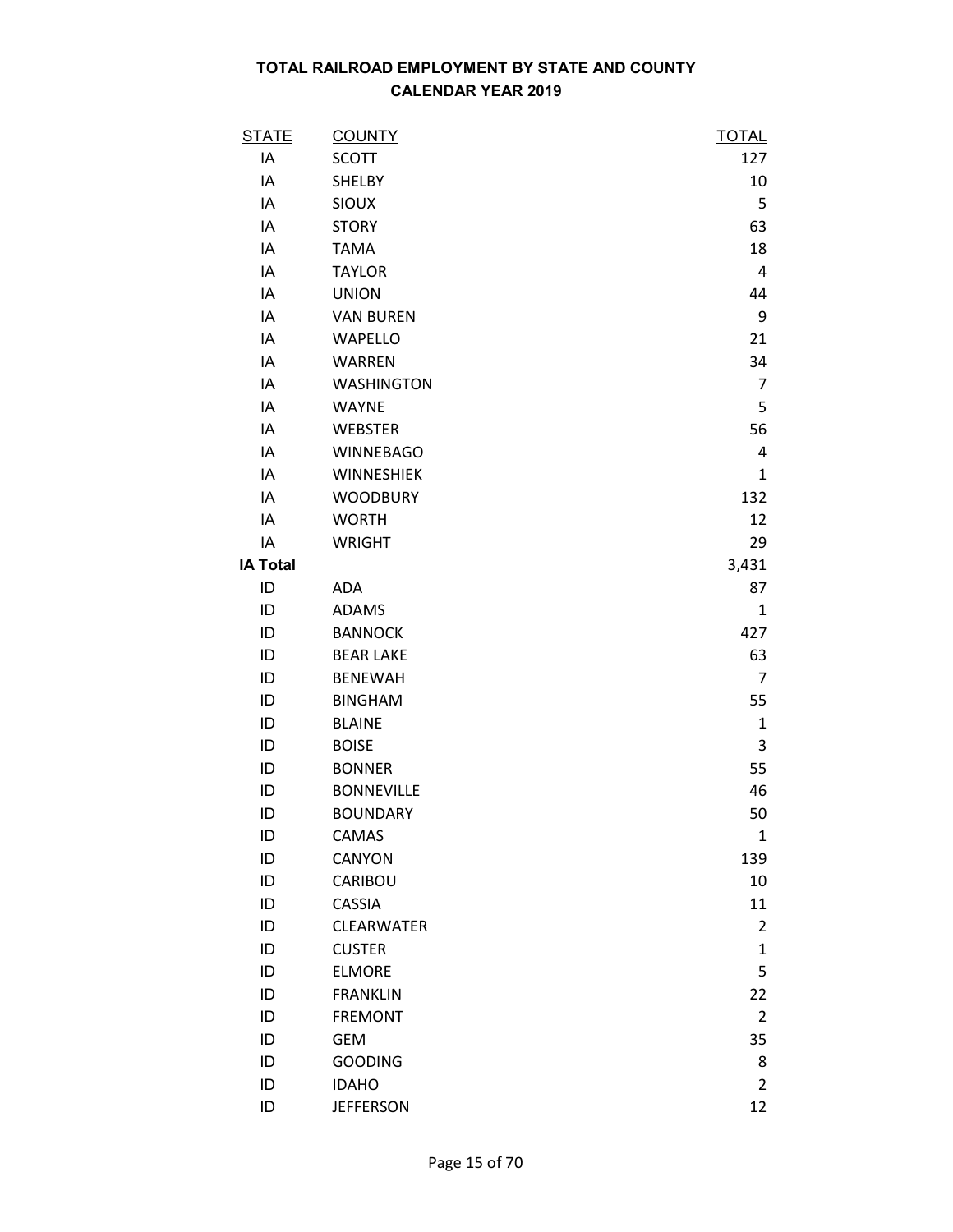# TOTAL RAILROAD EMPLOYMENT BY STATE AND COUNTY
## CALENDAR YEAR 2019

| STATE | COUNTY | TOTAL |
|---|---|---|
| IA | SCOTT | 127 |
| IA | SHELBY | 10 |
| IA | SIOUX | 5 |
| IA | STORY | 63 |
| IA | TAMA | 18 |
| IA | TAYLOR | 4 |
| IA | UNION | 44 |
| IA | VAN BUREN | 9 |
| IA | WAPELLO | 21 |
| IA | WARREN | 34 |
| IA | WASHINGTON | 7 |
| IA | WAYNE | 5 |
| IA | WEBSTER | 56 |
| IA | WINNEBAGO | 4 |
| IA | WINNESHIEK | 1 |
| IA | WOODBURY | 132 |
| IA | WORTH | 12 |
| IA | WRIGHT | 29 |
| **IA Total** | | 3,431 |
| ID | ADA | 87 |
| ID | ADAMS | 1 |
| ID | BANNOCK | 427 |
| ID | BEAR LAKE | 63 |
| ID | BENEWAH | 7 |
| ID | BINGHAM | 55 |
| ID | BLAINE | 1 |
| ID | BOISE | 3 |
| ID | BONNER | 55 |
| ID | BONNEVILLE | 46 |
| ID | BOUNDARY | 50 |
| ID | CAMAS | 1 |
| ID | CANYON | 139 |
| ID | CARIBOU | 10 |
| ID | CASSIA | 11 |
| ID | CLEARWATER | 2 |
| ID | CUSTER | 1 |
| ID | ELMORE | 5 |
| ID | FRANKLIN | 22 |
| ID | FREMONT | 2 |
| ID | GEM | 35 |
| ID | GOODING | 8 |
| ID | IDAHO | 2 |
| ID | JEFFERSON | 12 |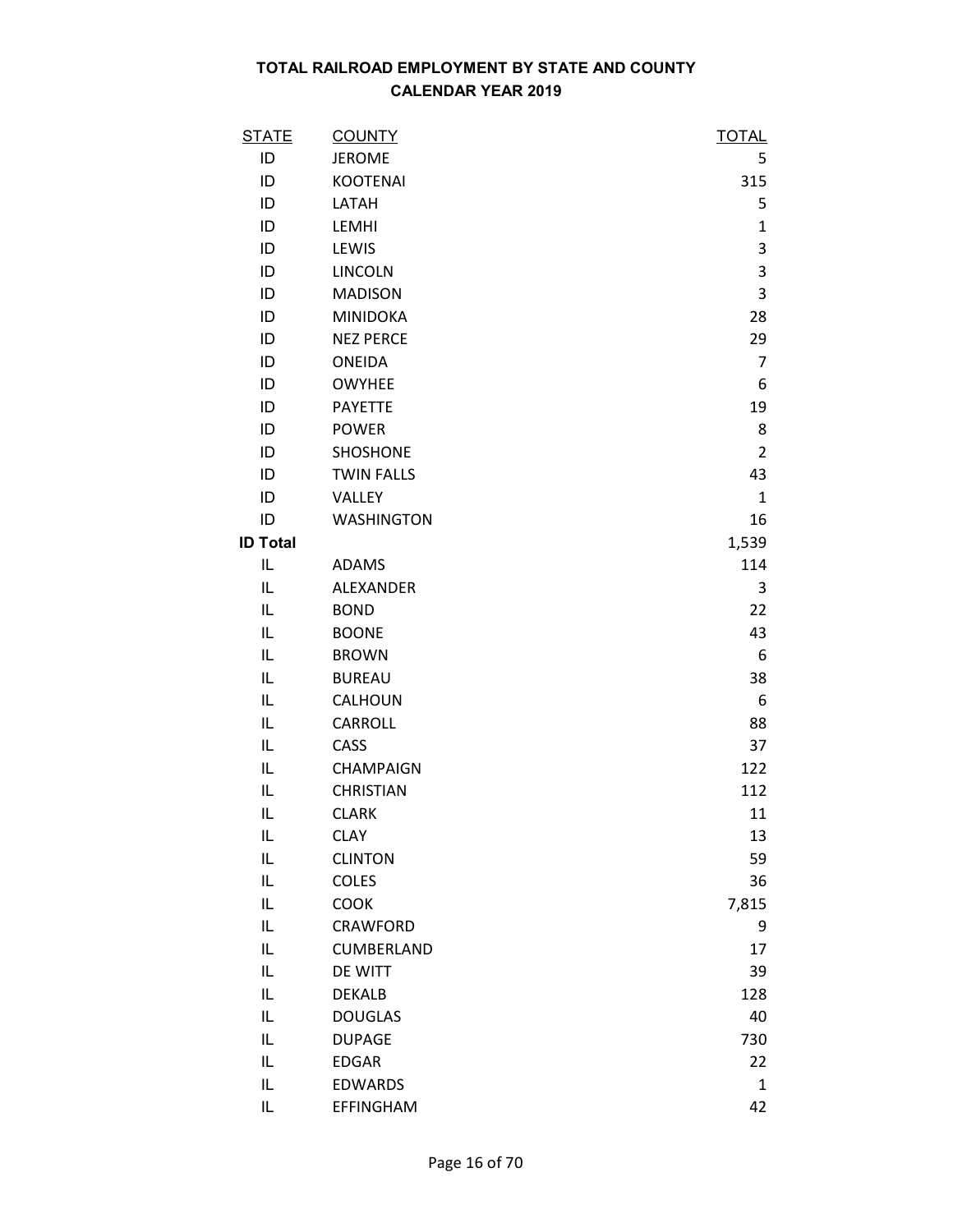# TOTAL RAILROAD EMPLOYMENT BY STATE AND COUNTY
## CALENDAR YEAR 2019

| STATE | COUNTY | TOTAL |
|---|---|---|
| ID | JEROME | 5 |
| ID | KOOTENAI | 315 |
| ID | LATAH | 5 |
| ID | LEMHI | 1 |
| ID | LEWIS | 3 |
| ID | LINCOLN | 3 |
| ID | MADISON | 3 |
| ID | MINIDOKA | 28 |
| ID | NEZ PERCE | 29 |
| ID | ONEIDA | 7 |
| ID | OWYHEE | 6 |
| ID | PAYETTE | 19 |
| ID | POWER | 8 |
| ID | SHOSHONE | 2 |
| ID | TWIN FALLS | 43 |
| ID | VALLEY | 1 |
| ID | WASHINGTON | 16 |
| **ID Total** | | 1,539 |
| IL | ADAMS | 114 |
| IL | ALEXANDER | 3 |
| IL | BOND | 22 |
| IL | BOONE | 43 |
| IL | BROWN | 6 |
| IL | BUREAU | 38 |
| IL | CALHOUN | 6 |
| IL | CARROLL | 88 |
| IL | CASS | 37 |
| IL | CHAMPAIGN | 122 |
| IL | CHRISTIAN | 112 |
| IL | CLARK | 11 |
| IL | CLAY | 13 |
| IL | CLINTON | 59 |
| IL | COLES | 36 |
| IL | COOK | 7,815 |
| IL | CRAWFORD | 9 |
| IL | CUMBERLAND | 17 |
| IL | DE WITT | 39 |
| IL | DEKALB | 128 |
| IL | DOUGLAS | 40 |
| IL | DUPAGE | 730 |
| IL | EDGAR | 22 |
| IL | EDWARDS | 1 |
| IL | EFFINGHAM | 42 |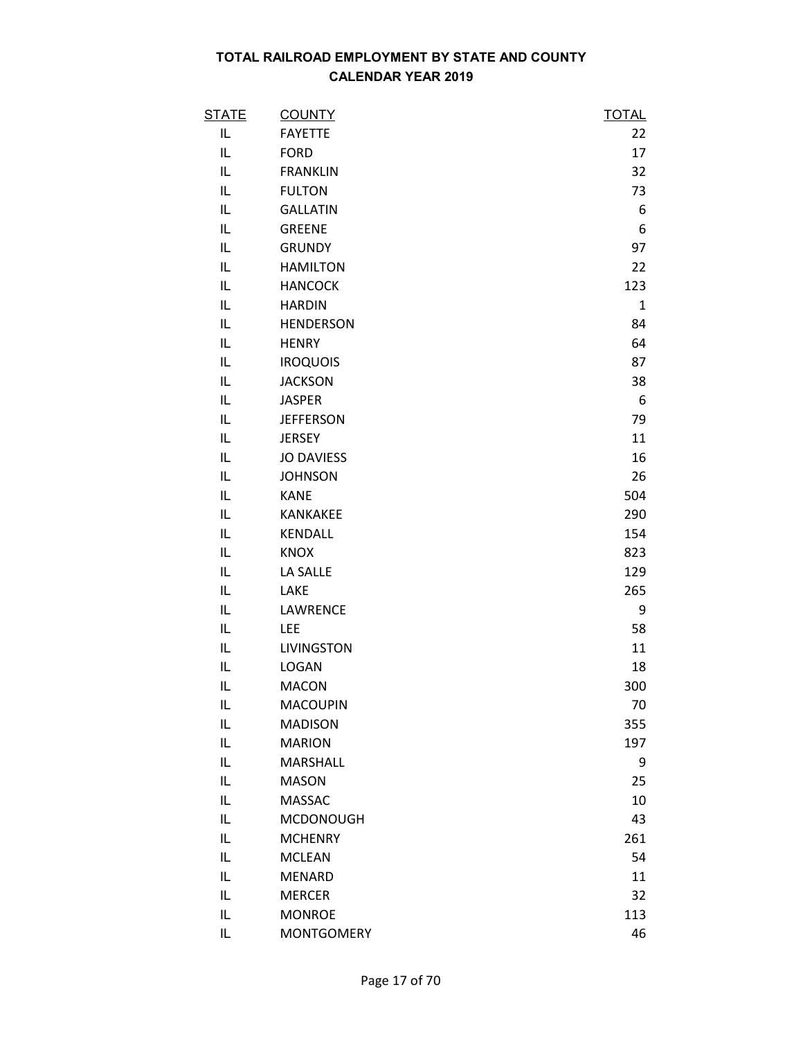**TOTAL RAILROAD EMPLOYMENT BY STATE AND COUNTY**
**CALENDAR YEAR 2019**

| STATE | COUNTY | TOTAL |
|---|---|---|
| IL | FAYETTE | 22 |
| IL | FORD | 17 |
| IL | FRANKLIN | 32 |
| IL | FULTON | 73 |
| IL | GALLATIN | 6 |
| IL | GREENE | 6 |
| IL | GRUNDY | 97 |
| IL | HAMILTON | 22 |
| IL | HANCOCK | 123 |
| IL | HARDIN | 1 |
| IL | HENDERSON | 84 |
| IL | HENRY | 64 |
| IL | IROQUOIS | 87 |
| IL | JACKSON | 38 |
| IL | JASPER | 6 |
| IL | JEFFERSON | 79 |
| IL | JERSEY | 11 |
| IL | JO DAVIESS | 16 |
| IL | JOHNSON | 26 |
| IL | KANE | 504 |
| IL | KANKAKEE | 290 |
| IL | KENDALL | 154 |
| IL | KNOX | 823 |
| IL | LA SALLE | 129 |
| IL | LAKE | 265 |
| IL | LAWRENCE | 9 |
| IL | LEE | 58 |
| IL | LIVINGSTON | 11 |
| IL | LOGAN | 18 |
| IL | MACON | 300 |
| IL | MACOUPIN | 70 |
| IL | MADISON | 355 |
| IL | MARION | 197 |
| IL | MARSHALL | 9 |
| IL | MASON | 25 |
| IL | MASSAC | 10 |
| IL | MCDONOUGH | 43 |
| IL | MCHENRY | 261 |
| IL | MCLEAN | 54 |
| IL | MENARD | 11 |
| IL | MERCER | 32 |
| IL | MONROE | 113 |
| IL | MONTGOMERY | 46 |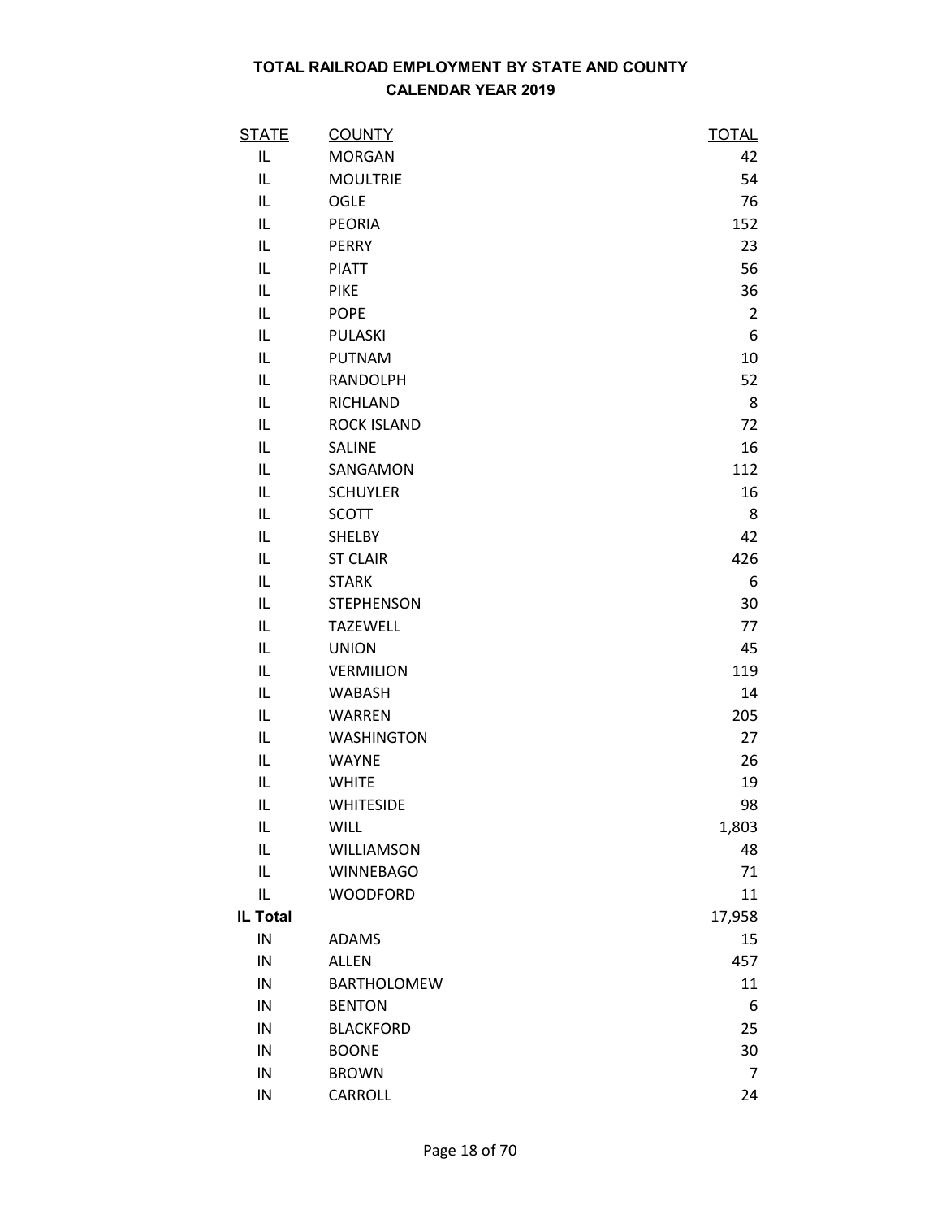# TOTAL RAILROAD EMPLOYMENT BY STATE AND COUNTY
## CALENDAR YEAR 2019

| STATE | COUNTY | TOTAL |
|---|---|---|
| IL | MORGAN | 42 |
| IL | MOULTRIE | 54 |
| IL | OGLE | 76 |
| IL | PEORIA | 152 |
| IL | PERRY | 23 |
| IL | PIATT | 56 |
| IL | PIKE | 36 |
| IL | POPE | 2 |
| IL | PULASKI | 6 |
| IL | PUTNAM | 10 |
| IL | RANDOLPH | 52 |
| IL | RICHLAND | 8 |
| IL | ROCK ISLAND | 72 |
| IL | SALINE | 16 |
| IL | SANGAMON | 112 |
| IL | SCHUYLER | 16 |
| IL | SCOTT | 8 |
| IL | SHELBY | 42 |
| IL | ST CLAIR | 426 |
| IL | STARK | 6 |
| IL | STEPHENSON | 30 |
| IL | TAZEWELL | 77 |
| IL | UNION | 45 |
| IL | VERMILION | 119 |
| IL | WABASH | 14 |
| IL | WARREN | 205 |
| IL | WASHINGTON | 27 |
| IL | WAYNE | 26 |
| IL | WHITE | 19 |
| IL | WHITESIDE | 98 |
| IL | WILL | 1,803 |
| IL | WILLIAMSON | 48 |
| IL | WINNEBAGO | 71 |
| IL | WOODFORD | 11 |
| **IL Total** | | 17,958 |
| IN | ADAMS | 15 |
| IN | ALLEN | 457 |
| IN | BARTHOLOMEW | 11 |
| IN | BENTON | 6 |
| IN | BLACKFORD | 25 |
| IN | BOONE | 30 |
| IN | BROWN | 7 |
| IN | CARROLL | 24 |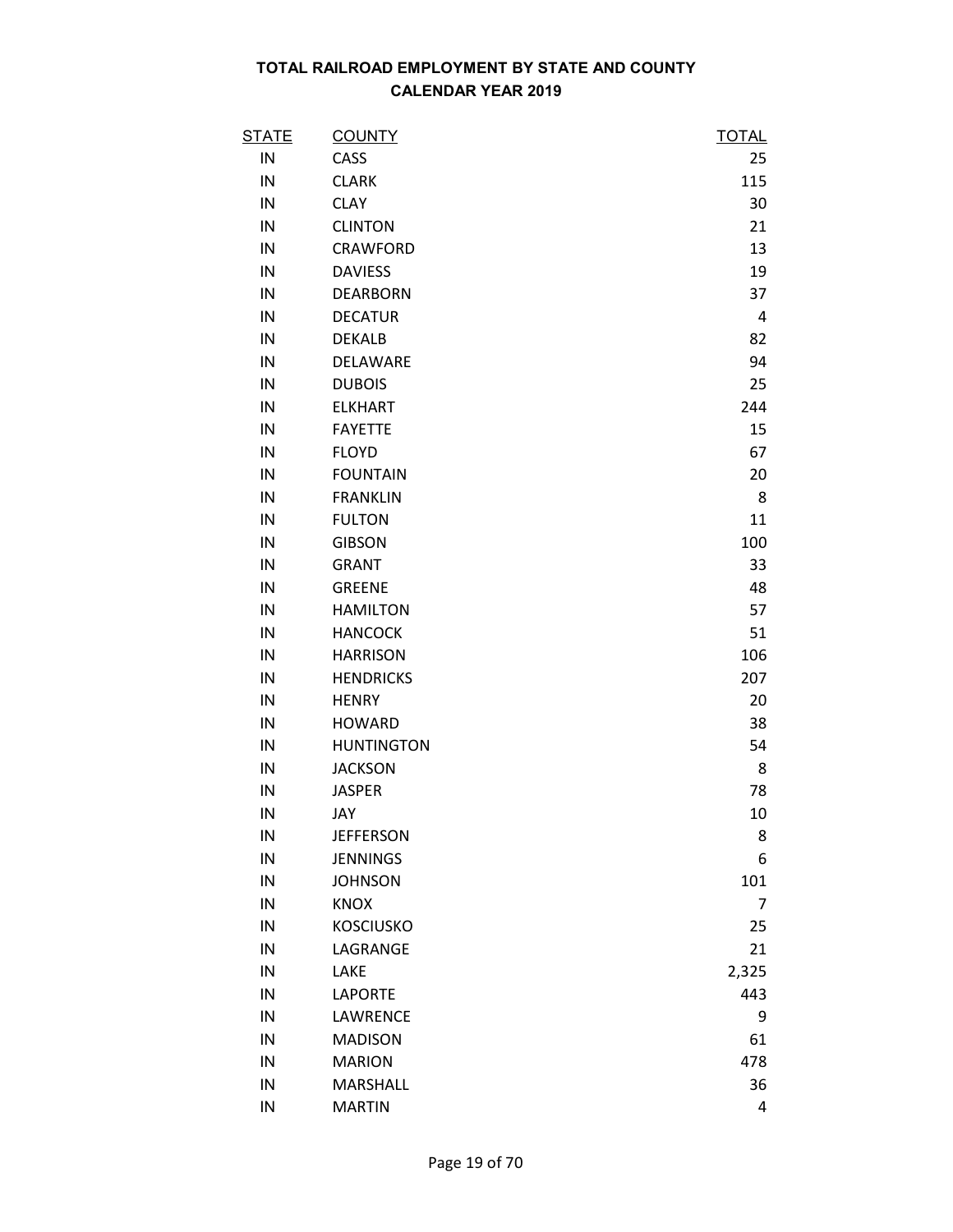# TOTAL RAILROAD EMPLOYMENT BY STATE AND COUNTY
## CALENDAR YEAR 2019

| STATE | COUNTY | TOTAL |
|---|---|---|
| IN | CASS | 25 |
| IN | CLARK | 115 |
| IN | CLAY | 30 |
| IN | CLINTON | 21 |
| IN | CRAWFORD | 13 |
| IN | DAVIESS | 19 |
| IN | DEARBORN | 37 |
| IN | DECATUR | 4 |
| IN | DEKALB | 82 |
| IN | DELAWARE | 94 |
| IN | DUBOIS | 25 |
| IN | ELKHART | 244 |
| IN | FAYETTE | 15 |
| IN | FLOYD | 67 |
| IN | FOUNTAIN | 20 |
| IN | FRANKLIN | 8 |
| IN | FULTON | 11 |
| IN | GIBSON | 100 |
| IN | GRANT | 33 |
| IN | GREENE | 48 |
| IN | HAMILTON | 57 |
| IN | HANCOCK | 51 |
| IN | HARRISON | 106 |
| IN | HENDRICKS | 207 |
| IN | HENRY | 20 |
| IN | HOWARD | 38 |
| IN | HUNTINGTON | 54 |
| IN | JACKSON | 8 |
| IN | JASPER | 78 |
| IN | JAY | 10 |
| IN | JEFFERSON | 8 |
| IN | JENNINGS | 6 |
| IN | JOHNSON | 101 |
| IN | KNOX | 7 |
| IN | KOSCIUSKO | 25 |
| IN | LAGRANGE | 21 |
| IN | LAKE | 2,325 |
| IN | LAPORTE | 443 |
| IN | LAWRENCE | 9 |
| IN | MADISON | 61 |
| IN | MARION | 478 |
| IN | MARSHALL | 36 |
| IN | MARTIN | 4 |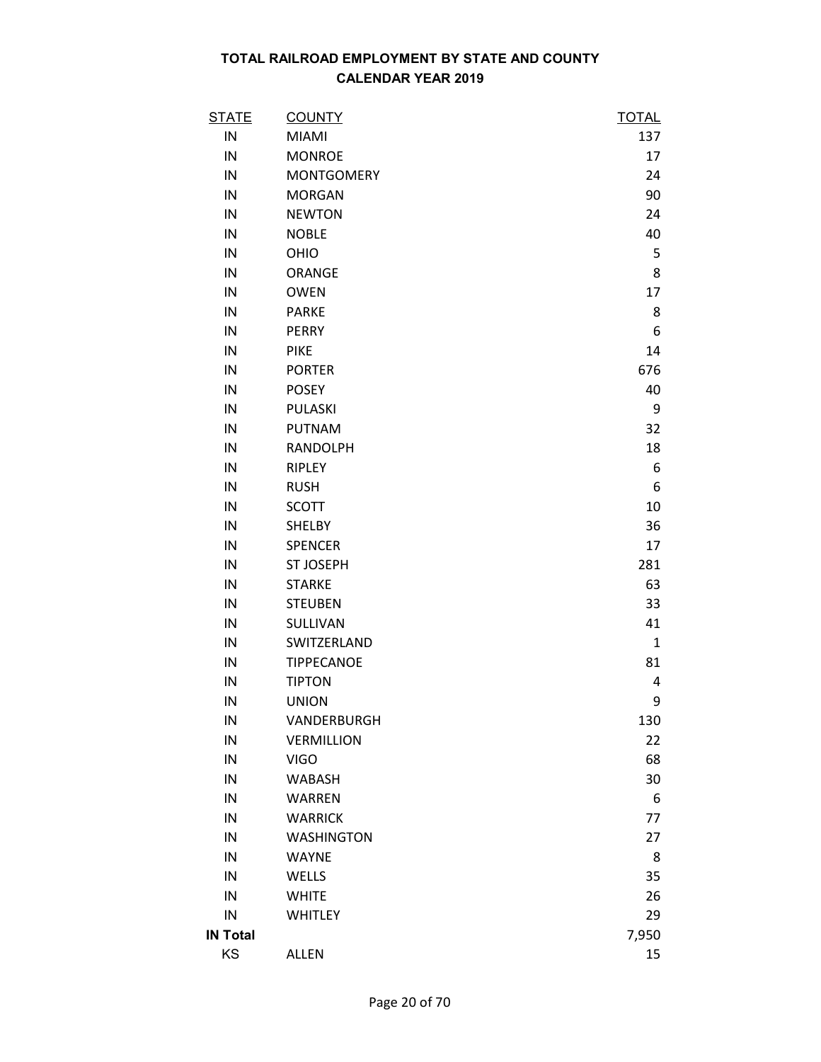# TOTAL RAILROAD EMPLOYMENT BY STATE AND COUNTY
## CALENDAR YEAR 2019

| STATE | COUNTY | TOTAL |
|---|---|---|
| IN | MIAMI | 137 |
| IN | MONROE | 17 |
| IN | MONTGOMERY | 24 |
| IN | MORGAN | 90 |
| IN | NEWTON | 24 |
| IN | NOBLE | 40 |
| IN | OHIO | 5 |
| IN | ORANGE | 8 |
| IN | OWEN | 17 |
| IN | PARKE | 8 |
| IN | PERRY | 6 |
| IN | PIKE | 14 |
| IN | PORTER | 676 |
| IN | POSEY | 40 |
| IN | PULASKI | 9 |
| IN | PUTNAM | 32 |
| IN | RANDOLPH | 18 |
| IN | RIPLEY | 6 |
| IN | RUSH | 6 |
| IN | SCOTT | 10 |
| IN | SHELBY | 36 |
| IN | SPENCER | 17 |
| IN | ST JOSEPH | 281 |
| IN | STARKE | 63 |
| IN | STEUBEN | 33 |
| IN | SULLIVAN | 41 |
| IN | SWITZERLAND | 1 |
| IN | TIPPECANOE | 81 |
| IN | TIPTON | 4 |
| IN | UNION | 9 |
| IN | VANDERBURGH | 130 |
| IN | VERMILLION | 22 |
| IN | VIGO | 68 |
| IN | WABASH | 30 |
| IN | WARREN | 6 |
| IN | WARRICK | 77 |
| IN | WASHINGTON | 27 |
| IN | WAYNE | 8 |
| IN | WELLS | 35 |
| IN | WHITE | 26 |
| IN | WHITLEY | 29 |
| **IN Total** | | 7,950 |
| KS | ALLEN | 15 |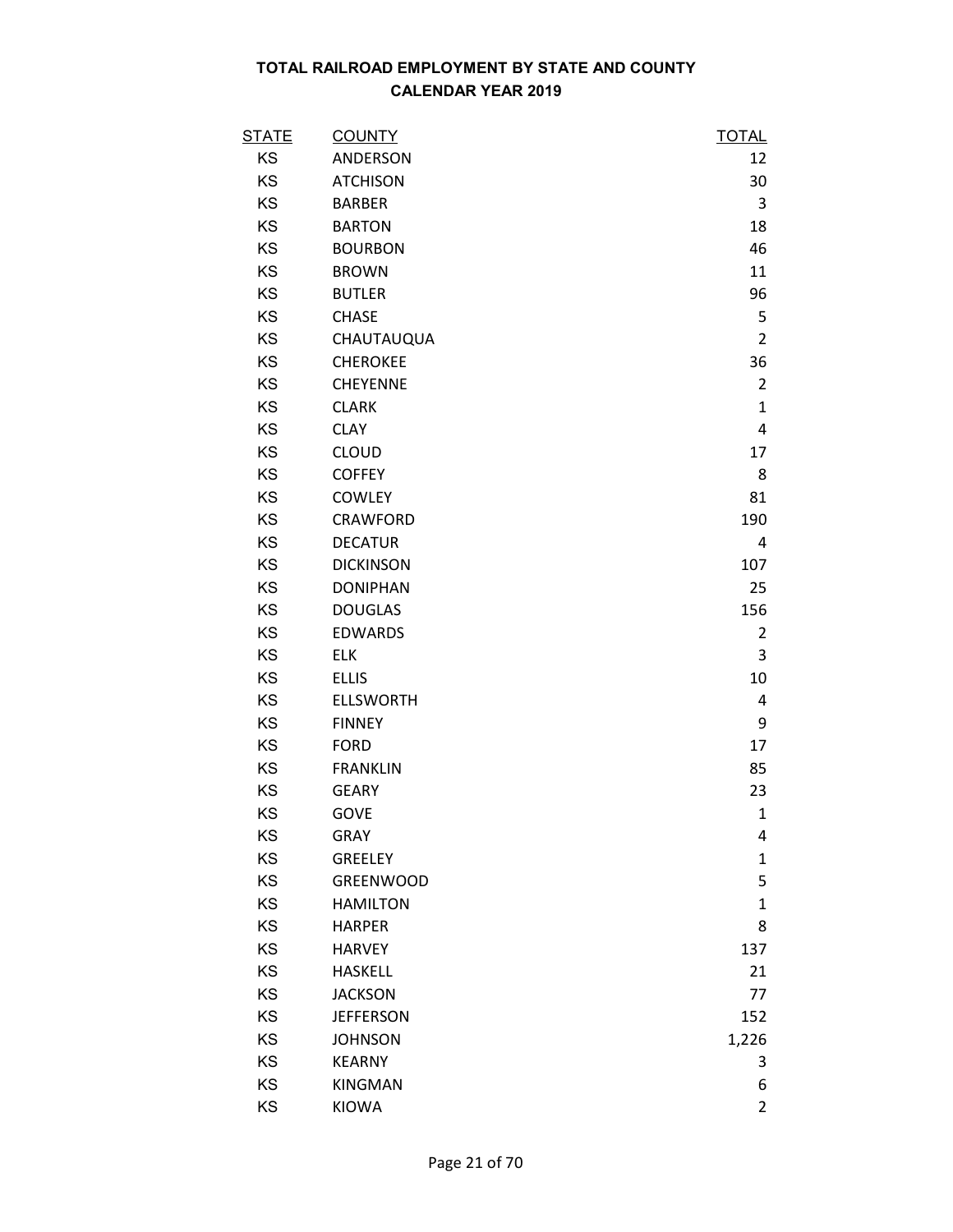# TOTAL RAILROAD EMPLOYMENT BY STATE AND COUNTY
## CALENDAR YEAR 2019

| STATE | COUNTY | TOTAL |
|---|---|---|
| KS | ANDERSON | 12 |
| KS | ATCHISON | 30 |
| KS | BARBER | 3 |
| KS | BARTON | 18 |
| KS | BOURBON | 46 |
| KS | BROWN | 11 |
| KS | BUTLER | 96 |
| KS | CHASE | 5 |
| KS | CHAUTAUQUA | 2 |
| KS | CHEROKEE | 36 |
| KS | CHEYENNE | 2 |
| KS | CLARK | 1 |
| KS | CLAY | 4 |
| KS | CLOUD | 17 |
| KS | COFFEY | 8 |
| KS | COWLEY | 81 |
| KS | CRAWFORD | 190 |
| KS | DECATUR | 4 |
| KS | DICKINSON | 107 |
| KS | DONIPHAN | 25 |
| KS | DOUGLAS | 156 |
| KS | EDWARDS | 2 |
| KS | ELK | 3 |
| KS | ELLIS | 10 |
| KS | ELLSWORTH | 4 |
| KS | FINNEY | 9 |
| KS | FORD | 17 |
| KS | FRANKLIN | 85 |
| KS | GEARY | 23 |
| KS | GOVE | 1 |
| KS | GRAY | 4 |
| KS | GREELEY | 1 |
| KS | GREENWOOD | 5 |
| KS | HAMILTON | 1 |
| KS | HARPER | 8 |
| KS | HARVEY | 137 |
| KS | HASKELL | 21 |
| KS | JACKSON | 77 |
| KS | JEFFERSON | 152 |
| KS | JOHNSON | 1,226 |
| KS | KEARNY | 3 |
| KS | KINGMAN | 6 |
| KS | KIOWA | 2 |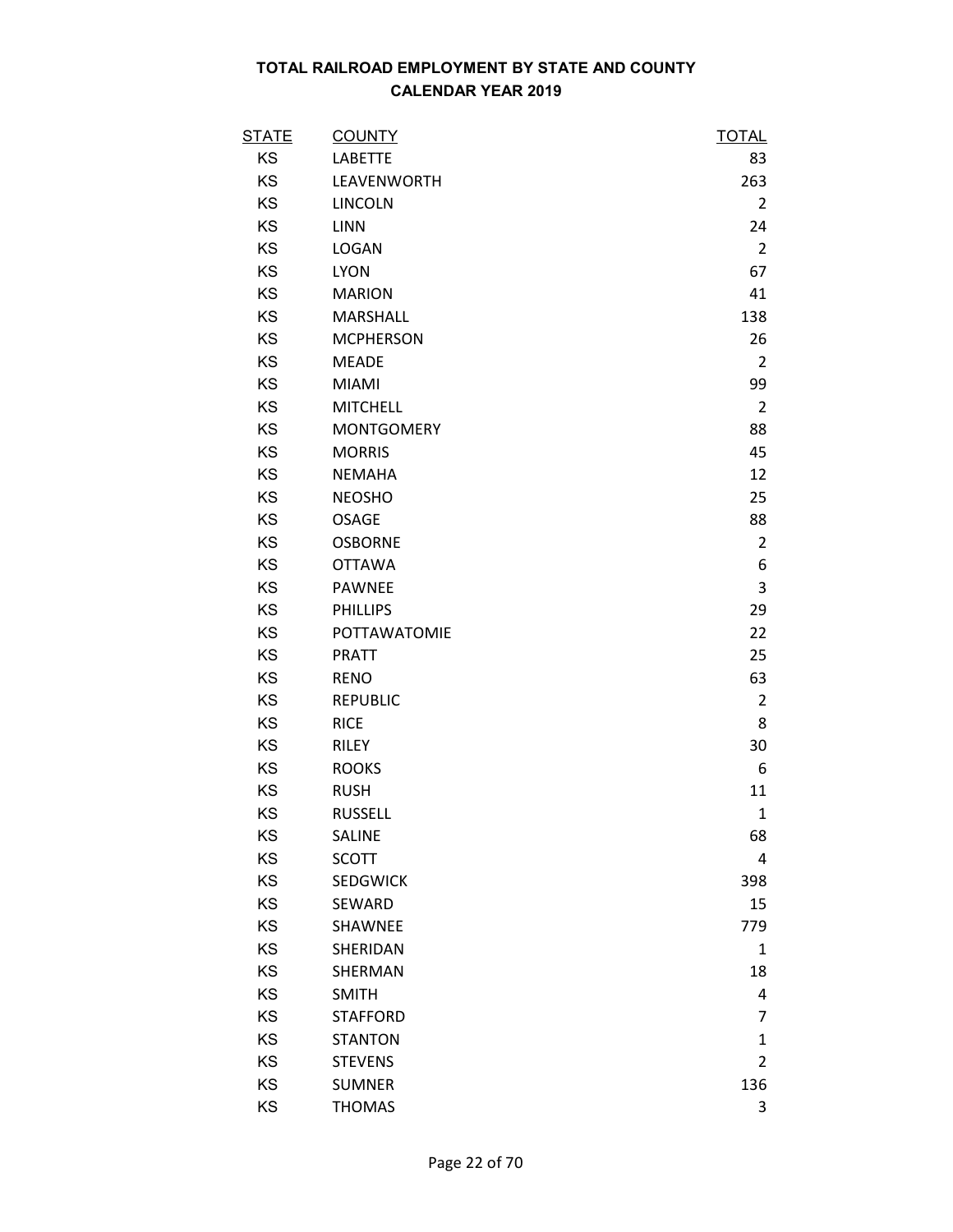# TOTAL RAILROAD EMPLOYMENT BY STATE AND COUNTY
## CALENDAR YEAR 2019

| STATE | COUNTY | TOTAL |
|---|---|---|
| KS | LABETTE | 83 |
| KS | LEAVENWORTH | 263 |
| KS | LINCOLN | 2 |
| KS | LINN | 24 |
| KS | LOGAN | 2 |
| KS | LYON | 67 |
| KS | MARION | 41 |
| KS | MARSHALL | 138 |
| KS | MCPHERSON | 26 |
| KS | MEADE | 2 |
| KS | MIAMI | 99 |
| KS | MITCHELL | 2 |
| KS | MONTGOMERY | 88 |
| KS | MORRIS | 45 |
| KS | NEMAHA | 12 |
| KS | NEOSHO | 25 |
| KS | OSAGE | 88 |
| KS | OSBORNE | 2 |
| KS | OTTAWA | 6 |
| KS | PAWNEE | 3 |
| KS | PHILLIPS | 29 |
| KS | POTTAWATOMIE | 22 |
| KS | PRATT | 25 |
| KS | RENO | 63 |
| KS | REPUBLIC | 2 |
| KS | RICE | 8 |
| KS | RILEY | 30 |
| KS | ROOKS | 6 |
| KS | RUSH | 11 |
| KS | RUSSELL | 1 |
| KS | SALINE | 68 |
| KS | SCOTT | 4 |
| KS | SEDGWICK | 398 |
| KS | SEWARD | 15 |
| KS | SHAWNEE | 779 |
| KS | SHERIDAN | 1 |
| KS | SHERMAN | 18 |
| KS | SMITH | 4 |
| KS | STAFFORD | 7 |
| KS | STANTON | 1 |
| KS | STEVENS | 2 |
| KS | SUMNER | 136 |
| KS | THOMAS | 3 |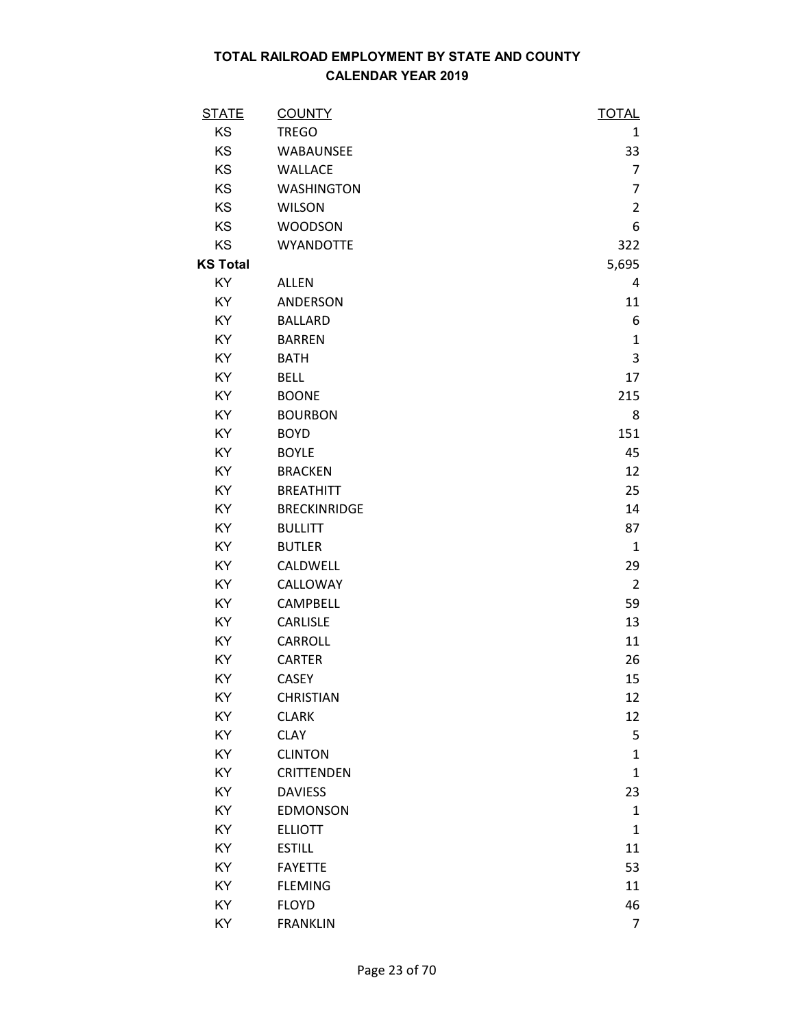# TOTAL RAILROAD EMPLOYMENT BY STATE AND COUNTY
## CALENDAR YEAR 2019

| STATE | COUNTY | TOTAL |
|---|---|---|
| KS | TREGO | 1 |
| KS | WABAUNSEE | 33 |
| KS | WALLACE | 7 |
| KS | WASHINGTON | 7 |
| KS | WILSON | 2 |
| KS | WOODSON | 6 |
| KS | WYANDOTTE | 322 |
| **KS Total** | | 5,695 |
| KY | ALLEN | 4 |
| KY | ANDERSON | 11 |
| KY | BALLARD | 6 |
| KY | BARREN | 1 |
| KY | BATH | 3 |
| KY | BELL | 17 |
| KY | BOONE | 215 |
| KY | BOURBON | 8 |
| KY | BOYD | 151 |
| KY | BOYLE | 45 |
| KY | BRACKEN | 12 |
| KY | BREATHITT | 25 |
| KY | BRECKINRIDGE | 14 |
| KY | BULLITT | 87 |
| KY | BUTLER | 1 |
| KY | CALDWELL | 29 |
| KY | CALLOWAY | 2 |
| KY | CAMPBELL | 59 |
| KY | CARLISLE | 13 |
| KY | CARROLL | 11 |
| KY | CARTER | 26 |
| KY | CASEY | 15 |
| KY | CHRISTIAN | 12 |
| KY | CLARK | 12 |
| KY | CLAY | 5 |
| KY | CLINTON | 1 |
| KY | CRITTENDEN | 1 |
| KY | DAVIESS | 23 |
| KY | EDMONSON | 1 |
| KY | ELLIOTT | 1 |
| KY | ESTILL | 11 |
| KY | FAYETTE | 53 |
| KY | FLEMING | 11 |
| KY | FLOYD | 46 |
| KY | FRANKLIN | 7 |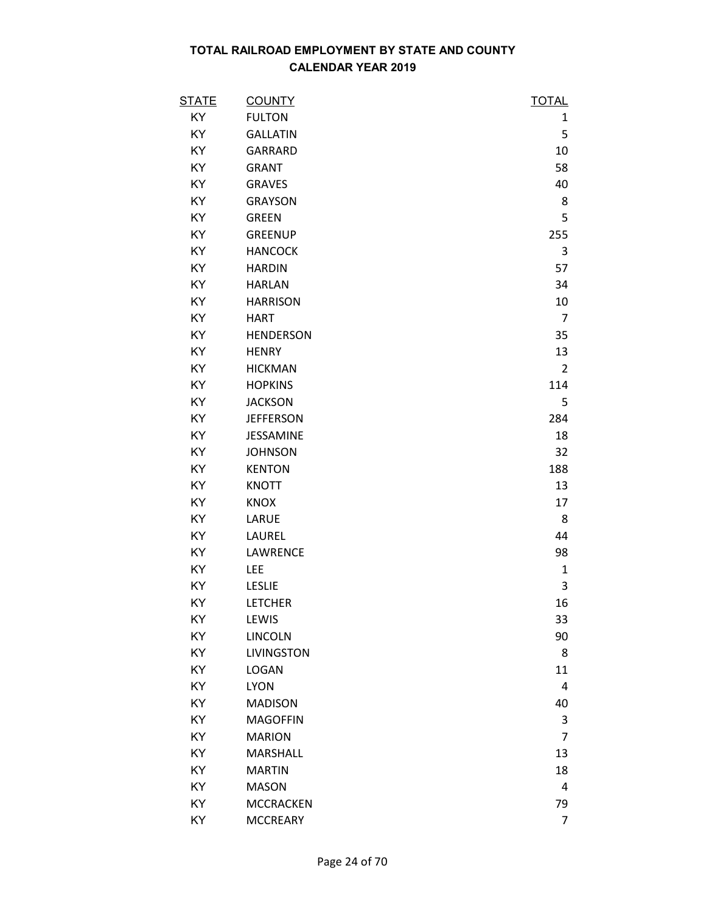**TOTAL RAILROAD EMPLOYMENT BY STATE AND COUNTY**
**CALENDAR YEAR 2019**

| STATE | COUNTY | TOTAL |
|---|---|---|
| KY | FULTON | 1 |
| KY | GALLATIN | 5 |
| KY | GARRARD | 10 |
| KY | GRANT | 58 |
| KY | GRAVES | 40 |
| KY | GRAYSON | 8 |
| KY | GREEN | 5 |
| KY | GREENUP | 255 |
| KY | HANCOCK | 3 |
| KY | HARDIN | 57 |
| KY | HARLAN | 34 |
| KY | HARRISON | 10 |
| KY | HART | 7 |
| KY | HENDERSON | 35 |
| KY | HENRY | 13 |
| KY | HICKMAN | 2 |
| KY | HOPKINS | 114 |
| KY | JACKSON | 5 |
| KY | JEFFERSON | 284 |
| KY | JESSAMINE | 18 |
| KY | JOHNSON | 32 |
| KY | KENTON | 188 |
| KY | KNOTT | 13 |
| KY | KNOX | 17 |
| KY | LARUE | 8 |
| KY | LAUREL | 44 |
| KY | LAWRENCE | 98 |
| KY | LEE | 1 |
| KY | LESLIE | 3 |
| KY | LETCHER | 16 |
| KY | LEWIS | 33 |
| KY | LINCOLN | 90 |
| KY | LIVINGSTON | 8 |
| KY | LOGAN | 11 |
| KY | LYON | 4 |
| KY | MADISON | 40 |
| KY | MAGOFFIN | 3 |
| KY | MARION | 7 |
| KY | MARSHALL | 13 |
| KY | MARTIN | 18 |
| KY | MASON | 4 |
| KY | MCCRACKEN | 79 |
| KY | MCCREARY | 7 |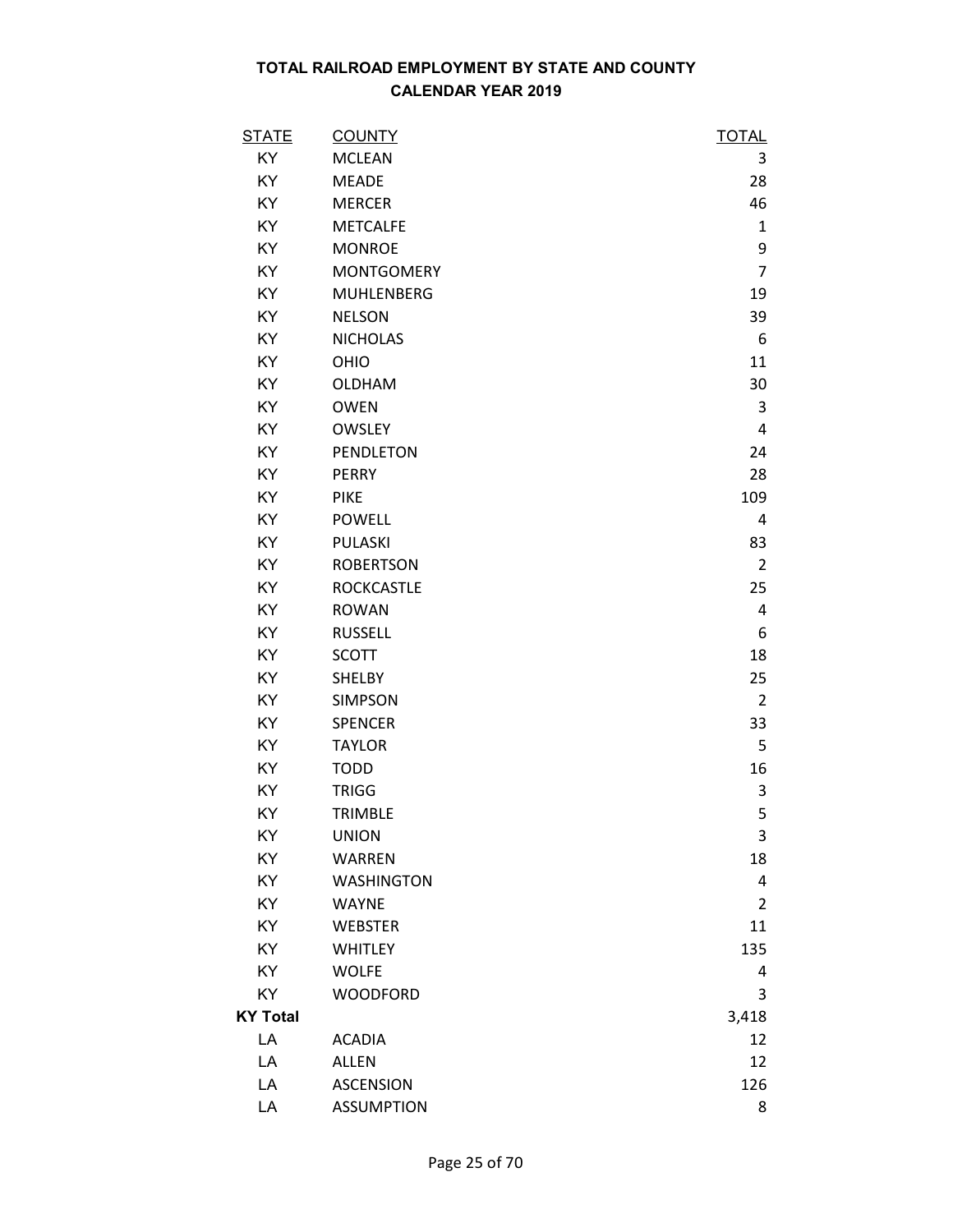## TOTAL RAILROAD EMPLOYMENT BY STATE AND COUNTY
## CALENDAR YEAR 2019

| STATE | COUNTY | TOTAL |
|---|---|---|
| KY | MCLEAN | 3 |
| KY | MEADE | 28 |
| KY | MERCER | 46 |
| KY | METCALFE | 1 |
| KY | MONROE | 9 |
| KY | MONTGOMERY | 7 |
| KY | MUHLENBERG | 19 |
| KY | NELSON | 39 |
| KY | NICHOLAS | 6 |
| KY | OHIO | 11 |
| KY | OLDHAM | 30 |
| KY | OWEN | 3 |
| KY | OWSLEY | 4 |
| KY | PENDLETON | 24 |
| KY | PERRY | 28 |
| KY | PIKE | 109 |
| KY | POWELL | 4 |
| KY | PULASKI | 83 |
| KY | ROBERTSON | 2 |
| KY | ROCKCASTLE | 25 |
| KY | ROWAN | 4 |
| KY | RUSSELL | 6 |
| KY | SCOTT | 18 |
| KY | SHELBY | 25 |
| KY | SIMPSON | 2 |
| KY | SPENCER | 33 |
| KY | TAYLOR | 5 |
| KY | TODD | 16 |
| KY | TRIGG | 3 |
| KY | TRIMBLE | 5 |
| KY | UNION | 3 |
| KY | WARREN | 18 |
| KY | WASHINGTON | 4 |
| KY | WAYNE | 2 |
| KY | WEBSTER | 11 |
| KY | WHITLEY | 135 |
| KY | WOLFE | 4 |
| KY | WOODFORD | 3 |
| **KY Total** | | 3,418 |
| LA | ACADIA | 12 |
| LA | ALLEN | 12 |
| LA | ASCENSION | 126 |
| LA | ASSUMPTION | 8 |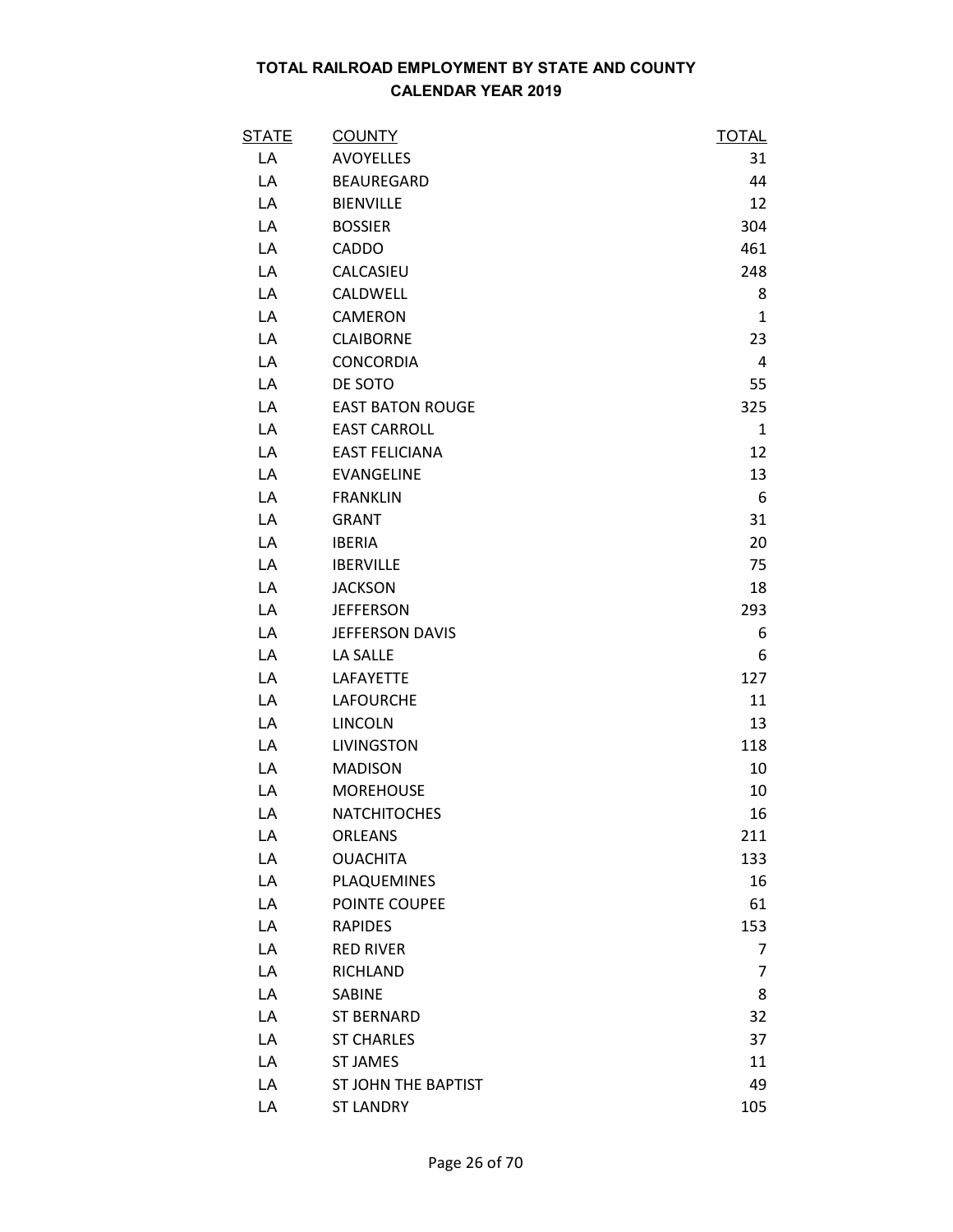**TOTAL RAILROAD EMPLOYMENT BY STATE AND COUNTY**
**CALENDAR YEAR 2019**

| STATE | COUNTY | TOTAL |
|---|---|---|
| LA | AVOYELLES | 31 |
| LA | BEAUREGARD | 44 |
| LA | BIENVILLE | 12 |
| LA | BOSSIER | 304 |
| LA | CADDO | 461 |
| LA | CALCASIEU | 248 |
| LA | CALDWELL | 8 |
| LA | CAMERON | 1 |
| LA | CLAIBORNE | 23 |
| LA | CONCORDIA | 4 |
| LA | DE SOTO | 55 |
| LA | EAST BATON ROUGE | 325 |
| LA | EAST CARROLL | 1 |
| LA | EAST FELICIANA | 12 |
| LA | EVANGELINE | 13 |
| LA | FRANKLIN | 6 |
| LA | GRANT | 31 |
| LA | IBERIA | 20 |
| LA | IBERVILLE | 75 |
| LA | JACKSON | 18 |
| LA | JEFFERSON | 293 |
| LA | JEFFERSON DAVIS | 6 |
| LA | LA SALLE | 6 |
| LA | LAFAYETTE | 127 |
| LA | LAFOURCHE | 11 |
| LA | LINCOLN | 13 |
| LA | LIVINGSTON | 118 |
| LA | MADISON | 10 |
| LA | MOREHOUSE | 10 |
| LA | NATCHITOCHES | 16 |
| LA | ORLEANS | 211 |
| LA | OUACHITA | 133 |
| LA | PLAQUEMINES | 16 |
| LA | POINTE COUPEE | 61 |
| LA | RAPIDES | 153 |
| LA | RED RIVER | 7 |
| LA | RICHLAND | 7 |
| LA | SABINE | 8 |
| LA | ST BERNARD | 32 |
| LA | ST CHARLES | 37 |
| LA | ST JAMES | 11 |
| LA | ST JOHN THE BAPTIST | 49 |
| LA | ST LANDRY | 105 |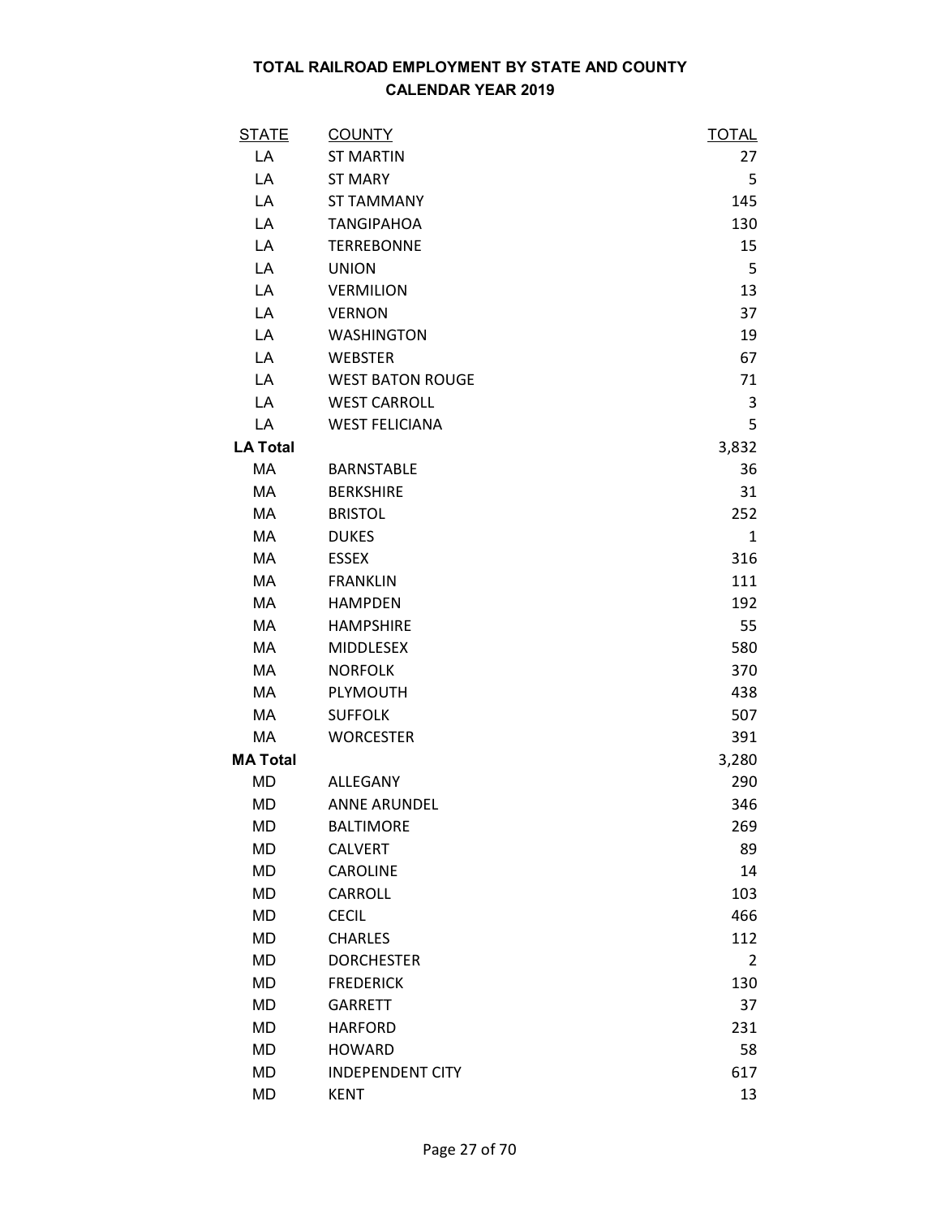**TOTAL RAILROAD EMPLOYMENT BY STATE AND COUNTY**
**CALENDAR YEAR 2019**

| STATE | COUNTY | TOTAL |
|---|---|---|
| LA | ST MARTIN | 27 |
| LA | ST MARY | 5 |
| LA | ST TAMMANY | 145 |
| LA | TANGIPAHOA | 130 |
| LA | TERREBONNE | 15 |
| LA | UNION | 5 |
| LA | VERMILION | 13 |
| LA | VERNON | 37 |
| LA | WASHINGTON | 19 |
| LA | WEBSTER | 67 |
| LA | WEST BATON ROUGE | 71 |
| LA | WEST CARROLL | 3 |
| LA | WEST FELICIANA | 5 |
| **LA Total** | | 3,832 |
| MA | BARNSTABLE | 36 |
| MA | BERKSHIRE | 31 |
| MA | BRISTOL | 252 |
| MA | DUKES | 1 |
| MA | ESSEX | 316 |
| MA | FRANKLIN | 111 |
| MA | HAMPDEN | 192 |
| MA | HAMPSHIRE | 55 |
| MA | MIDDLESEX | 580 |
| MA | NORFOLK | 370 |
| MA | PLYMOUTH | 438 |
| MA | SUFFOLK | 507 |
| MA | WORCESTER | 391 |
| **MA Total** | | 3,280 |
| MD | ALLEGANY | 290 |
| MD | ANNE ARUNDEL | 346 |
| MD | BALTIMORE | 269 |
| MD | CALVERT | 89 |
| MD | CAROLINE | 14 |
| MD | CARROLL | 103 |
| MD | CECIL | 466 |
| MD | CHARLES | 112 |
| MD | DORCHESTER | 2 |
| MD | FREDERICK | 130 |
| MD | GARRETT | 37 |
| MD | HARFORD | 231 |
| MD | HOWARD | 58 |
| MD | INDEPENDENT CITY | 617 |
| MD | KENT | 13 |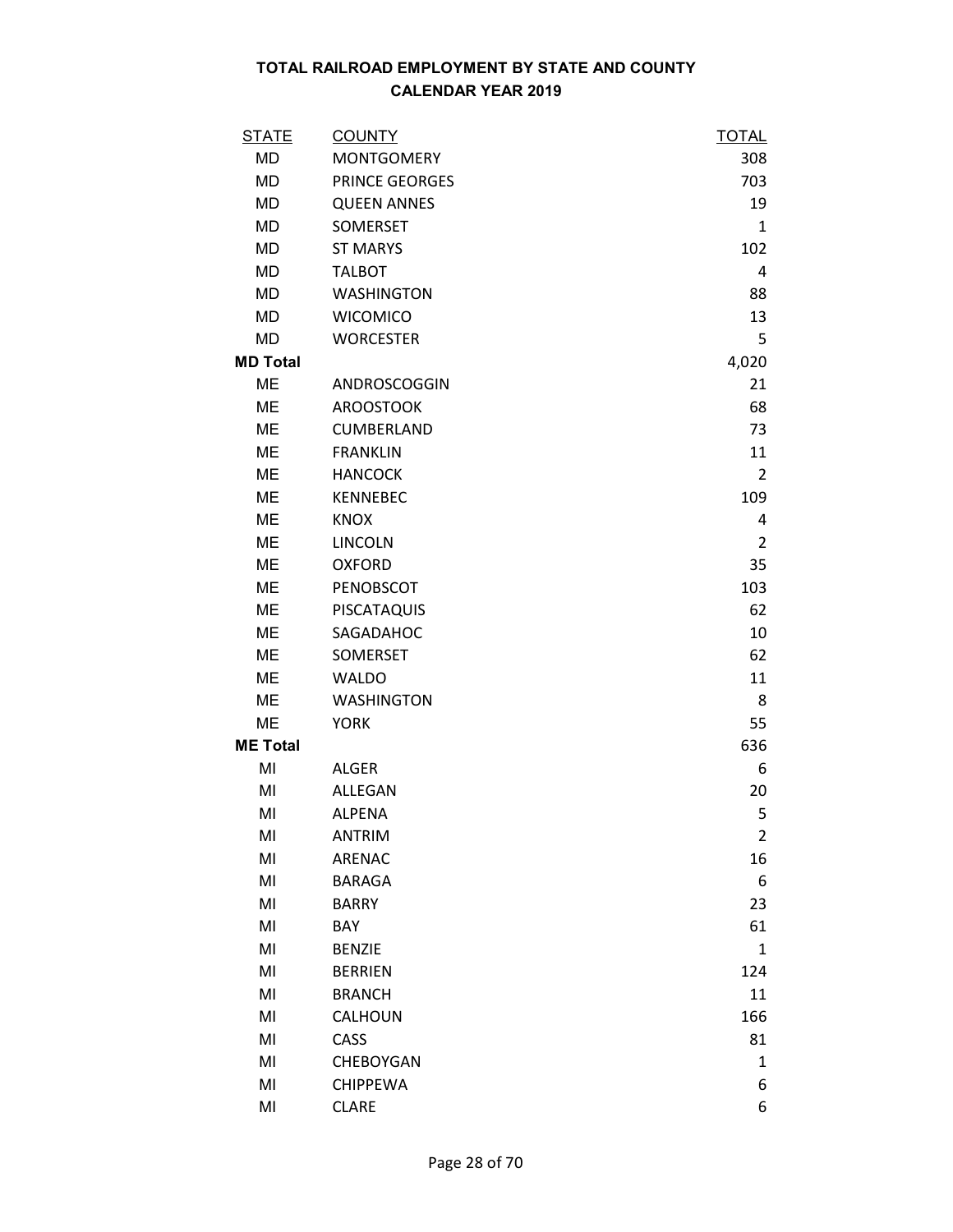# TOTAL RAILROAD EMPLOYMENT BY STATE AND COUNTY
## CALENDAR YEAR 2019

| STATE | COUNTY | TOTAL |
|---|---|---|
| MD | MONTGOMERY | 308 |
| MD | PRINCE GEORGES | 703 |
| MD | QUEEN ANNES | 19 |
| MD | SOMERSET | 1 |
| MD | ST MARYS | 102 |
| MD | TALBOT | 4 |
| MD | WASHINGTON | 88 |
| MD | WICOMICO | 13 |
| MD | WORCESTER | 5 |
| **MD Total** | | 4,020 |
| ME | ANDROSCOGGIN | 21 |
| ME | AROOSTOOK | 68 |
| ME | CUMBERLAND | 73 |
| ME | FRANKLIN | 11 |
| ME | HANCOCK | 2 |
| ME | KENNEBEC | 109 |
| ME | KNOX | 4 |
| ME | LINCOLN | 2 |
| ME | OXFORD | 35 |
| ME | PENOBSCOT | 103 |
| ME | PISCATAQUIS | 62 |
| ME | SAGADAHOC | 10 |
| ME | SOMERSET | 62 |
| ME | WALDO | 11 |
| ME | WASHINGTON | 8 |
| ME | YORK | 55 |
| **ME Total** | | 636 |
| MI | ALGER | 6 |
| MI | ALLEGAN | 20 |
| MI | ALPENA | 5 |
| MI | ANTRIM | 2 |
| MI | ARENAC | 16 |
| MI | BARAGA | 6 |
| MI | BARRY | 23 |
| MI | BAY | 61 |
| MI | BENZIE | 1 |
| MI | BERRIEN | 124 |
| MI | BRANCH | 11 |
| MI | CALHOUN | 166 |
| MI | CASS | 81 |
| MI | CHEBOYGAN | 1 |
| MI | CHIPPEWA | 6 |
| MI | CLARE | 6 |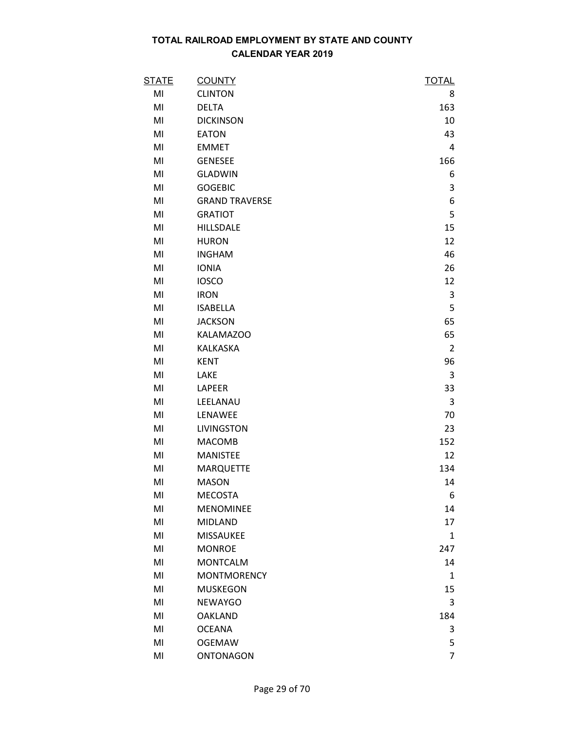# TOTAL RAILROAD EMPLOYMENT BY STATE AND COUNTY
## CALENDAR YEAR 2019

| STATE | COUNTY | TOTAL |
|---|---|---|
| MI | CLINTON | 8 |
| MI | DELTA | 163 |
| MI | DICKINSON | 10 |
| MI | EATON | 43 |
| MI | EMMET | 4 |
| MI | GENESEE | 166 |
| MI | GLADWIN | 6 |
| MI | GOGEBIC | 3 |
| MI | GRAND TRAVERSE | 6 |
| MI | GRATIOT | 5 |
| MI | HILLSDALE | 15 |
| MI | HURON | 12 |
| MI | INGHAM | 46 |
| MI | IONIA | 26 |
| MI | IOSCO | 12 |
| MI | IRON | 3 |
| MI | ISABELLA | 5 |
| MI | JACKSON | 65 |
| MI | KALAMAZOO | 65 |
| MI | KALKASKA | 2 |
| MI | KENT | 96 |
| MI | LAKE | 3 |
| MI | LAPEER | 33 |
| MI | LEELANAU | 3 |
| MI | LENAWEE | 70 |
| MI | LIVINGSTON | 23 |
| MI | MACOMB | 152 |
| MI | MANISTEE | 12 |
| MI | MARQUETTE | 134 |
| MI | MASON | 14 |
| MI | MECOSTA | 6 |
| MI | MENOMINEE | 14 |
| MI | MIDLAND | 17 |
| MI | MISSAUKEE | 1 |
| MI | MONROE | 247 |
| MI | MONTCALM | 14 |
| MI | MONTMORENCY | 1 |
| MI | MUSKEGON | 15 |
| MI | NEWAYGO | 3 |
| MI | OAKLAND | 184 |
| MI | OCEANA | 3 |
| MI | OGEMAW | 5 |
| MI | ONTONAGON | 7 |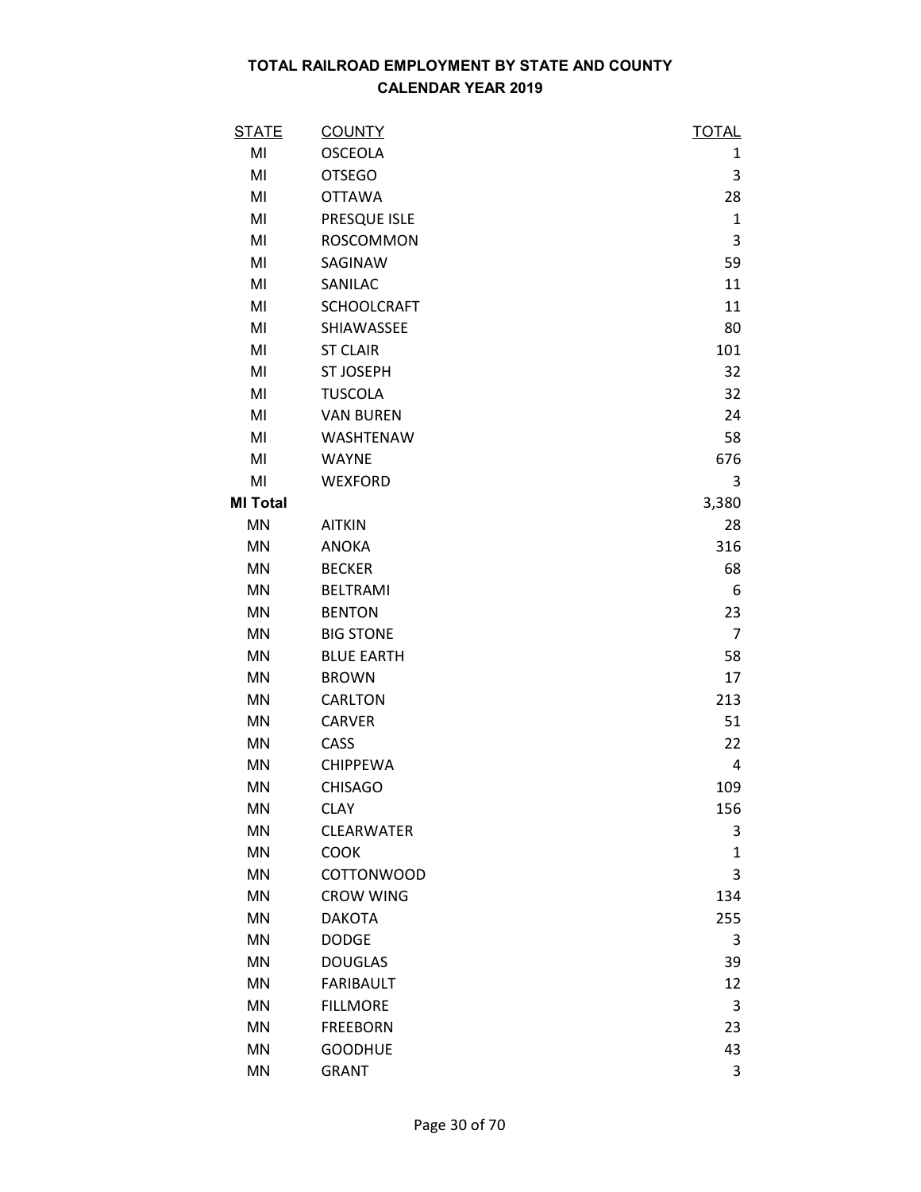**TOTAL RAILROAD EMPLOYMENT BY STATE AND COUNTY**
**CALENDAR YEAR 2019**

| STATE | COUNTY | TOTAL |
|---|---|---|
| MI | OSCEOLA | 1 |
| MI | OTSEGO | 3 |
| MI | OTTAWA | 28 |
| MI | PRESQUE ISLE | 1 |
| MI | ROSCOMMON | 3 |
| MI | SAGINAW | 59 |
| MI | SANILAC | 11 |
| MI | SCHOOLCRAFT | 11 |
| MI | SHIAWASSEE | 80 |
| MI | ST CLAIR | 101 |
| MI | ST JOSEPH | 32 |
| MI | TUSCOLA | 32 |
| MI | VAN BUREN | 24 |
| MI | WASHTENAW | 58 |
| MI | WAYNE | 676 |
| MI | WEXFORD | 3 |
| **MI Total** | | 3,380 |
| MN | AITKIN | 28 |
| MN | ANOKA | 316 |
| MN | BECKER | 68 |
| MN | BELTRAMI | 6 |
| MN | BENTON | 23 |
| MN | BIG STONE | 7 |
| MN | BLUE EARTH | 58 |
| MN | BROWN | 17 |
| MN | CARLTON | 213 |
| MN | CARVER | 51 |
| MN | CASS | 22 |
| MN | CHIPPEWA | 4 |
| MN | CHISAGO | 109 |
| MN | CLAY | 156 |
| MN | CLEARWATER | 3 |
| MN | COOK | 1 |
| MN | COTTONWOOD | 3 |
| MN | CROW WING | 134 |
| MN | DAKOTA | 255 |
| MN | DODGE | 3 |
| MN | DOUGLAS | 39 |
| MN | FARIBAULT | 12 |
| MN | FILLMORE | 3 |
| MN | FREEBORN | 23 |
| MN | GOODHUE | 43 |
| MN | GRANT | 3 |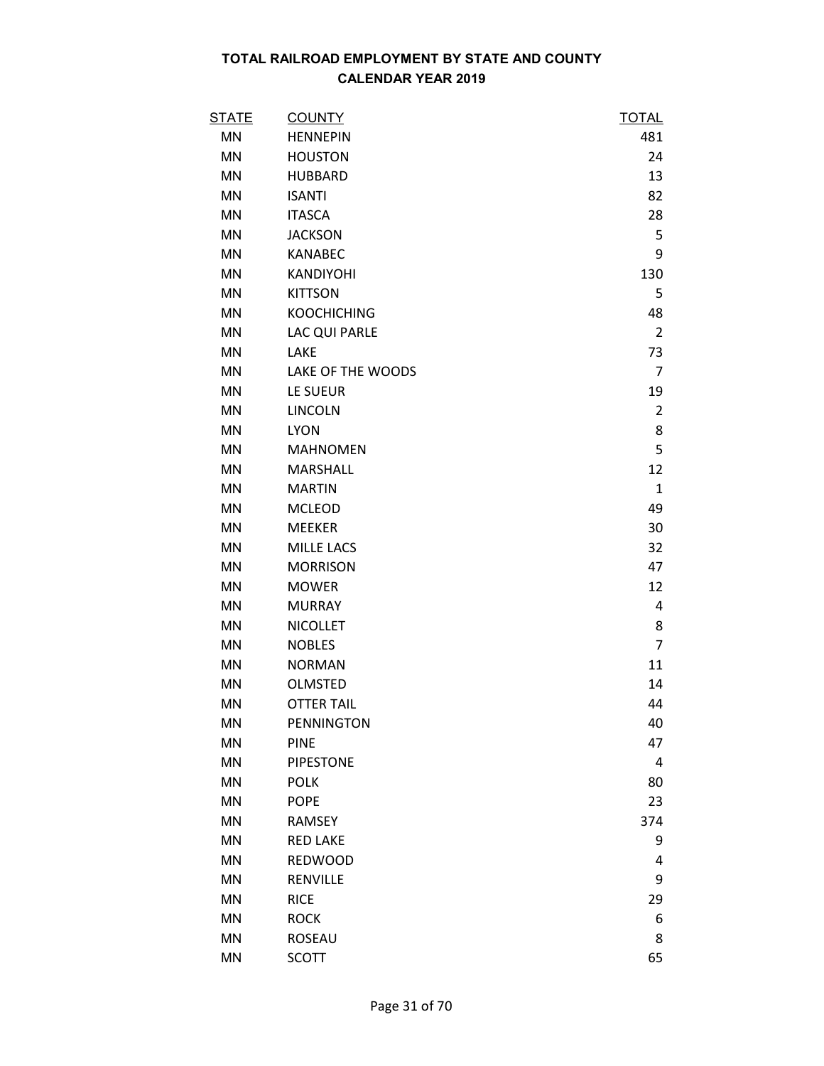# TOTAL RAILROAD EMPLOYMENT BY STATE AND COUNTY
## CALENDAR YEAR 2019

| STATE | COUNTY | TOTAL |
|---|---|---|
| MN | HENNEPIN | 481 |
| MN | HOUSTON | 24 |
| MN | HUBBARD | 13 |
| MN | ISANTI | 82 |
| MN | ITASCA | 28 |
| MN | JACKSON | 5 |
| MN | KANABEC | 9 |
| MN | KANDIYOHI | 130 |
| MN | KITTSON | 5 |
| MN | KOOCHICHING | 48 |
| MN | LAC QUI PARLE | 2 |
| MN | LAKE | 73 |
| MN | LAKE OF THE WOODS | 7 |
| MN | LE SUEUR | 19 |
| MN | LINCOLN | 2 |
| MN | LYON | 8 |
| MN | MAHNOMEN | 5 |
| MN | MARSHALL | 12 |
| MN | MARTIN | 1 |
| MN | MCLEOD | 49 |
| MN | MEEKER | 30 |
| MN | MILLE LACS | 32 |
| MN | MORRISON | 47 |
| MN | MOWER | 12 |
| MN | MURRAY | 4 |
| MN | NICOLLET | 8 |
| MN | NOBLES | 7 |
| MN | NORMAN | 11 |
| MN | OLMSTED | 14 |
| MN | OTTER TAIL | 44 |
| MN | PENNINGTON | 40 |
| MN | PINE | 47 |
| MN | PIPESTONE | 4 |
| MN | POLK | 80 |
| MN | POPE | 23 |
| MN | RAMSEY | 374 |
| MN | RED LAKE | 9 |
| MN | REDWOOD | 4 |
| MN | RENVILLE | 9 |
| MN | RICE | 29 |
| MN | ROCK | 6 |
| MN | ROSEAU | 8 |
| MN | SCOTT | 65 |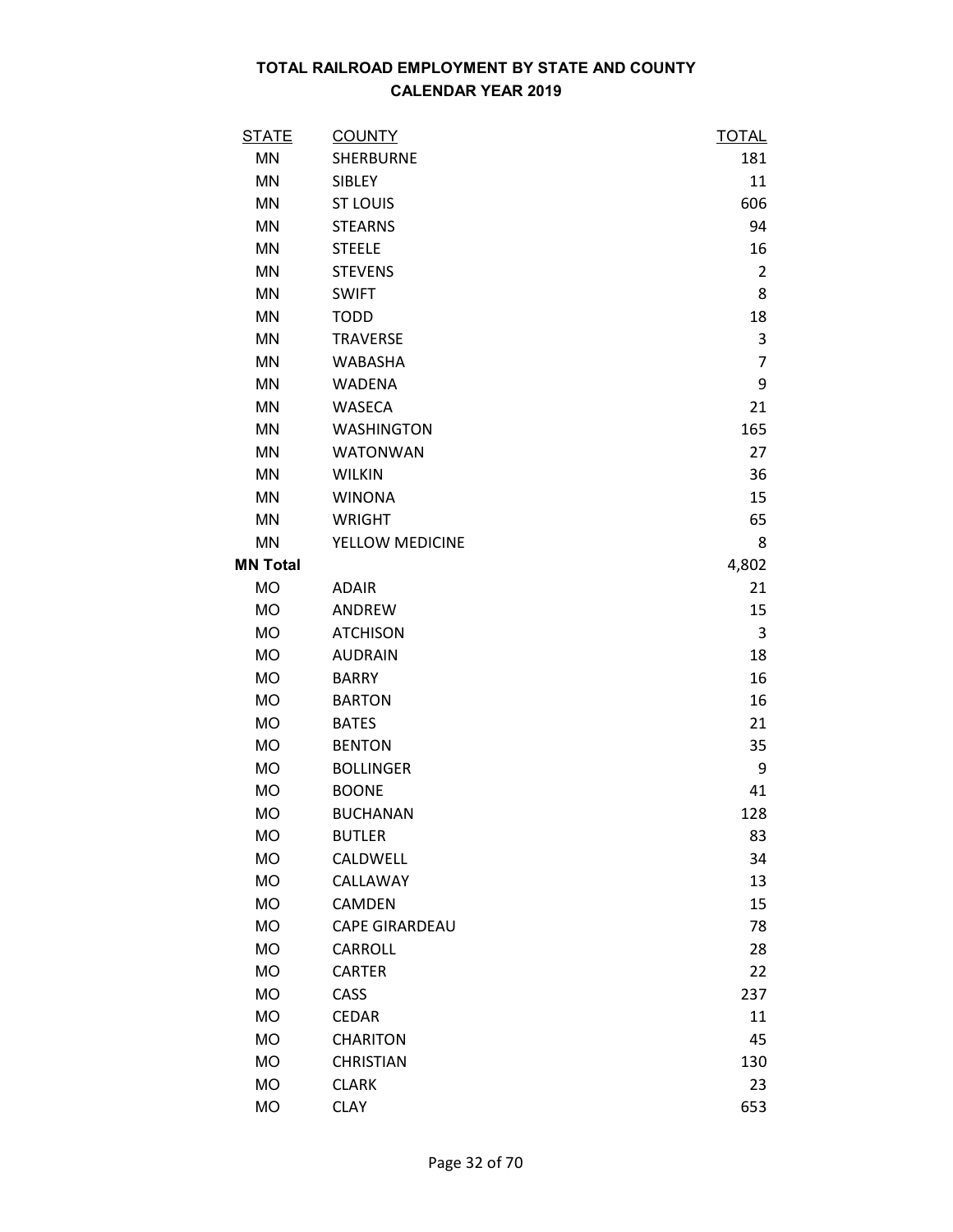# TOTAL RAILROAD EMPLOYMENT BY STATE AND COUNTY

## CALENDAR YEAR 2019

| STATE | COUNTY | TOTAL |
|---|---|---|
| MN | SHERBURNE | 181 |
| MN | SIBLEY | 11 |
| MN | ST LOUIS | 606 |
| MN | STEARNS | 94 |
| MN | STEELE | 16 |
| MN | STEVENS | 2 |
| MN | SWIFT | 8 |
| MN | TODD | 18 |
| MN | TRAVERSE | 3 |
| MN | WABASHA | 7 |
| MN | WADENA | 9 |
| MN | WASECA | 21 |
| MN | WASHINGTON | 165 |
| MN | WATONWAN | 27 |
| MN | WILKIN | 36 |
| MN | WINONA | 15 |
| MN | WRIGHT | 65 |
| MN | YELLOW MEDICINE | 8 |
| **MN Total** | | 4,802 |
| MO | ADAIR | 21 |
| MO | ANDREW | 15 |
| MO | ATCHISON | 3 |
| MO | AUDRAIN | 18 |
| MO | BARRY | 16 |
| MO | BARTON | 16 |
| MO | BATES | 21 |
| MO | BENTON | 35 |
| MO | BOLLINGER | 9 |
| MO | BOONE | 41 |
| MO | BUCHANAN | 128 |
| MO | BUTLER | 83 |
| MO | CALDWELL | 34 |
| MO | CALLAWAY | 13 |
| MO | CAMDEN | 15 |
| MO | CAPE GIRARDEAU | 78 |
| MO | CARROLL | 28 |
| MO | CARTER | 22 |
| MO | CASS | 237 |
| MO | CEDAR | 11 |
| MO | CHARITON | 45 |
| MO | CHRISTIAN | 130 |
| MO | CLARK | 23 |
| MO | CLAY | 653 |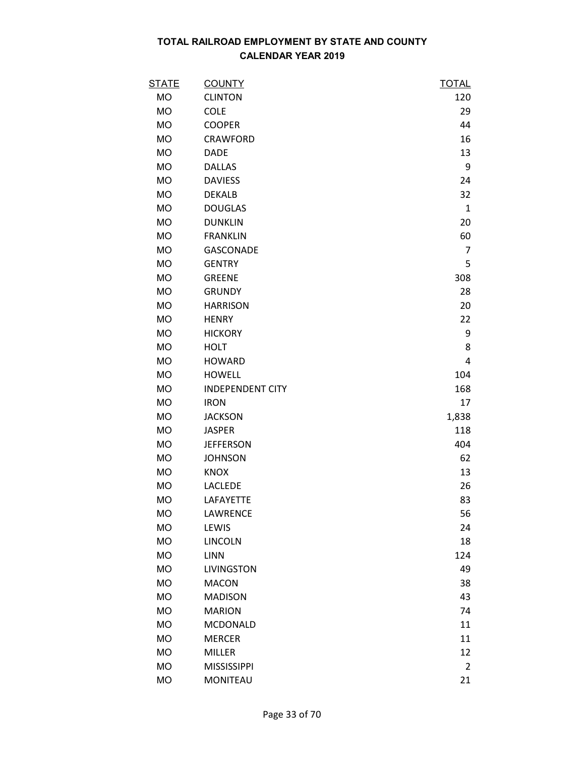# TOTAL RAILROAD EMPLOYMENT BY STATE AND COUNTY
## CALENDAR YEAR 2019

| STATE | COUNTY | TOTAL |
|---|---|---|
| MO | CLINTON | 120 |
| MO | COLE | 29 |
| MO | COOPER | 44 |
| MO | CRAWFORD | 16 |
| MO | DADE | 13 |
| MO | DALLAS | 9 |
| MO | DAVIESS | 24 |
| MO | DEKALB | 32 |
| MO | DOUGLAS | 1 |
| MO | DUNKLIN | 20 |
| MO | FRANKLIN | 60 |
| MO | GASCONADE | 7 |
| MO | GENTRY | 5 |
| MO | GREENE | 308 |
| MO | GRUNDY | 28 |
| MO | HARRISON | 20 |
| MO | HENRY | 22 |
| MO | HICKORY | 9 |
| MO | HOLT | 8 |
| MO | HOWARD | 4 |
| MO | HOWELL | 104 |
| MO | INDEPENDENT CITY | 168 |
| MO | IRON | 17 |
| MO | JACKSON | 1,838 |
| MO | JASPER | 118 |
| MO | JEFFERSON | 404 |
| MO | JOHNSON | 62 |
| MO | KNOX | 13 |
| MO | LACLEDE | 26 |
| MO | LAFAYETTE | 83 |
| MO | LAWRENCE | 56 |
| MO | LEWIS | 24 |
| MO | LINCOLN | 18 |
| MO | LINN | 124 |
| MO | LIVINGSTON | 49 |
| MO | MACON | 38 |
| MO | MADISON | 43 |
| MO | MARION | 74 |
| MO | MCDONALD | 11 |
| MO | MERCER | 11 |
| MO | MILLER | 12 |
| MO | MISSISSIPPI | 2 |
| MO | MONITEAU | 21 |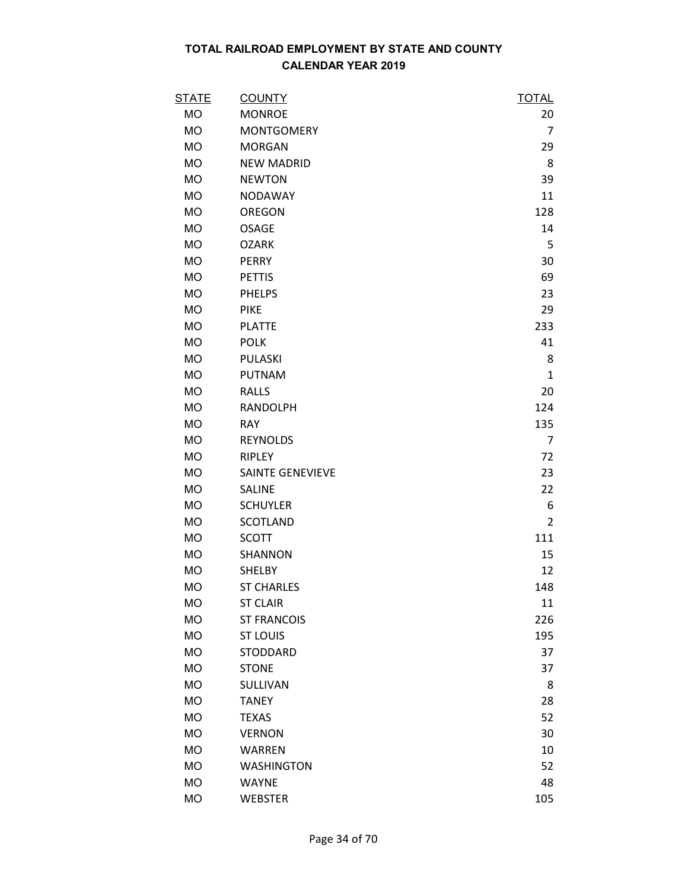# TOTAL RAILROAD EMPLOYMENT BY STATE AND COUNTY
## CALENDAR YEAR 2019

| STATE | COUNTY | TOTAL |
|---|---|---|
| MO | MONROE | 20 |
| MO | MONTGOMERY | 7 |
| MO | MORGAN | 29 |
| MO | NEW MADRID | 8 |
| MO | NEWTON | 39 |
| MO | NODAWAY | 11 |
| MO | OREGON | 128 |
| MO | OSAGE | 14 |
| MO | OZARK | 5 |
| MO | PERRY | 30 |
| MO | PETTIS | 69 |
| MO | PHELPS | 23 |
| MO | PIKE | 29 |
| MO | PLATTE | 233 |
| MO | POLK | 41 |
| MO | PULASKI | 8 |
| MO | PUTNAM | 1 |
| MO | RALLS | 20 |
| MO | RANDOLPH | 124 |
| MO | RAY | 135 |
| MO | REYNOLDS | 7 |
| MO | RIPLEY | 72 |
| MO | SAINTE GENEVIEVE | 23 |
| MO | SALINE | 22 |
| MO | SCHUYLER | 6 |
| MO | SCOTLAND | 2 |
| MO | SCOTT | 111 |
| MO | SHANNON | 15 |
| MO | SHELBY | 12 |
| MO | ST CHARLES | 148 |
| MO | ST CLAIR | 11 |
| MO | ST FRANCOIS | 226 |
| MO | ST LOUIS | 195 |
| MO | STODDARD | 37 |
| MO | STONE | 37 |
| MO | SULLIVAN | 8 |
| MO | TANEY | 28 |
| MO | TEXAS | 52 |
| MO | VERNON | 30 |
| MO | WARREN | 10 |
| MO | WASHINGTON | 52 |
| MO | WAYNE | 48 |
| MO | WEBSTER | 105 |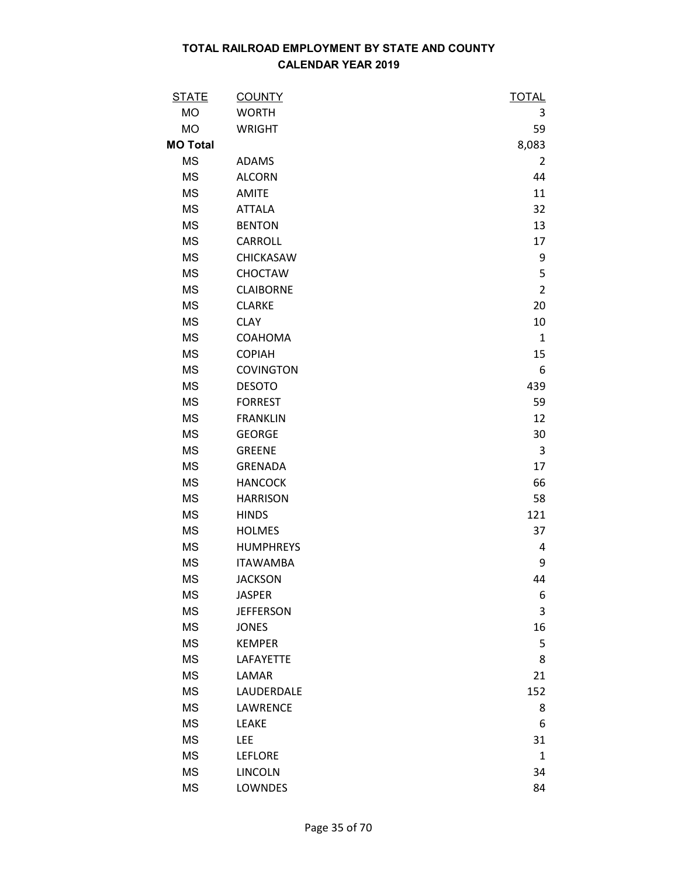# TOTAL RAILROAD EMPLOYMENT BY STATE AND COUNTY
## CALENDAR YEAR 2019

| STATE | COUNTY | TOTAL |
|---|---|---|
| MO | WORTH | 3 |
| MO | WRIGHT | 59 |
| **MO Total** | | 8,083 |
| MS | ADAMS | 2 |
| MS | ALCORN | 44 |
| MS | AMITE | 11 |
| MS | ATTALA | 32 |
| MS | BENTON | 13 |
| MS | CARROLL | 17 |
| MS | CHICKASAW | 9 |
| MS | CHOCTAW | 5 |
| MS | CLAIBORNE | 2 |
| MS | CLARKE | 20 |
| MS | CLAY | 10 |
| MS | COAHOMA | 1 |
| MS | COPIAH | 15 |
| MS | COVINGTON | 6 |
| MS | DESOTO | 439 |
| MS | FORREST | 59 |
| MS | FRANKLIN | 12 |
| MS | GEORGE | 30 |
| MS | GREENE | 3 |
| MS | GRENADA | 17 |
| MS | HANCOCK | 66 |
| MS | HARRISON | 58 |
| MS | HINDS | 121 |
| MS | HOLMES | 37 |
| MS | HUMPHREYS | 4 |
| MS | ITAWAMBA | 9 |
| MS | JACKSON | 44 |
| MS | JASPER | 6 |
| MS | JEFFERSON | 3 |
| MS | JONES | 16 |
| MS | KEMPER | 5 |
| MS | LAFAYETTE | 8 |
| MS | LAMAR | 21 |
| MS | LAUDERDALE | 152 |
| MS | LAWRENCE | 8 |
| MS | LEAKE | 6 |
| MS | LEE | 31 |
| MS | LEFLORE | 1 |
| MS | LINCOLN | 34 |
| MS | LOWNDES | 84 |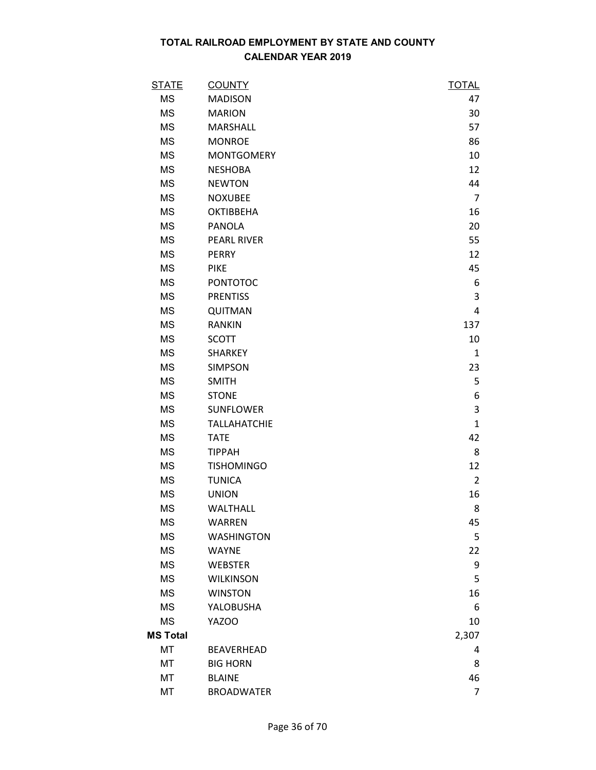**TOTAL RAILROAD EMPLOYMENT BY STATE AND COUNTY**
**CALENDAR YEAR 2019**

| STATE | COUNTY | TOTAL |
|---|---|---|
| MS | MADISON | 47 |
| MS | MARION | 30 |
| MS | MARSHALL | 57 |
| MS | MONROE | 86 |
| MS | MONTGOMERY | 10 |
| MS | NESHOBA | 12 |
| MS | NEWTON | 44 |
| MS | NOXUBEE | 7 |
| MS | OKTIBBEHA | 16 |
| MS | PANOLA | 20 |
| MS | PEARL RIVER | 55 |
| MS | PERRY | 12 |
| MS | PIKE | 45 |
| MS | PONTOTOC | 6 |
| MS | PRENTISS | 3 |
| MS | QUITMAN | 4 |
| MS | RANKIN | 137 |
| MS | SCOTT | 10 |
| MS | SHARKEY | 1 |
| MS | SIMPSON | 23 |
| MS | SMITH | 5 |
| MS | STONE | 6 |
| MS | SUNFLOWER | 3 |
| MS | TALLAHATCHIE | 1 |
| MS | TATE | 42 |
| MS | TIPPAH | 8 |
| MS | TISHOMINGO | 12 |
| MS | TUNICA | 2 |
| MS | UNION | 16 |
| MS | WALTHALL | 8 |
| MS | WARREN | 45 |
| MS | WASHINGTON | 5 |
| MS | WAYNE | 22 |
| MS | WEBSTER | 9 |
| MS | WILKINSON | 5 |
| MS | WINSTON | 16 |
| MS | YALOBUSHA | 6 |
| MS | YAZOO | 10 |
| **MS Total** | | 2,307 |
| MT | BEAVERHEAD | 4 |
| MT | BIG HORN | 8 |
| MT | BLAINE | 46 |
| MT | BROADWATER | 7 |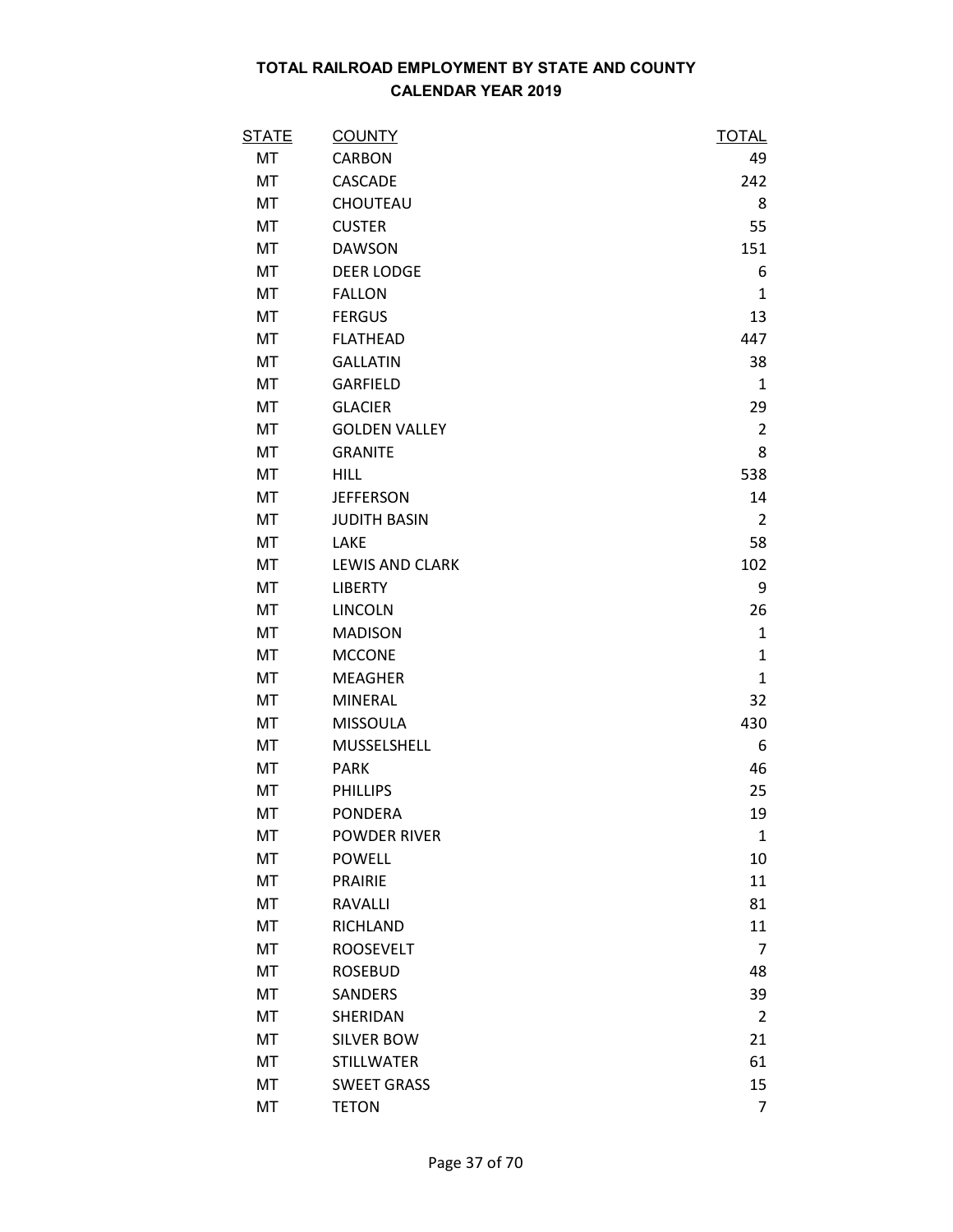# TOTAL RAILROAD EMPLOYMENT BY STATE AND COUNTY
## CALENDAR YEAR 2019

| STATE | COUNTY | TOTAL |
|---|---|---|
| MT | CARBON | 49 |
| MT | CASCADE | 242 |
| MT | CHOUTEAU | 8 |
| MT | CUSTER | 55 |
| MT | DAWSON | 151 |
| MT | DEER LODGE | 6 |
| MT | FALLON | 1 |
| MT | FERGUS | 13 |
| MT | FLATHEAD | 447 |
| MT | GALLATIN | 38 |
| MT | GARFIELD | 1 |
| MT | GLACIER | 29 |
| MT | GOLDEN VALLEY | 2 |
| MT | GRANITE | 8 |
| MT | HILL | 538 |
| MT | JEFFERSON | 14 |
| MT | JUDITH BASIN | 2 |
| MT | LAKE | 58 |
| MT | LEWIS AND CLARK | 102 |
| MT | LIBERTY | 9 |
| MT | LINCOLN | 26 |
| MT | MADISON | 1 |
| MT | MCCONE | 1 |
| MT | MEAGHER | 1 |
| MT | MINERAL | 32 |
| MT | MISSOULA | 430 |
| MT | MUSSELSHELL | 6 |
| MT | PARK | 46 |
| MT | PHILLIPS | 25 |
| MT | PONDERA | 19 |
| MT | POWDER RIVER | 1 |
| MT | POWELL | 10 |
| MT | PRAIRIE | 11 |
| MT | RAVALLI | 81 |
| MT | RICHLAND | 11 |
| MT | ROOSEVELT | 7 |
| MT | ROSEBUD | 48 |
| MT | SANDERS | 39 |
| MT | SHERIDAN | 2 |
| MT | SILVER BOW | 21 |
| MT | STILLWATER | 61 |
| MT | SWEET GRASS | 15 |
| MT | TETON | 7 |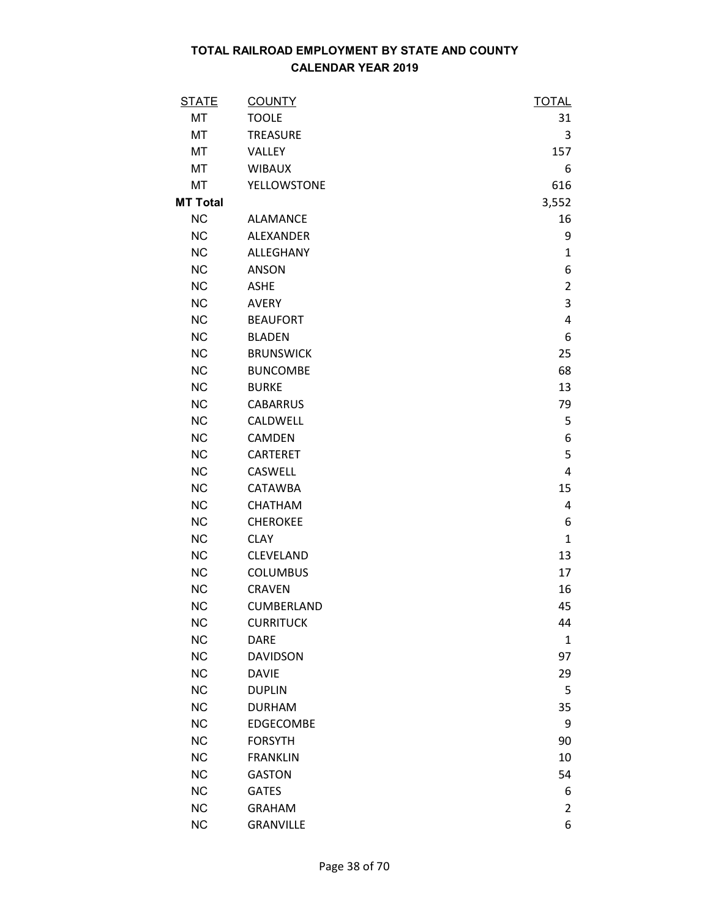# TOTAL RAILROAD EMPLOYMENT BY STATE AND COUNTY
## CALENDAR YEAR 2019

| STATE | COUNTY | TOTAL |
|---|---|---|
| MT | TOOLE | 31 |
| MT | TREASURE | 3 |
| MT | VALLEY | 157 |
| MT | WIBAUX | 6 |
| MT | YELLOWSTONE | 616 |
| **MT Total** | | 3,552 |
| NC | ALAMANCE | 16 |
| NC | ALEXANDER | 9 |
| NC | ALLEGHANY | 1 |
| NC | ANSON | 6 |
| NC | ASHE | 2 |
| NC | AVERY | 3 |
| NC | BEAUFORT | 4 |
| NC | BLADEN | 6 |
| NC | BRUNSWICK | 25 |
| NC | BUNCOMBE | 68 |
| NC | BURKE | 13 |
| NC | CABARRUS | 79 |
| NC | CALDWELL | 5 |
| NC | CAMDEN | 6 |
| NC | CARTERET | 5 |
| NC | CASWELL | 4 |
| NC | CATAWBA | 15 |
| NC | CHATHAM | 4 |
| NC | CHEROKEE | 6 |
| NC | CLAY | 1 |
| NC | CLEVELAND | 13 |
| NC | COLUMBUS | 17 |
| NC | CRAVEN | 16 |
| NC | CUMBERLAND | 45 |
| NC | CURRITUCK | 44 |
| NC | DARE | 1 |
| NC | DAVIDSON | 97 |
| NC | DAVIE | 29 |
| NC | DUPLIN | 5 |
| NC | DURHAM | 35 |
| NC | EDGECOMBE | 9 |
| NC | FORSYTH | 90 |
| NC | FRANKLIN | 10 |
| NC | GASTON | 54 |
| NC | GATES | 6 |
| NC | GRAHAM | 2 |
| NC | GRANVILLE | 6 |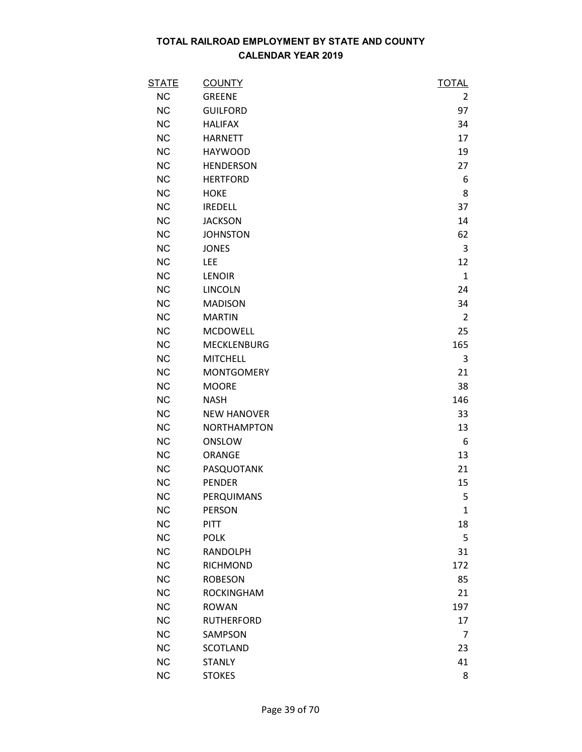# TOTAL RAILROAD EMPLOYMENT BY STATE AND COUNTY
## CALENDAR YEAR 2019

| STATE | COUNTY | TOTAL |
|---|---|---|
| NC | GREENE | 2 |
| NC | GUILFORD | 97 |
| NC | HALIFAX | 34 |
| NC | HARNETT | 17 |
| NC | HAYWOOD | 19 |
| NC | HENDERSON | 27 |
| NC | HERTFORD | 6 |
| NC | HOKE | 8 |
| NC | IREDELL | 37 |
| NC | JACKSON | 14 |
| NC | JOHNSTON | 62 |
| NC | JONES | 3 |
| NC | LEE | 12 |
| NC | LENOIR | 1 |
| NC | LINCOLN | 24 |
| NC | MADISON | 34 |
| NC | MARTIN | 2 |
| NC | MCDOWELL | 25 |
| NC | MECKLENBURG | 165 |
| NC | MITCHELL | 3 |
| NC | MONTGOMERY | 21 |
| NC | MOORE | 38 |
| NC | NASH | 146 |
| NC | NEW HANOVER | 33 |
| NC | NORTHAMPTON | 13 |
| NC | ONSLOW | 6 |
| NC | ORANGE | 13 |
| NC | PASQUOTANK | 21 |
| NC | PENDER | 15 |
| NC | PERQUIMANS | 5 |
| NC | PERSON | 1 |
| NC | PITT | 18 |
| NC | POLK | 5 |
| NC | RANDOLPH | 31 |
| NC | RICHMOND | 172 |
| NC | ROBESON | 85 |
| NC | ROCKINGHAM | 21 |
| NC | ROWAN | 197 |
| NC | RUTHERFORD | 17 |
| NC | SAMPSON | 7 |
| NC | SCOTLAND | 23 |
| NC | STANLY | 41 |
| NC | STOKES | 8 |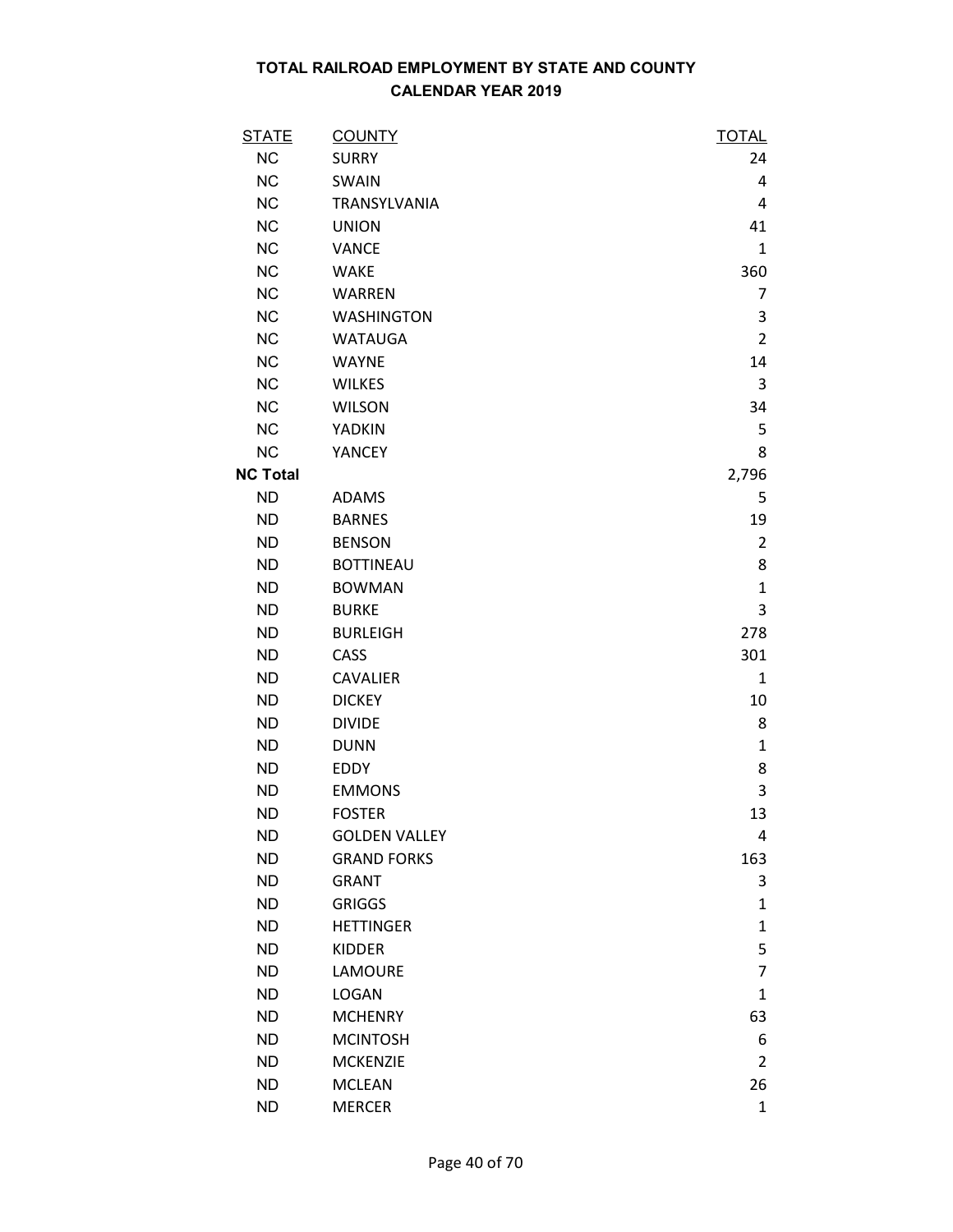**TOTAL RAILROAD EMPLOYMENT BY STATE AND COUNTY**
**CALENDAR YEAR 2019**

| STATE | COUNTY | TOTAL |
|---|---|---|
| NC | SURRY | 24 |
| NC | SWAIN | 4 |
| NC | TRANSYLVANIA | 4 |
| NC | UNION | 41 |
| NC | VANCE | 1 |
| NC | WAKE | 360 |
| NC | WARREN | 7 |
| NC | WASHINGTON | 3 |
| NC | WATAUGA | 2 |
| NC | WAYNE | 14 |
| NC | WILKES | 3 |
| NC | WILSON | 34 |
| NC | YADKIN | 5 |
| NC | YANCEY | 8 |
| **NC Total** | | 2,796 |
| ND | ADAMS | 5 |
| ND | BARNES | 19 |
| ND | BENSON | 2 |
| ND | BOTTINEAU | 8 |
| ND | BOWMAN | 1 |
| ND | BURKE | 3 |
| ND | BURLEIGH | 278 |
| ND | CASS | 301 |
| ND | CAVALIER | 1 |
| ND | DICKEY | 10 |
| ND | DIVIDE | 8 |
| ND | DUNN | 1 |
| ND | EDDY | 8 |
| ND | EMMONS | 3 |
| ND | FOSTER | 13 |
| ND | GOLDEN VALLEY | 4 |
| ND | GRAND FORKS | 163 |
| ND | GRANT | 3 |
| ND | GRIGGS | 1 |
| ND | HETTINGER | 1 |
| ND | KIDDER | 5 |
| ND | LAMOURE | 7 |
| ND | LOGAN | 1 |
| ND | MCHENRY | 63 |
| ND | MCINTOSH | 6 |
| ND | MCKENZIE | 2 |
| ND | MCLEAN | 26 |
| ND | MERCER | 1 |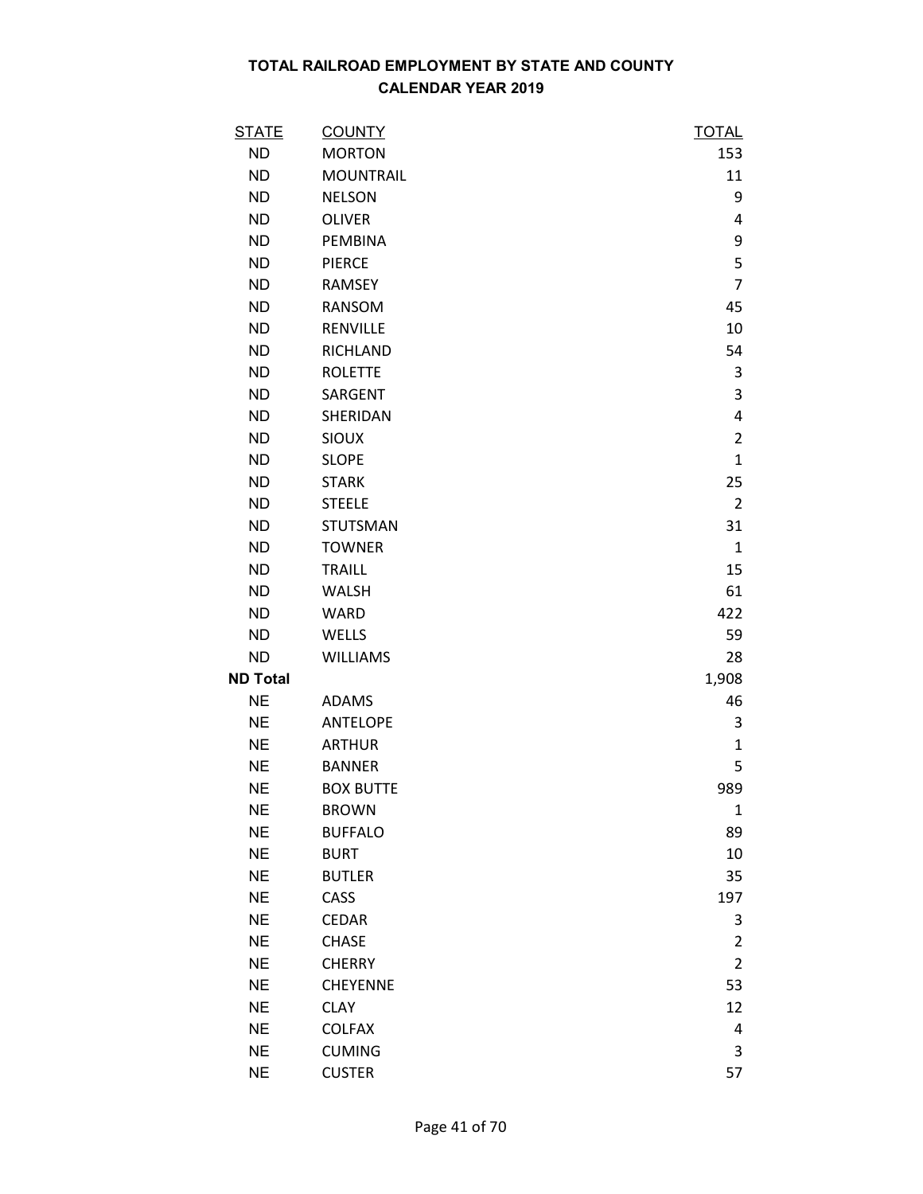# TOTAL RAILROAD EMPLOYMENT BY STATE AND COUNTY
## CALENDAR YEAR 2019

| STATE | COUNTY | TOTAL |
|---|---|---|
| ND | MORTON | 153 |
| ND | MOUNTRAIL | 11 |
| ND | NELSON | 9 |
| ND | OLIVER | 4 |
| ND | PEMBINA | 9 |
| ND | PIERCE | 5 |
| ND | RAMSEY | 7 |
| ND | RANSOM | 45 |
| ND | RENVILLE | 10 |
| ND | RICHLAND | 54 |
| ND | ROLETTE | 3 |
| ND | SARGENT | 3 |
| ND | SHERIDAN | 4 |
| ND | SIOUX | 2 |
| ND | SLOPE | 1 |
| ND | STARK | 25 |
| ND | STEELE | 2 |
| ND | STUTSMAN | 31 |
| ND | TOWNER | 1 |
| ND | TRAILL | 15 |
| ND | WALSH | 61 |
| ND | WARD | 422 |
| ND | WELLS | 59 |
| ND | WILLIAMS | 28 |
| **ND Total** | | 1,908 |
| NE | ADAMS | 46 |
| NE | ANTELOPE | 3 |
| NE | ARTHUR | 1 |
| NE | BANNER | 5 |
| NE | BOX BUTTE | 989 |
| NE | BROWN | 1 |
| NE | BUFFALO | 89 |
| NE | BURT | 10 |
| NE | BUTLER | 35 |
| NE | CASS | 197 |
| NE | CEDAR | 3 |
| NE | CHASE | 2 |
| NE | CHERRY | 2 |
| NE | CHEYENNE | 53 |
| NE | CLAY | 12 |
| NE | COLFAX | 4 |
| NE | CUMING | 3 |
| NE | CUSTER | 57 |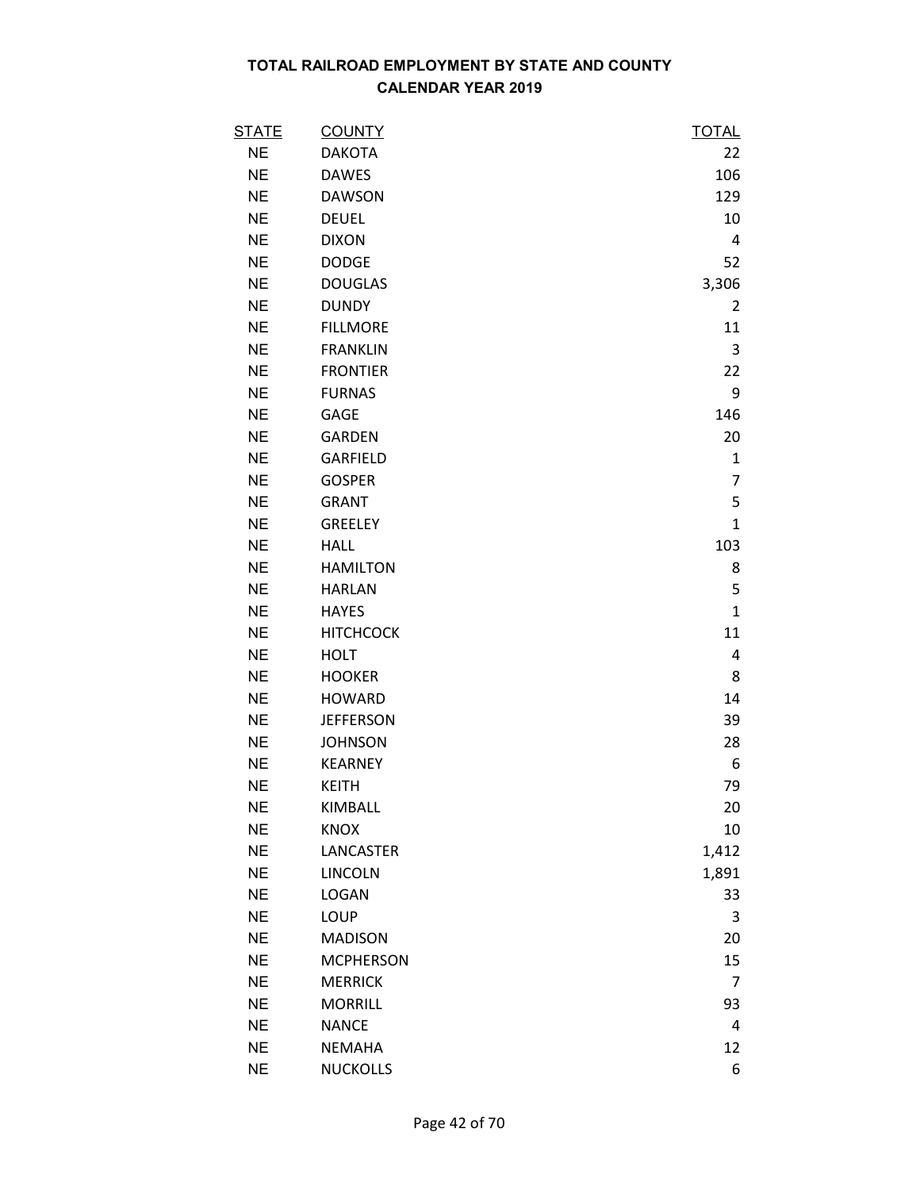# TOTAL RAILROAD EMPLOYMENT BY STATE AND COUNTY
## CALENDAR YEAR 2019

| STATE | COUNTY | TOTAL |
|---|---|---|
| NE | DAKOTA | 22 |
| NE | DAWES | 106 |
| NE | DAWSON | 129 |
| NE | DEUEL | 10 |
| NE | DIXON | 4 |
| NE | DODGE | 52 |
| NE | DOUGLAS | 3,306 |
| NE | DUNDY | 2 |
| NE | FILLMORE | 11 |
| NE | FRANKLIN | 3 |
| NE | FRONTIER | 22 |
| NE | FURNAS | 9 |
| NE | GAGE | 146 |
| NE | GARDEN | 20 |
| NE | GARFIELD | 1 |
| NE | GOSPER | 7 |
| NE | GRANT | 5 |
| NE | GREELEY | 1 |
| NE | HALL | 103 |
| NE | HAMILTON | 8 |
| NE | HARLAN | 5 |
| NE | HAYES | 1 |
| NE | HITCHCOCK | 11 |
| NE | HOLT | 4 |
| NE | HOOKER | 8 |
| NE | HOWARD | 14 |
| NE | JEFFERSON | 39 |
| NE | JOHNSON | 28 |
| NE | KEARNEY | 6 |
| NE | KEITH | 79 |
| NE | KIMBALL | 20 |
| NE | KNOX | 10 |
| NE | LANCASTER | 1,412 |
| NE | LINCOLN | 1,891 |
| NE | LOGAN | 33 |
| NE | LOUP | 3 |
| NE | MADISON | 20 |
| NE | MCPHERSON | 15 |
| NE | MERRICK | 7 |
| NE | MORRILL | 93 |
| NE | NANCE | 4 |
| NE | NEMAHA | 12 |
| NE | NUCKOLLS | 6 |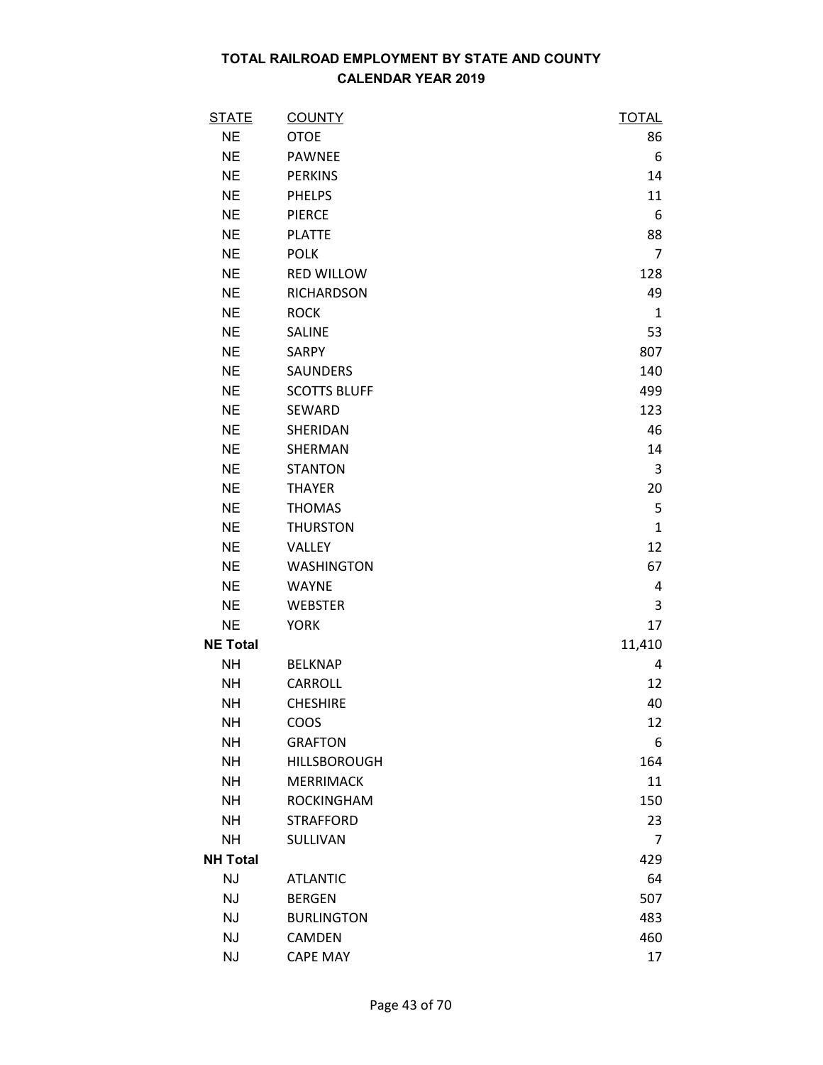**TOTAL RAILROAD EMPLOYMENT BY STATE AND COUNTY**
**CALENDAR YEAR 2019**

| STATE | COUNTY | TOTAL |
|---|---|---|
| NE | OTOE | 86 |
| NE | PAWNEE | 6 |
| NE | PERKINS | 14 |
| NE | PHELPS | 11 |
| NE | PIERCE | 6 |
| NE | PLATTE | 88 |
| NE | POLK | 7 |
| NE | RED WILLOW | 128 |
| NE | RICHARDSON | 49 |
| NE | ROCK | 1 |
| NE | SALINE | 53 |
| NE | SARPY | 807 |
| NE | SAUNDERS | 140 |
| NE | SCOTTS BLUFF | 499 |
| NE | SEWARD | 123 |
| NE | SHERIDAN | 46 |
| NE | SHERMAN | 14 |
| NE | STANTON | 3 |
| NE | THAYER | 20 |
| NE | THOMAS | 5 |
| NE | THURSTON | 1 |
| NE | VALLEY | 12 |
| NE | WASHINGTON | 67 |
| NE | WAYNE | 4 |
| NE | WEBSTER | 3 |
| NE | YORK | 17 |
| **NE Total** | | 11,410 |
| NH | BELKNAP | 4 |
| NH | CARROLL | 12 |
| NH | CHESHIRE | 40 |
| NH | COOS | 12 |
| NH | GRAFTON | 6 |
| NH | HILLSBOROUGH | 164 |
| NH | MERRIMACK | 11 |
| NH | ROCKINGHAM | 150 |
| NH | STRAFFORD | 23 |
| NH | SULLIVAN | 7 |
| **NH Total** | | 429 |
| NJ | ATLANTIC | 64 |
| NJ | BERGEN | 507 |
| NJ | BURLINGTON | 483 |
| NJ | CAMDEN | 460 |
| NJ | CAPE MAY | 17 |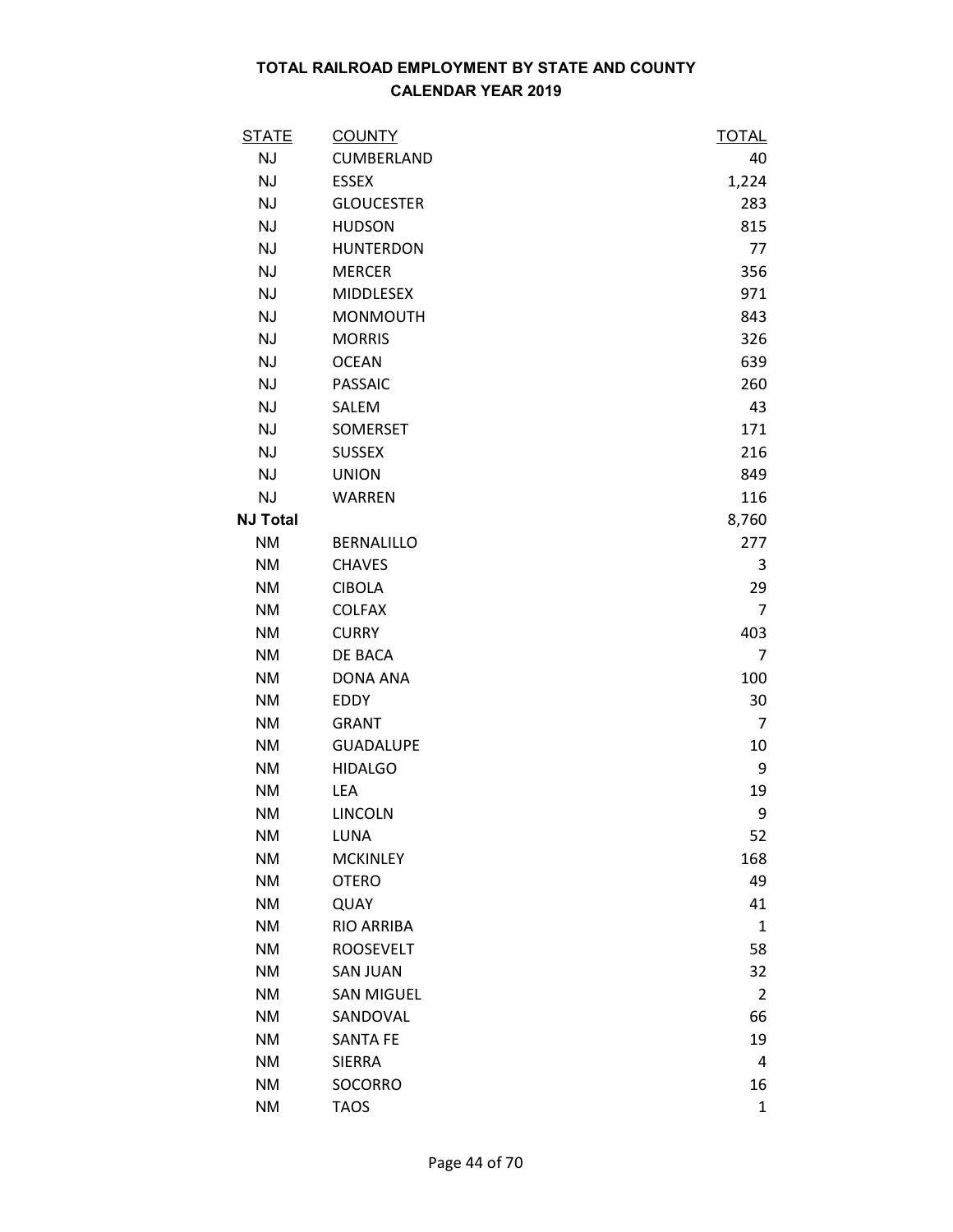# TOTAL RAILROAD EMPLOYMENT BY STATE AND COUNTY
## CALENDAR YEAR 2019

| STATE | COUNTY | TOTAL |
|---|---|---|
| NJ | CUMBERLAND | 40 |
| NJ | ESSEX | 1,224 |
| NJ | GLOUCESTER | 283 |
| NJ | HUDSON | 815 |
| NJ | HUNTERDON | 77 |
| NJ | MERCER | 356 |
| NJ | MIDDLESEX | 971 |
| NJ | MONMOUTH | 843 |
| NJ | MORRIS | 326 |
| NJ | OCEAN | 639 |
| NJ | PASSAIC | 260 |
| NJ | SALEM | 43 |
| NJ | SOMERSET | 171 |
| NJ | SUSSEX | 216 |
| NJ | UNION | 849 |
| NJ | WARREN | 116 |
| **NJ Total** | | 8,760 |
| NM | BERNALILLO | 277 |
| NM | CHAVES | 3 |
| NM | CIBOLA | 29 |
| NM | COLFAX | 7 |
| NM | CURRY | 403 |
| NM | DE BACA | 7 |
| NM | DONA ANA | 100 |
| NM | EDDY | 30 |
| NM | GRANT | 7 |
| NM | GUADALUPE | 10 |
| NM | HIDALGO | 9 |
| NM | LEA | 19 |
| NM | LINCOLN | 9 |
| NM | LUNA | 52 |
| NM | MCKINLEY | 168 |
| NM | OTERO | 49 |
| NM | QUAY | 41 |
| NM | RIO ARRIBA | 1 |
| NM | ROOSEVELT | 58 |
| NM | SAN JUAN | 32 |
| NM | SAN MIGUEL | 2 |
| NM | SANDOVAL | 66 |
| NM | SANTA FE | 19 |
| NM | SIERRA | 4 |
| NM | SOCORRO | 16 |
| NM | TAOS | 1 |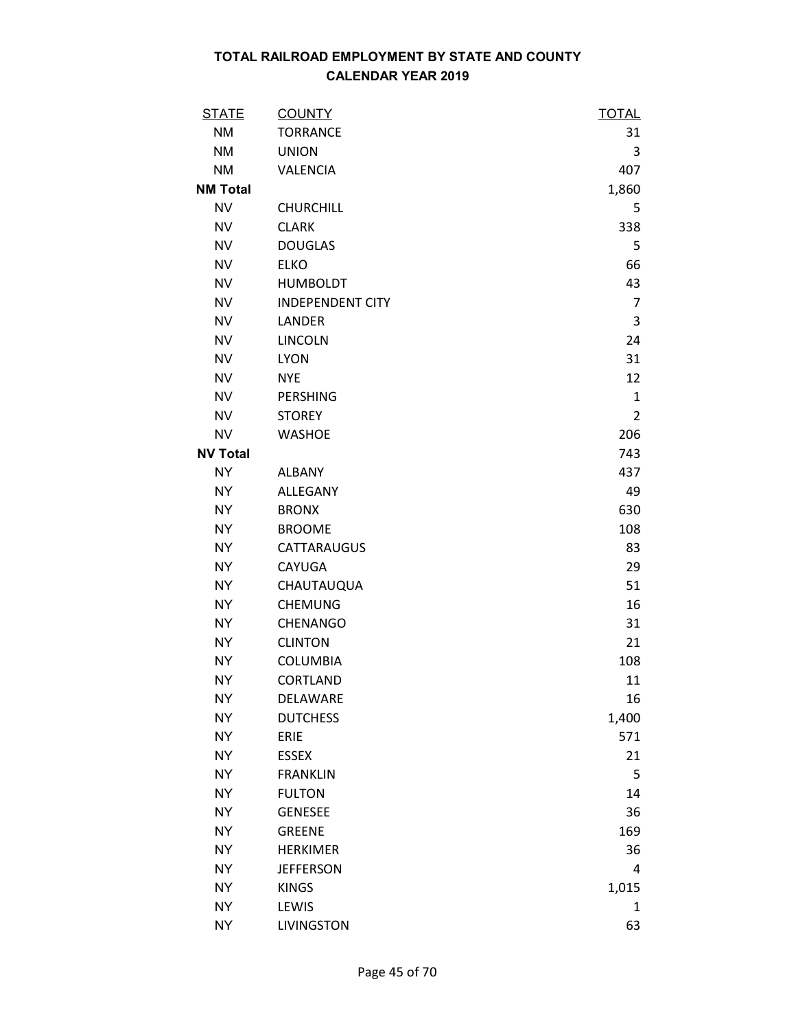# TOTAL RAILROAD EMPLOYMENT BY STATE AND COUNTY
## CALENDAR YEAR 2019

| STATE | COUNTY | TOTAL |
|---|---|---|
| NM | TORRANCE | 31 |
| NM | UNION | 3 |
| NM | VALENCIA | 407 |
| **NM Total** | | 1,860 |
| NV | CHURCHILL | 5 |
| NV | CLARK | 338 |
| NV | DOUGLAS | 5 |
| NV | ELKO | 66 |
| NV | HUMBOLDT | 43 |
| NV | INDEPENDENT CITY | 7 |
| NV | LANDER | 3 |
| NV | LINCOLN | 24 |
| NV | LYON | 31 |
| NV | NYE | 12 |
| NV | PERSHING | 1 |
| NV | STOREY | 2 |
| NV | WASHOE | 206 |
| **NV Total** | | 743 |
| NY | ALBANY | 437 |
| NY | ALLEGANY | 49 |
| NY | BRONX | 630 |
| NY | BROOME | 108 |
| NY | CATTARAUGUS | 83 |
| NY | CAYUGA | 29 |
| NY | CHAUTAUQUA | 51 |
| NY | CHEMUNG | 16 |
| NY | CHENANGO | 31 |
| NY | CLINTON | 21 |
| NY | COLUMBIA | 108 |
| NY | CORTLAND | 11 |
| NY | DELAWARE | 16 |
| NY | DUTCHESS | 1,400 |
| NY | ERIE | 571 |
| NY | ESSEX | 21 |
| NY | FRANKLIN | 5 |
| NY | FULTON | 14 |
| NY | GENESEE | 36 |
| NY | GREENE | 169 |
| NY | HERKIMER | 36 |
| NY | JEFFERSON | 4 |
| NY | KINGS | 1,015 |
| NY | LEWIS | 1 |
| NY | LIVINGSTON | 63 |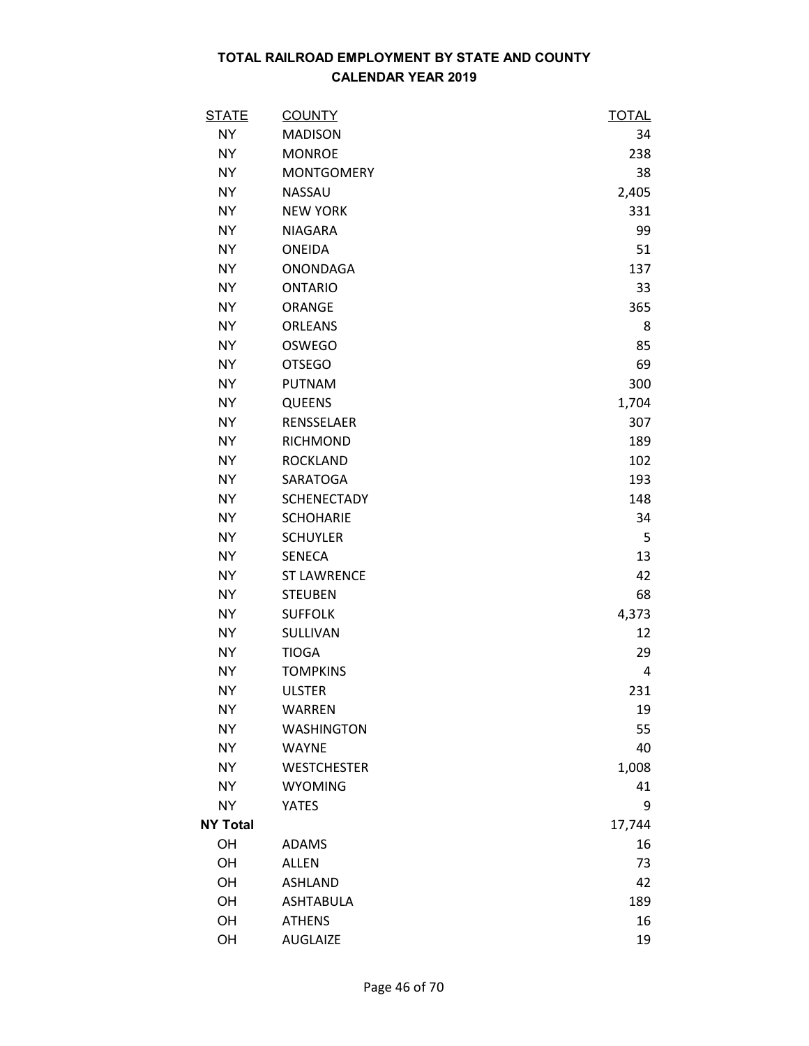# TOTAL RAILROAD EMPLOYMENT BY STATE AND COUNTY
## CALENDAR YEAR 2019

| STATE | COUNTY | TOTAL |
|---|---|---|
| NY | MADISON | 34 |
| NY | MONROE | 238 |
| NY | MONTGOMERY | 38 |
| NY | NASSAU | 2,405 |
| NY | NEW YORK | 331 |
| NY | NIAGARA | 99 |
| NY | ONEIDA | 51 |
| NY | ONONDAGA | 137 |
| NY | ONTARIO | 33 |
| NY | ORANGE | 365 |
| NY | ORLEANS | 8 |
| NY | OSWEGO | 85 |
| NY | OTSEGO | 69 |
| NY | PUTNAM | 300 |
| NY | QUEENS | 1,704 |
| NY | RENSSELAER | 307 |
| NY | RICHMOND | 189 |
| NY | ROCKLAND | 102 |
| NY | SARATOGA | 193 |
| NY | SCHENECTADY | 148 |
| NY | SCHOHARIE | 34 |
| NY | SCHUYLER | 5 |
| NY | SENECA | 13 |
| NY | ST LAWRENCE | 42 |
| NY | STEUBEN | 68 |
| NY | SUFFOLK | 4,373 |
| NY | SULLIVAN | 12 |
| NY | TIOGA | 29 |
| NY | TOMPKINS | 4 |
| NY | ULSTER | 231 |
| NY | WARREN | 19 |
| NY | WASHINGTON | 55 |
| NY | WAYNE | 40 |
| NY | WESTCHESTER | 1,008 |
| NY | WYOMING | 41 |
| NY | YATES | 9 |
| **NY Total** | | 17,744 |
| OH | ADAMS | 16 |
| OH | ALLEN | 73 |
| OH | ASHLAND | 42 |
| OH | ASHTABULA | 189 |
| OH | ATHENS | 16 |
| OH | AUGLAIZE | 19 |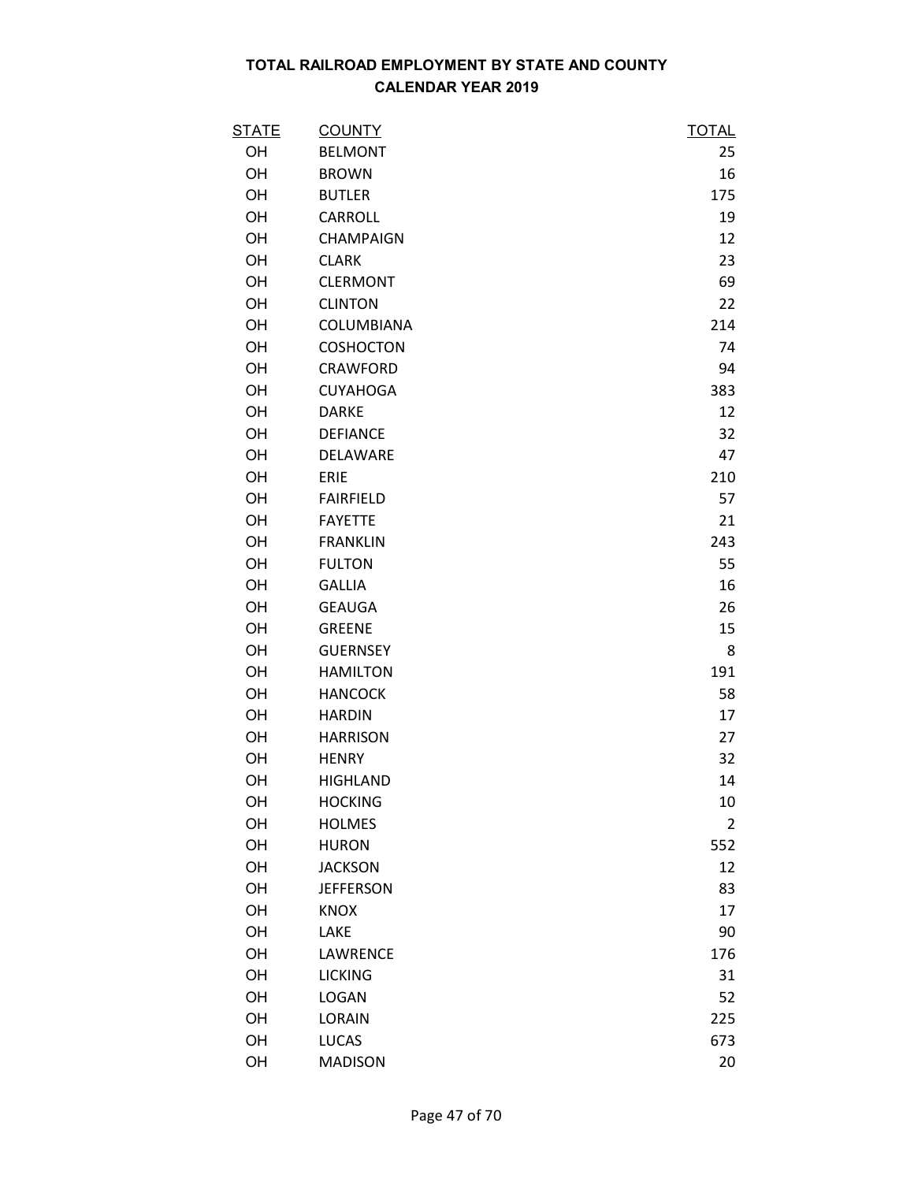## TOTAL RAILROAD EMPLOYMENT BY STATE AND COUNTY
## CALENDAR YEAR 2019

| STATE | COUNTY | TOTAL |
|---|---|---|
| OH | BELMONT | 25 |
| OH | BROWN | 16 |
| OH | BUTLER | 175 |
| OH | CARROLL | 19 |
| OH | CHAMPAIGN | 12 |
| OH | CLARK | 23 |
| OH | CLERMONT | 69 |
| OH | CLINTON | 22 |
| OH | COLUMBIANA | 214 |
| OH | COSHOCTON | 74 |
| OH | CRAWFORD | 94 |
| OH | CUYAHOGA | 383 |
| OH | DARKE | 12 |
| OH | DEFIANCE | 32 |
| OH | DELAWARE | 47 |
| OH | ERIE | 210 |
| OH | FAIRFIELD | 57 |
| OH | FAYETTE | 21 |
| OH | FRANKLIN | 243 |
| OH | FULTON | 55 |
| OH | GALLIA | 16 |
| OH | GEAUGA | 26 |
| OH | GREENE | 15 |
| OH | GUERNSEY | 8 |
| OH | HAMILTON | 191 |
| OH | HANCOCK | 58 |
| OH | HARDIN | 17 |
| OH | HARRISON | 27 |
| OH | HENRY | 32 |
| OH | HIGHLAND | 14 |
| OH | HOCKING | 10 |
| OH | HOLMES | 2 |
| OH | HURON | 552 |
| OH | JACKSON | 12 |
| OH | JEFFERSON | 83 |
| OH | KNOX | 17 |
| OH | LAKE | 90 |
| OH | LAWRENCE | 176 |
| OH | LICKING | 31 |
| OH | LOGAN | 52 |
| OH | LORAIN | 225 |
| OH | LUCAS | 673 |
| OH | MADISON | 20 |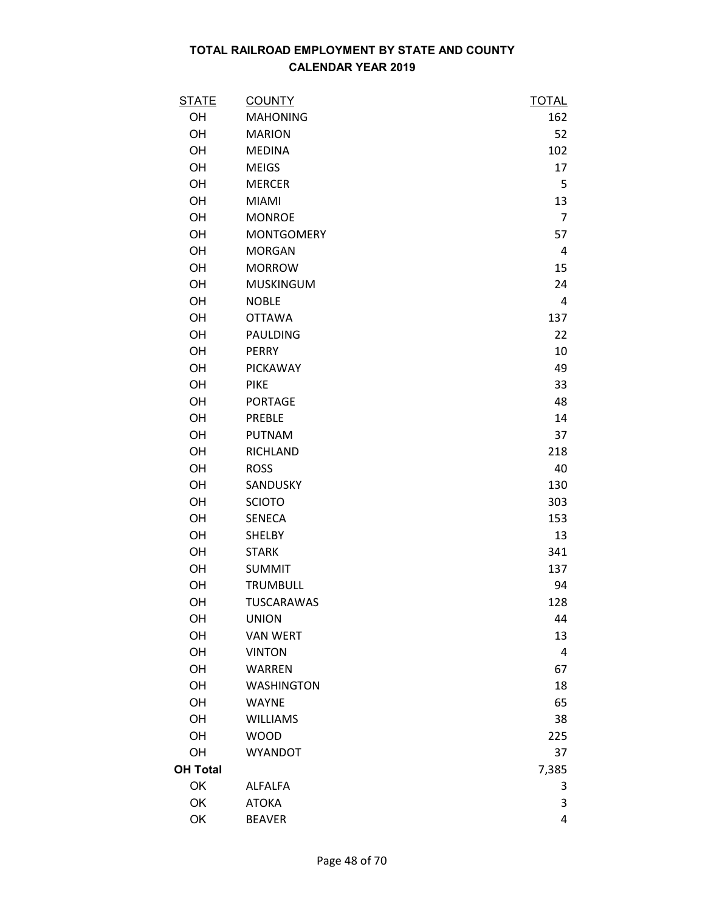**TOTAL RAILROAD EMPLOYMENT BY STATE AND COUNTY**
**CALENDAR YEAR 2019**

| STATE | COUNTY | TOTAL |
|---|---|---|
| OH | MAHONING | 162 |
| OH | MARION | 52 |
| OH | MEDINA | 102 |
| OH | MEIGS | 17 |
| OH | MERCER | 5 |
| OH | MIAMI | 13 |
| OH | MONROE | 7 |
| OH | MONTGOMERY | 57 |
| OH | MORGAN | 4 |
| OH | MORROW | 15 |
| OH | MUSKINGUM | 24 |
| OH | NOBLE | 4 |
| OH | OTTAWA | 137 |
| OH | PAULDING | 22 |
| OH | PERRY | 10 |
| OH | PICKAWAY | 49 |
| OH | PIKE | 33 |
| OH | PORTAGE | 48 |
| OH | PREBLE | 14 |
| OH | PUTNAM | 37 |
| OH | RICHLAND | 218 |
| OH | ROSS | 40 |
| OH | SANDUSKY | 130 |
| OH | SCIOTO | 303 |
| OH | SENECA | 153 |
| OH | SHELBY | 13 |
| OH | STARK | 341 |
| OH | SUMMIT | 137 |
| OH | TRUMBULL | 94 |
| OH | TUSCARAWAS | 128 |
| OH | UNION | 44 |
| OH | VAN WERT | 13 |
| OH | VINTON | 4 |
| OH | WARREN | 67 |
| OH | WASHINGTON | 18 |
| OH | WAYNE | 65 |
| OH | WILLIAMS | 38 |
| OH | WOOD | 225 |
| OH | WYANDOT | 37 |
| **OH Total** | | 7,385 |
| OK | ALFALFA | 3 |
| OK | ATOKA | 3 |
| OK | BEAVER | 4 |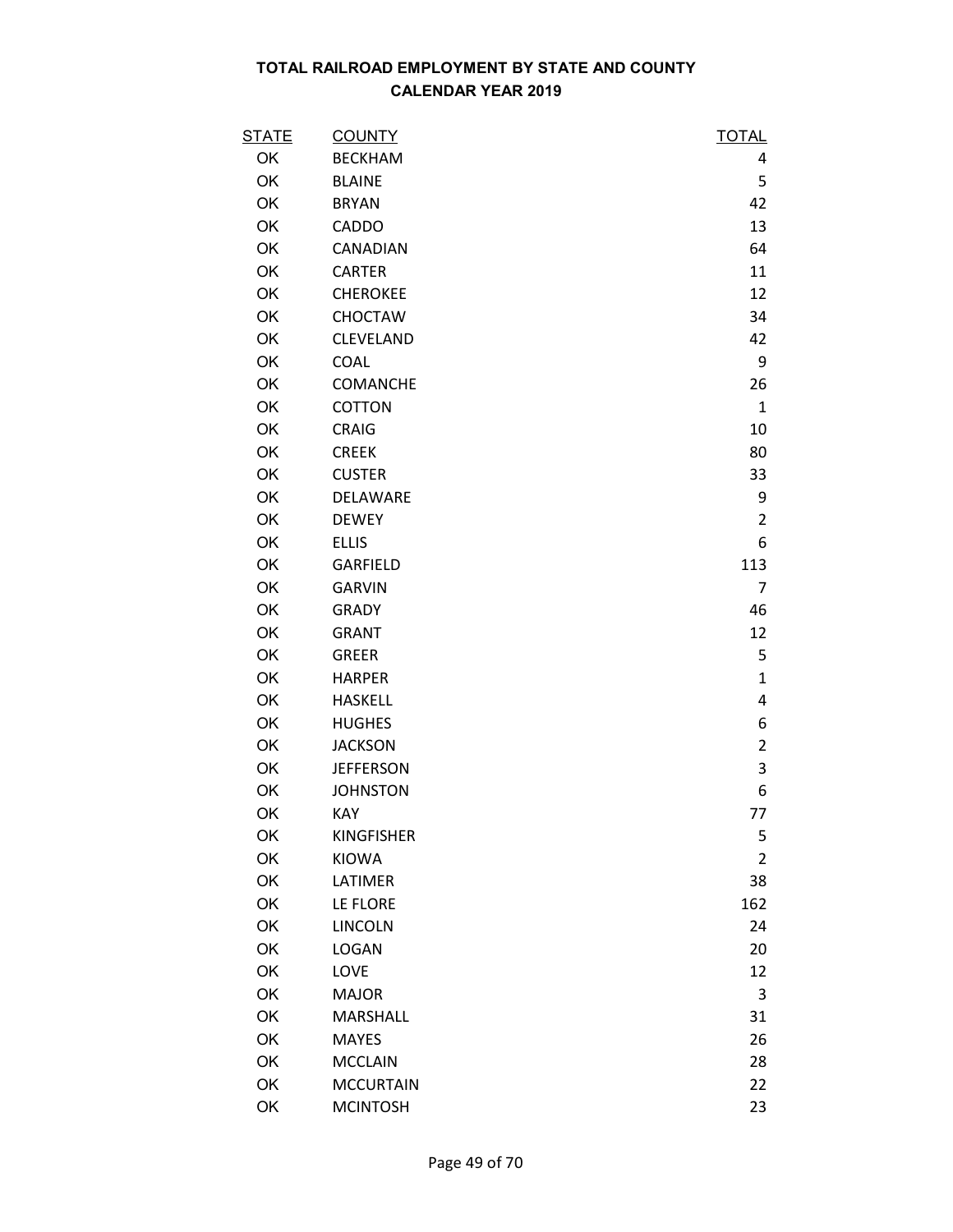**TOTAL RAILROAD EMPLOYMENT BY STATE AND COUNTY**
**CALENDAR YEAR 2019**

| STATE | COUNTY | TOTAL |
|---|---|---|
| OK | BECKHAM | 4 |
| OK | BLAINE | 5 |
| OK | BRYAN | 42 |
| OK | CADDO | 13 |
| OK | CANADIAN | 64 |
| OK | CARTER | 11 |
| OK | CHEROKEE | 12 |
| OK | CHOCTAW | 34 |
| OK | CLEVELAND | 42 |
| OK | COAL | 9 |
| OK | COMANCHE | 26 |
| OK | COTTON | 1 |
| OK | CRAIG | 10 |
| OK | CREEK | 80 |
| OK | CUSTER | 33 |
| OK | DELAWARE | 9 |
| OK | DEWEY | 2 |
| OK | ELLIS | 6 |
| OK | GARFIELD | 113 |
| OK | GARVIN | 7 |
| OK | GRADY | 46 |
| OK | GRANT | 12 |
| OK | GREER | 5 |
| OK | HARPER | 1 |
| OK | HASKELL | 4 |
| OK | HUGHES | 6 |
| OK | JACKSON | 2 |
| OK | JEFFERSON | 3 |
| OK | JOHNSTON | 6 |
| OK | KAY | 77 |
| OK | KINGFISHER | 5 |
| OK | KIOWA | 2 |
| OK | LATIMER | 38 |
| OK | LE FLORE | 162 |
| OK | LINCOLN | 24 |
| OK | LOGAN | 20 |
| OK | LOVE | 12 |
| OK | MAJOR | 3 |
| OK | MARSHALL | 31 |
| OK | MAYES | 26 |
| OK | MCCLAIN | 28 |
| OK | MCCURTAIN | 22 |
| OK | MCINTOSH | 23 |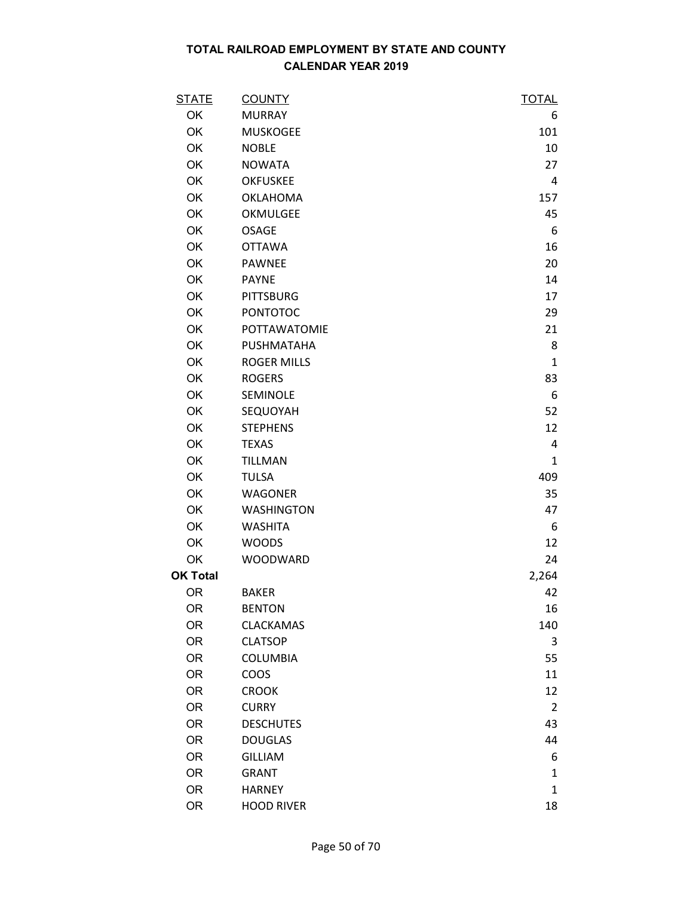# TOTAL RAILROAD EMPLOYMENT BY STATE AND COUNTY
## CALENDAR YEAR 2019

| STATE | COUNTY | TOTAL |
|---|---|---|
| OK | MURRAY | 6 |
| OK | MUSKOGEE | 101 |
| OK | NOBLE | 10 |
| OK | NOWATA | 27 |
| OK | OKFUSKEE | 4 |
| OK | OKLAHOMA | 157 |
| OK | OKMULGEE | 45 |
| OK | OSAGE | 6 |
| OK | OTTAWA | 16 |
| OK | PAWNEE | 20 |
| OK | PAYNE | 14 |
| OK | PITTSBURG | 17 |
| OK | PONTOTOC | 29 |
| OK | POTTAWATOMIE | 21 |
| OK | PUSHMATAHA | 8 |
| OK | ROGER MILLS | 1 |
| OK | ROGERS | 83 |
| OK | SEMINOLE | 6 |
| OK | SEQUOYAH | 52 |
| OK | STEPHENS | 12 |
| OK | TEXAS | 4 |
| OK | TILLMAN | 1 |
| OK | TULSA | 409 |
| OK | WAGONER | 35 |
| OK | WASHINGTON | 47 |
| OK | WASHITA | 6 |
| OK | WOODS | 12 |
| OK | WOODWARD | 24 |
| **OK Total** | | 2,264 |
| OR | BAKER | 42 |
| OR | BENTON | 16 |
| OR | CLACKAMAS | 140 |
| OR | CLATSOP | 3 |
| OR | COLUMBIA | 55 |
| OR | COOS | 11 |
| OR | CROOK | 12 |
| OR | CURRY | 2 |
| OR | DESCHUTES | 43 |
| OR | DOUGLAS | 44 |
| OR | GILLIAM | 6 |
| OR | GRANT | 1 |
| OR | HARNEY | 1 |
| OR | HOOD RIVER | 18 |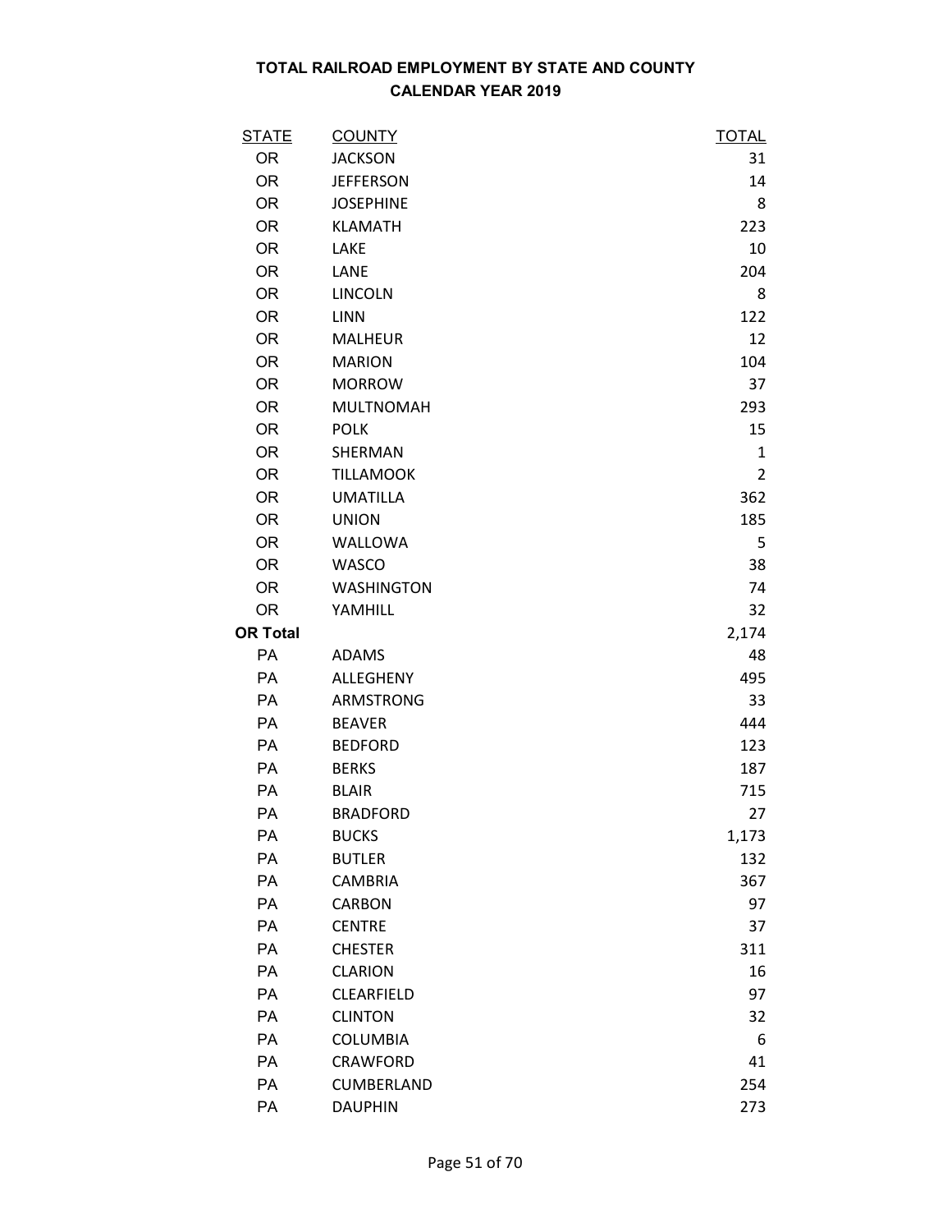# TOTAL RAILROAD EMPLOYMENT BY STATE AND COUNTY
## CALENDAR YEAR 2019

| STATE | COUNTY | TOTAL |
|---|---|---|
| OR | JACKSON | 31 |
| OR | JEFFERSON | 14 |
| OR | JOSEPHINE | 8 |
| OR | KLAMATH | 223 |
| OR | LAKE | 10 |
| OR | LANE | 204 |
| OR | LINCOLN | 8 |
| OR | LINN | 122 |
| OR | MALHEUR | 12 |
| OR | MARION | 104 |
| OR | MORROW | 37 |
| OR | MULTNOMAH | 293 |
| OR | POLK | 15 |
| OR | SHERMAN | 1 |
| OR | TILLAMOOK | 2 |
| OR | UMATILLA | 362 |
| OR | UNION | 185 |
| OR | WALLOWA | 5 |
| OR | WASCO | 38 |
| OR | WASHINGTON | 74 |
| OR | YAMHILL | 32 |
| **OR Total** | | 2,174 |
| PA | ADAMS | 48 |
| PA | ALLEGHENY | 495 |
| PA | ARMSTRONG | 33 |
| PA | BEAVER | 444 |
| PA | BEDFORD | 123 |
| PA | BERKS | 187 |
| PA | BLAIR | 715 |
| PA | BRADFORD | 27 |
| PA | BUCKS | 1,173 |
| PA | BUTLER | 132 |
| PA | CAMBRIA | 367 |
| PA | CARBON | 97 |
| PA | CENTRE | 37 |
| PA | CHESTER | 311 |
| PA | CLARION | 16 |
| PA | CLEARFIELD | 97 |
| PA | CLINTON | 32 |
| PA | COLUMBIA | 6 |
| PA | CRAWFORD | 41 |
| PA | CUMBERLAND | 254 |
| PA | DAUPHIN | 273 |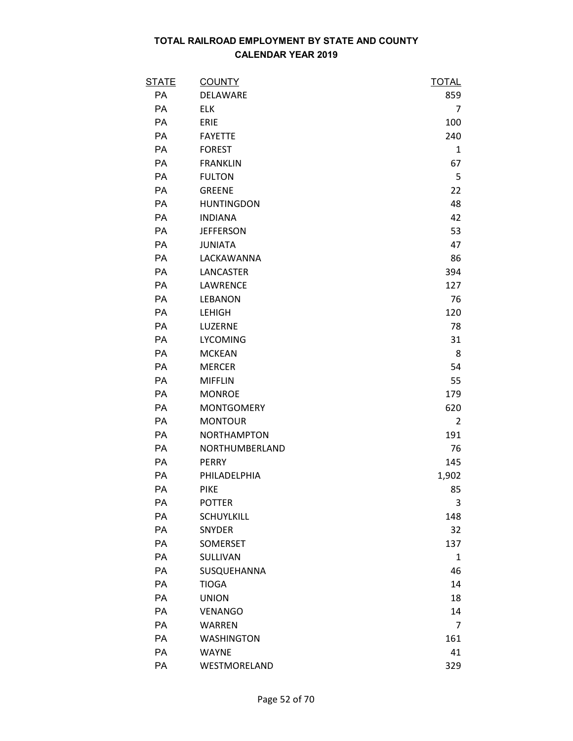# TOTAL RAILROAD EMPLOYMENT BY STATE AND COUNTY
## CALENDAR YEAR 2019

| STATE | COUNTY | TOTAL |
|---|---|---|
| PA | DELAWARE | 859 |
| PA | ELK | 7 |
| PA | ERIE | 100 |
| PA | FAYETTE | 240 |
| PA | FOREST | 1 |
| PA | FRANKLIN | 67 |
| PA | FULTON | 5 |
| PA | GREENE | 22 |
| PA | HUNTINGDON | 48 |
| PA | INDIANA | 42 |
| PA | JEFFERSON | 53 |
| PA | JUNIATA | 47 |
| PA | LACKAWANNA | 86 |
| PA | LANCASTER | 394 |
| PA | LAWRENCE | 127 |
| PA | LEBANON | 76 |
| PA | LEHIGH | 120 |
| PA | LUZERNE | 78 |
| PA | LYCOMING | 31 |
| PA | MCKEAN | 8 |
| PA | MERCER | 54 |
| PA | MIFFLIN | 55 |
| PA | MONROE | 179 |
| PA | MONTGOMERY | 620 |
| PA | MONTOUR | 2 |
| PA | NORTHAMPTON | 191 |
| PA | NORTHUMBERLAND | 76 |
| PA | PERRY | 145 |
| PA | PHILADELPHIA | 1,902 |
| PA | PIKE | 85 |
| PA | POTTER | 3 |
| PA | SCHUYLKILL | 148 |
| PA | SNYDER | 32 |
| PA | SOMERSET | 137 |
| PA | SULLIVAN | 1 |
| PA | SUSQUEHANNA | 46 |
| PA | TIOGA | 14 |
| PA | UNION | 18 |
| PA | VENANGO | 14 |
| PA | WARREN | 7 |
| PA | WASHINGTON | 161 |
| PA | WAYNE | 41 |
| PA | WESTMORELAND | 329 |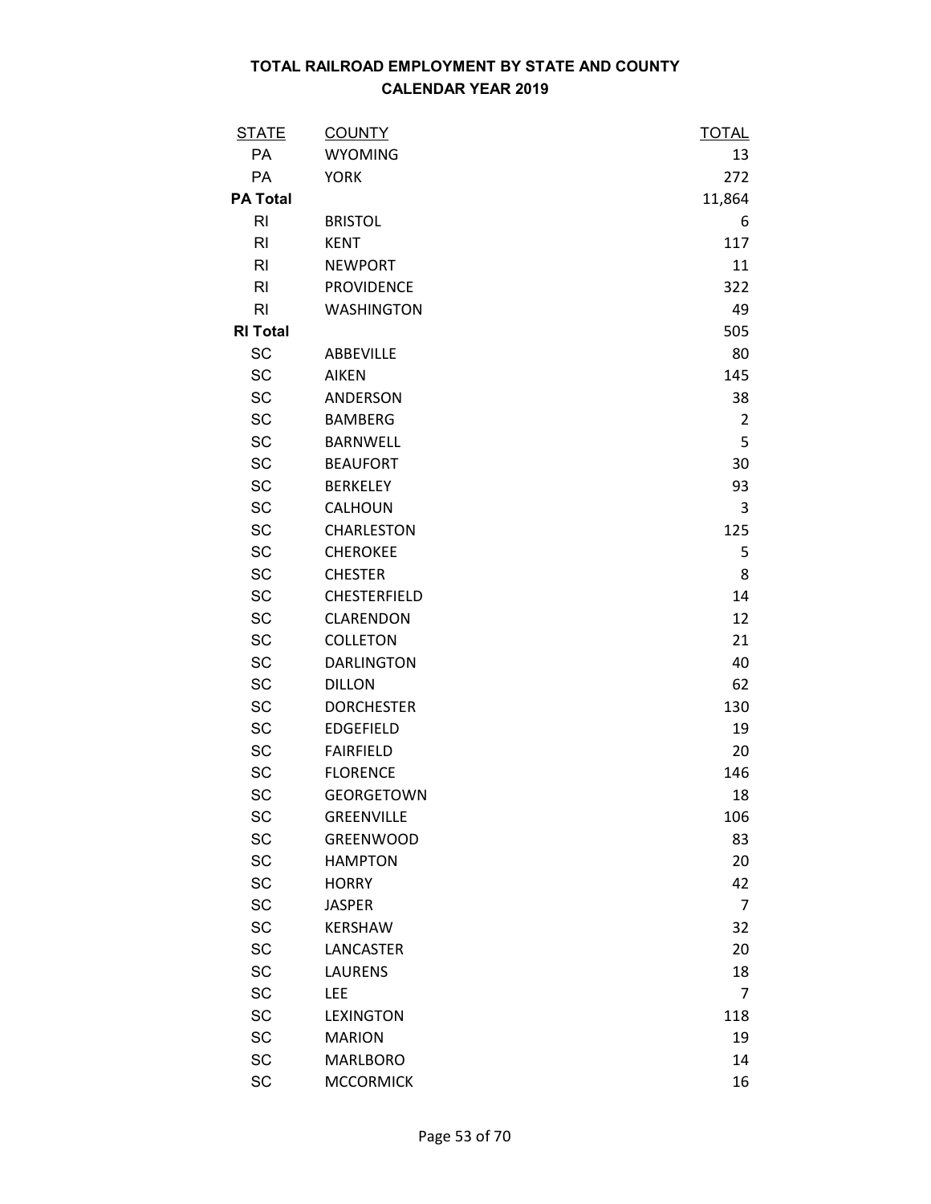# TOTAL RAILROAD EMPLOYMENT BY STATE AND COUNTY

## CALENDAR YEAR 2019

| STATE | COUNTY | TOTAL |
|---|---|---|
| PA | WYOMING | 13 |
| PA | YORK | 272 |
| **PA Total** | | 11,864 |
| RI | BRISTOL | 6 |
| RI | KENT | 117 |
| RI | NEWPORT | 11 |
| RI | PROVIDENCE | 322 |
| RI | WASHINGTON | 49 |
| **RI Total** | | 505 |
| SC | ABBEVILLE | 80 |
| SC | AIKEN | 145 |
| SC | ANDERSON | 38 |
| SC | BAMBERG | 2 |
| SC | BARNWELL | 5 |
| SC | BEAUFORT | 30 |
| SC | BERKELEY | 93 |
| SC | CALHOUN | 3 |
| SC | CHARLESTON | 125 |
| SC | CHEROKEE | 5 |
| SC | CHESTER | 8 |
| SC | CHESTERFIELD | 14 |
| SC | CLARENDON | 12 |
| SC | COLLETON | 21 |
| SC | DARLINGTON | 40 |
| SC | DILLON | 62 |
| SC | DORCHESTER | 130 |
| SC | EDGEFIELD | 19 |
| SC | FAIRFIELD | 20 |
| SC | FLORENCE | 146 |
| SC | GEORGETOWN | 18 |
| SC | GREENVILLE | 106 |
| SC | GREENWOOD | 83 |
| SC | HAMPTON | 20 |
| SC | HORRY | 42 |
| SC | JASPER | 7 |
| SC | KERSHAW | 32 |
| SC | LANCASTER | 20 |
| SC | LAURENS | 18 |
| SC | LEE | 7 |
| SC | LEXINGTON | 118 |
| SC | MARION | 19 |
| SC | MARLBORO | 14 |
| SC | MCCORMICK | 16 |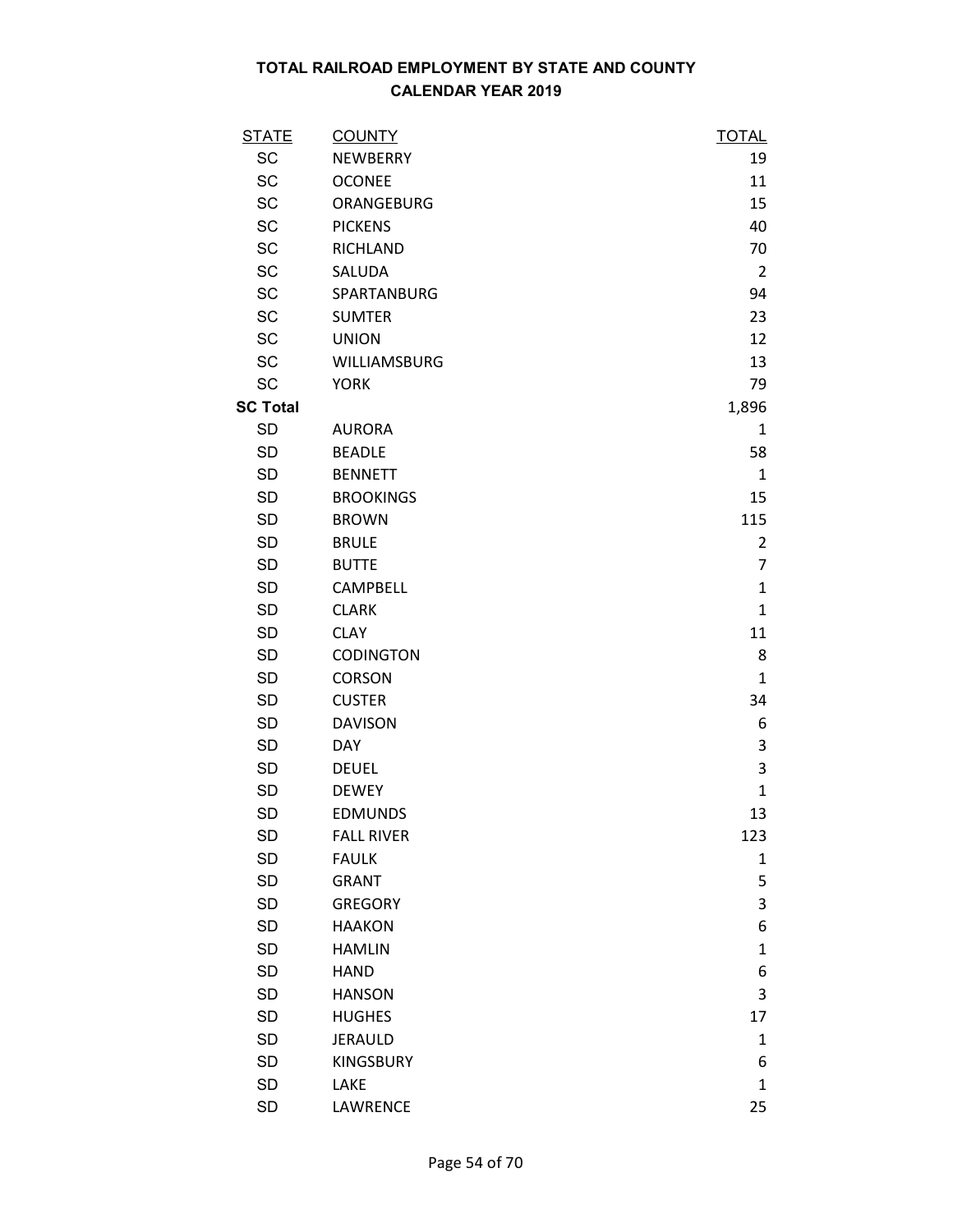# TOTAL RAILROAD EMPLOYMENT BY STATE AND COUNTY
## CALENDAR YEAR 2019

| STATE | COUNTY | TOTAL |
|---|---|---|
| SC | NEWBERRY | 19 |
| SC | OCONEE | 11 |
| SC | ORANGEBURG | 15 |
| SC | PICKENS | 40 |
| SC | RICHLAND | 70 |
| SC | SALUDA | 2 |
| SC | SPARTANBURG | 94 |
| SC | SUMTER | 23 |
| SC | UNION | 12 |
| SC | WILLIAMSBURG | 13 |
| SC | YORK | 79 |
| **SC Total** | | 1,896 |
| SD | AURORA | 1 |
| SD | BEADLE | 58 |
| SD | BENNETT | 1 |
| SD | BROOKINGS | 15 |
| SD | BROWN | 115 |
| SD | BRULE | 2 |
| SD | BUTTE | 7 |
| SD | CAMPBELL | 1 |
| SD | CLARK | 1 |
| SD | CLAY | 11 |
| SD | CODINGTON | 8 |
| SD | CORSON | 1 |
| SD | CUSTER | 34 |
| SD | DAVISON | 6 |
| SD | DAY | 3 |
| SD | DEUEL | 3 |
| SD | DEWEY | 1 |
| SD | EDMUNDS | 13 |
| SD | FALL RIVER | 123 |
| SD | FAULK | 1 |
| SD | GRANT | 5 |
| SD | GREGORY | 3 |
| SD | HAAKON | 6 |
| SD | HAMLIN | 1 |
| SD | HAND | 6 |
| SD | HANSON | 3 |
| SD | HUGHES | 17 |
| SD | JERAULD | 1 |
| SD | KINGSBURY | 6 |
| SD | LAKE | 1 |
| SD | LAWRENCE | 25 |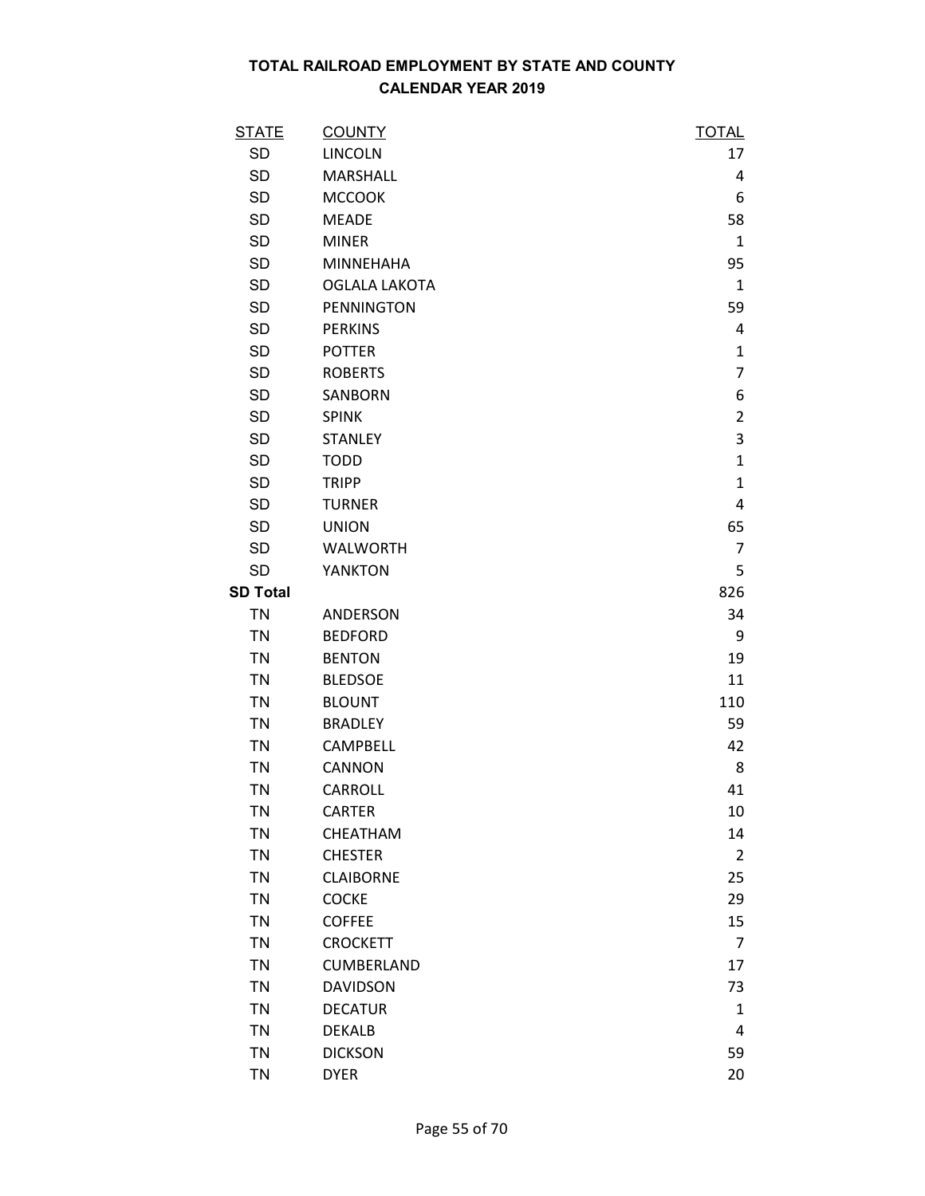# TOTAL RAILROAD EMPLOYMENT BY STATE AND COUNTY
## CALENDAR YEAR 2019

| STATE | COUNTY | TOTAL |
|---|---|---|
| SD | LINCOLN | 17 |
| SD | MARSHALL | 4 |
| SD | MCCOOK | 6 |
| SD | MEADE | 58 |
| SD | MINER | 1 |
| SD | MINNEHAHA | 95 |
| SD | OGLALA LAKOTA | 1 |
| SD | PENNINGTON | 59 |
| SD | PERKINS | 4 |
| SD | POTTER | 1 |
| SD | ROBERTS | 7 |
| SD | SANBORN | 6 |
| SD | SPINK | 2 |
| SD | STANLEY | 3 |
| SD | TODD | 1 |
| SD | TRIPP | 1 |
| SD | TURNER | 4 |
| SD | UNION | 65 |
| SD | WALWORTH | 7 |
| SD | YANKTON | 5 |
| **SD Total** | | 826 |
| TN | ANDERSON | 34 |
| TN | BEDFORD | 9 |
| TN | BENTON | 19 |
| TN | BLEDSOE | 11 |
| TN | BLOUNT | 110 |
| TN | BRADLEY | 59 |
| TN | CAMPBELL | 42 |
| TN | CANNON | 8 |
| TN | CARROLL | 41 |
| TN | CARTER | 10 |
| TN | CHEATHAM | 14 |
| TN | CHESTER | 2 |
| TN | CLAIBORNE | 25 |
| TN | COCKE | 29 |
| TN | COFFEE | 15 |
| TN | CROCKETT | 7 |
| TN | CUMBERLAND | 17 |
| TN | DAVIDSON | 73 |
| TN | DECATUR | 1 |
| TN | DEKALB | 4 |
| TN | DICKSON | 59 |
| TN | DYER | 20 |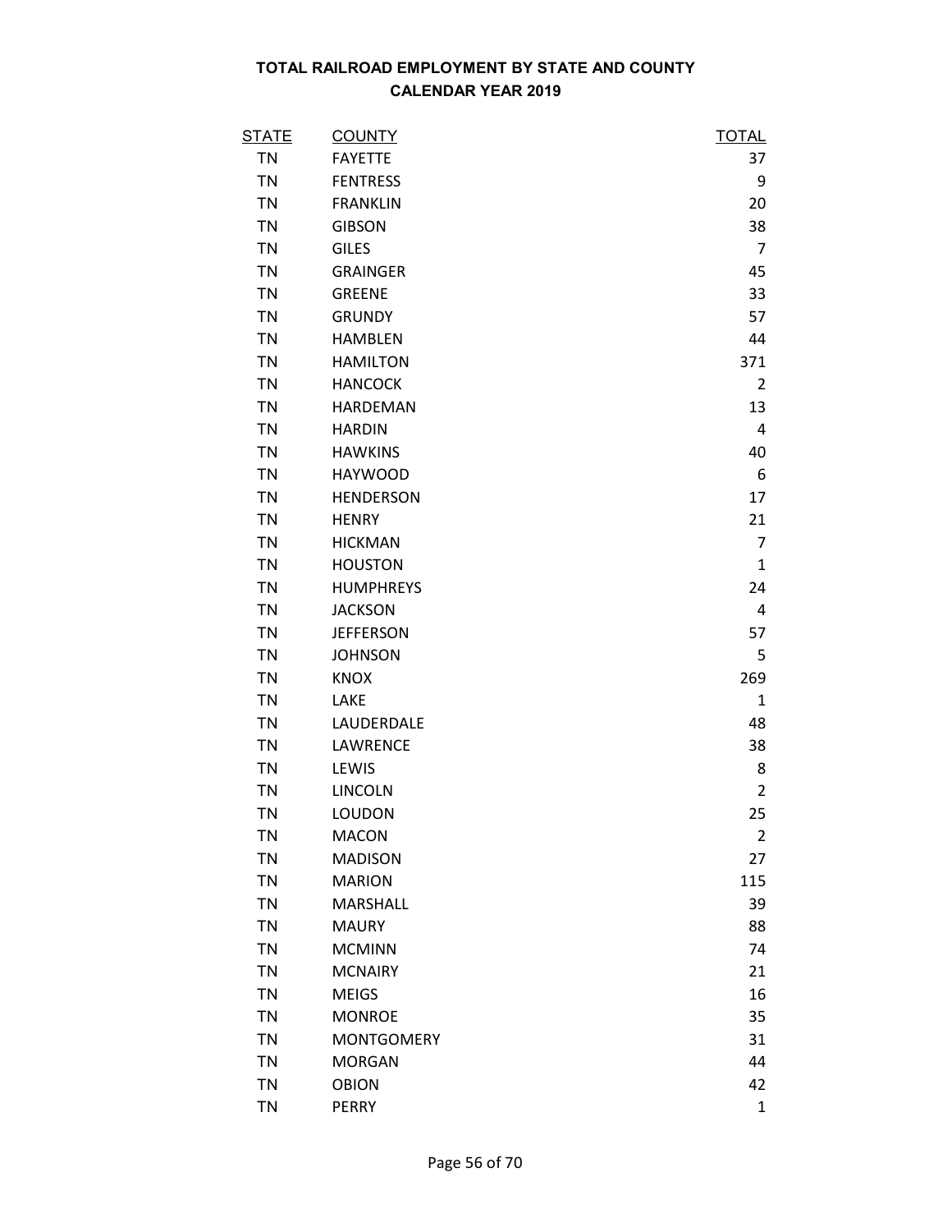# TOTAL RAILROAD EMPLOYMENT BY STATE AND COUNTY
## CALENDAR YEAR 2019

| STATE | COUNTY | TOTAL |
|---|---|---|
| TN | FAYETTE | 37 |
| TN | FENTRESS | 9 |
| TN | FRANKLIN | 20 |
| TN | GIBSON | 38 |
| TN | GILES | 7 |
| TN | GRAINGER | 45 |
| TN | GREENE | 33 |
| TN | GRUNDY | 57 |
| TN | HAMBLEN | 44 |
| TN | HAMILTON | 371 |
| TN | HANCOCK | 2 |
| TN | HARDEMAN | 13 |
| TN | HARDIN | 4 |
| TN | HAWKINS | 40 |
| TN | HAYWOOD | 6 |
| TN | HENDERSON | 17 |
| TN | HENRY | 21 |
| TN | HICKMAN | 7 |
| TN | HOUSTON | 1 |
| TN | HUMPHREYS | 24 |
| TN | JACKSON | 4 |
| TN | JEFFERSON | 57 |
| TN | JOHNSON | 5 |
| TN | KNOX | 269 |
| TN | LAKE | 1 |
| TN | LAUDERDALE | 48 |
| TN | LAWRENCE | 38 |
| TN | LEWIS | 8 |
| TN | LINCOLN | 2 |
| TN | LOUDON | 25 |
| TN | MACON | 2 |
| TN | MADISON | 27 |
| TN | MARION | 115 |
| TN | MARSHALL | 39 |
| TN | MAURY | 88 |
| TN | MCMINN | 74 |
| TN | MCNAIRY | 21 |
| TN | MEIGS | 16 |
| TN | MONROE | 35 |
| TN | MONTGOMERY | 31 |
| TN | MORGAN | 44 |
| TN | OBION | 42 |
| TN | PERRY | 1 |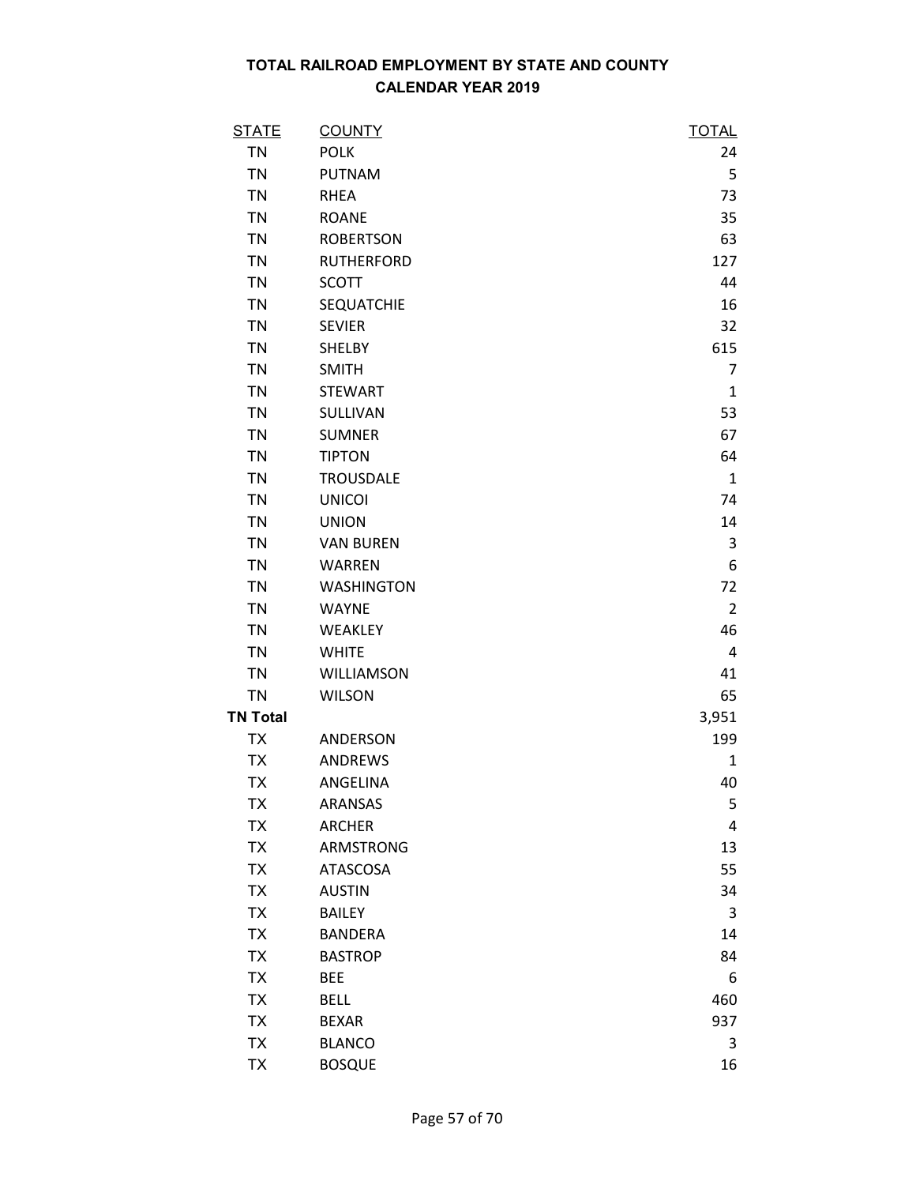**TOTAL RAILROAD EMPLOYMENT BY STATE AND COUNTY**
**CALENDAR YEAR 2019**

| STATE | COUNTY | TOTAL |
|---|---|---|
| TN | POLK | 24 |
| TN | PUTNAM | 5 |
| TN | RHEA | 73 |
| TN | ROANE | 35 |
| TN | ROBERTSON | 63 |
| TN | RUTHERFORD | 127 |
| TN | SCOTT | 44 |
| TN | SEQUATCHIE | 16 |
| TN | SEVIER | 32 |
| TN | SHELBY | 615 |
| TN | SMITH | 7 |
| TN | STEWART | 1 |
| TN | SULLIVAN | 53 |
| TN | SUMNER | 67 |
| TN | TIPTON | 64 |
| TN | TROUSDALE | 1 |
| TN | UNICOI | 74 |
| TN | UNION | 14 |
| TN | VAN BUREN | 3 |
| TN | WARREN | 6 |
| TN | WASHINGTON | 72 |
| TN | WAYNE | 2 |
| TN | WEAKLEY | 46 |
| TN | WHITE | 4 |
| TN | WILLIAMSON | 41 |
| TN | WILSON | 65 |
| **TN Total** | | 3,951 |
| TX | ANDERSON | 199 |
| TX | ANDREWS | 1 |
| TX | ANGELINA | 40 |
| TX | ARANSAS | 5 |
| TX | ARCHER | 4 |
| TX | ARMSTRONG | 13 |
| TX | ATASCOSA | 55 |
| TX | AUSTIN | 34 |
| TX | BAILEY | 3 |
| TX | BANDERA | 14 |
| TX | BASTROP | 84 |
| TX | BEE | 6 |
| TX | BELL | 460 |
| TX | BEXAR | 937 |
| TX | BLANCO | 3 |
| TX | BOSQUE | 16 |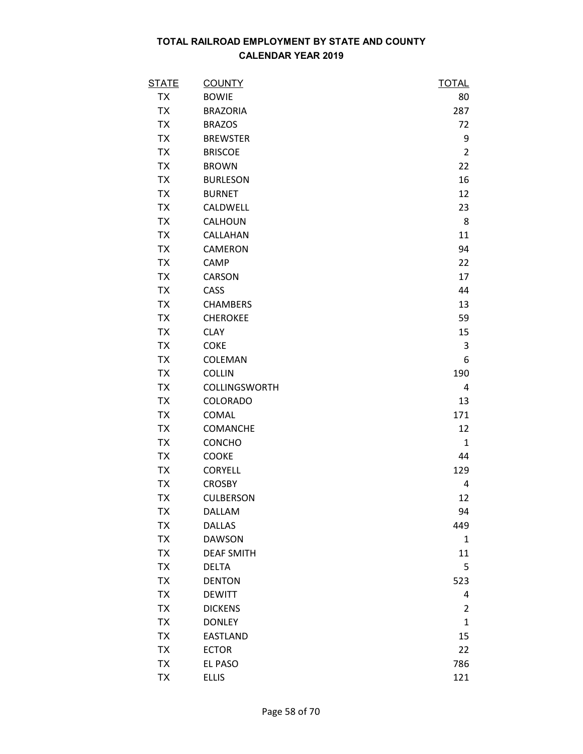# TOTAL RAILROAD EMPLOYMENT BY STATE AND COUNTY
## CALENDAR YEAR 2019

| STATE | COUNTY | TOTAL |
|---|---|---|
| TX | BOWIE | 80 |
| TX | BRAZORIA | 287 |
| TX | BRAZOS | 72 |
| TX | BREWSTER | 9 |
| TX | BRISCOE | 2 |
| TX | BROWN | 22 |
| TX | BURLESON | 16 |
| TX | BURNET | 12 |
| TX | CALDWELL | 23 |
| TX | CALHOUN | 8 |
| TX | CALLAHAN | 11 |
| TX | CAMERON | 94 |
| TX | CAMP | 22 |
| TX | CARSON | 17 |
| TX | CASS | 44 |
| TX | CHAMBERS | 13 |
| TX | CHEROKEE | 59 |
| TX | CLAY | 15 |
| TX | COKE | 3 |
| TX | COLEMAN | 6 |
| TX | COLLIN | 190 |
| TX | COLLINGSWORTH | 4 |
| TX | COLORADO | 13 |
| TX | COMAL | 171 |
| TX | COMANCHE | 12 |
| TX | CONCHO | 1 |
| TX | COOKE | 44 |
| TX | CORYELL | 129 |
| TX | CROSBY | 4 |
| TX | CULBERSON | 12 |
| TX | DALLAM | 94 |
| TX | DALLAS | 449 |
| TX | DAWSON | 1 |
| TX | DEAF SMITH | 11 |
| TX | DELTA | 5 |
| TX | DENTON | 523 |
| TX | DEWITT | 4 |
| TX | DICKENS | 2 |
| TX | DONLEY | 1 |
| TX | EASTLAND | 15 |
| TX | ECTOR | 22 |
| TX | EL PASO | 786 |
| TX | ELLIS | 121 |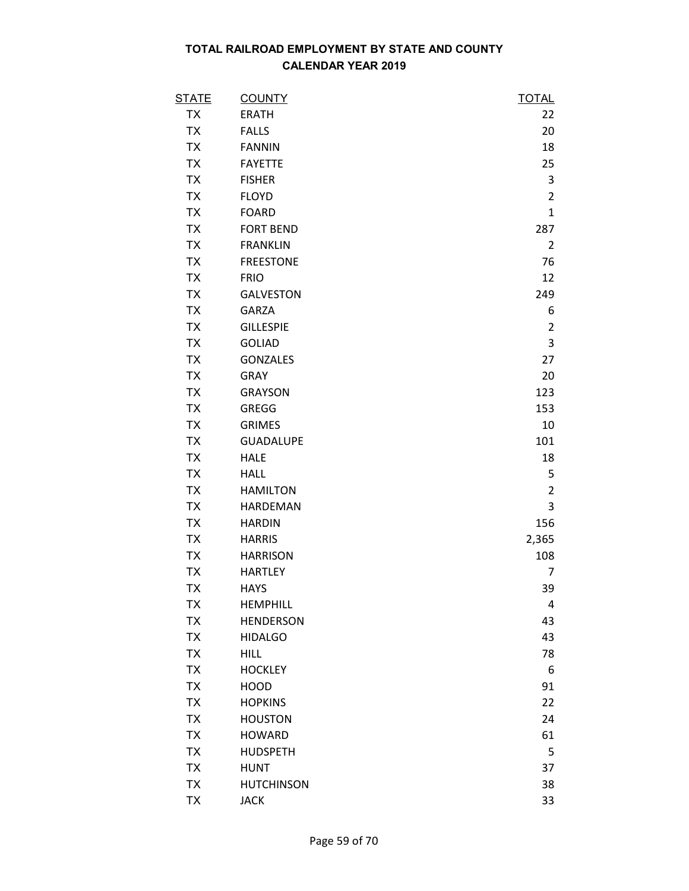# TOTAL RAILROAD EMPLOYMENT BY STATE AND COUNTY
## CALENDAR YEAR 2019

| STATE | COUNTY | TOTAL |
|---|---|---|
| TX | ERATH | 22 |
| TX | FALLS | 20 |
| TX | FANNIN | 18 |
| TX | FAYETTE | 25 |
| TX | FISHER | 3 |
| TX | FLOYD | 2 |
| TX | FOARD | 1 |
| TX | FORT BEND | 287 |
| TX | FRANKLIN | 2 |
| TX | FREESTONE | 76 |
| TX | FRIO | 12 |
| TX | GALVESTON | 249 |
| TX | GARZA | 6 |
| TX | GILLESPIE | 2 |
| TX | GOLIAD | 3 |
| TX | GONZALES | 27 |
| TX | GRAY | 20 |
| TX | GRAYSON | 123 |
| TX | GREGG | 153 |
| TX | GRIMES | 10 |
| TX | GUADALUPE | 101 |
| TX | HALE | 18 |
| TX | HALL | 5 |
| TX | HAMILTON | 2 |
| TX | HARDEMAN | 3 |
| TX | HARDIN | 156 |
| TX | HARRIS | 2,365 |
| TX | HARRISON | 108 |
| TX | HARTLEY | 7 |
| TX | HAYS | 39 |
| TX | HEMPHILL | 4 |
| TX | HENDERSON | 43 |
| TX | HIDALGO | 43 |
| TX | HILL | 78 |
| TX | HOCKLEY | 6 |
| TX | HOOD | 91 |
| TX | HOPKINS | 22 |
| TX | HOUSTON | 24 |
| TX | HOWARD | 61 |
| TX | HUDSPETH | 5 |
| TX | HUNT | 37 |
| TX | HUTCHINSON | 38 |
| TX | JACK | 33 |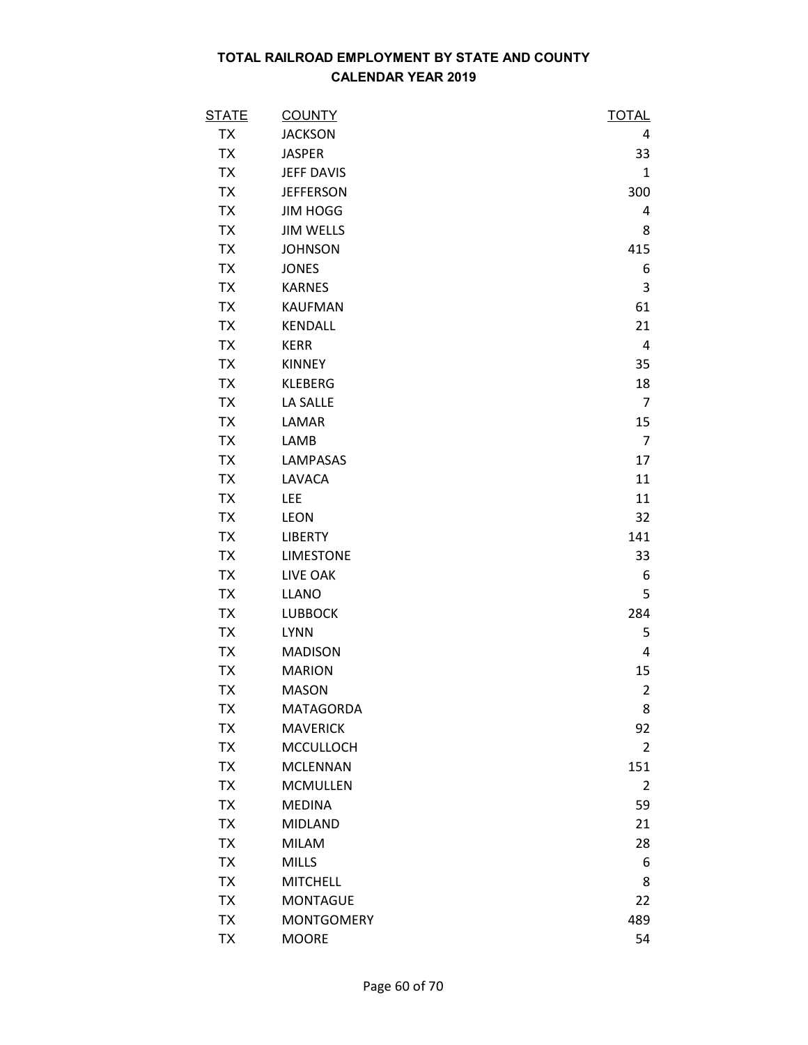# TOTAL RAILROAD EMPLOYMENT BY STATE AND COUNTY
## CALENDAR YEAR 2019

| STATE | COUNTY | TOTAL |
|---|---|---|
| TX | JACKSON | 4 |
| TX | JASPER | 33 |
| TX | JEFF DAVIS | 1 |
| TX | JEFFERSON | 300 |
| TX | JIM HOGG | 4 |
| TX | JIM WELLS | 8 |
| TX | JOHNSON | 415 |
| TX | JONES | 6 |
| TX | KARNES | 3 |
| TX | KAUFMAN | 61 |
| TX | KENDALL | 21 |
| TX | KERR | 4 |
| TX | KINNEY | 35 |
| TX | KLEBERG | 18 |
| TX | LA SALLE | 7 |
| TX | LAMAR | 15 |
| TX | LAMB | 7 |
| TX | LAMPASAS | 17 |
| TX | LAVACA | 11 |
| TX | LEE | 11 |
| TX | LEON | 32 |
| TX | LIBERTY | 141 |
| TX | LIMESTONE | 33 |
| TX | LIVE OAK | 6 |
| TX | LLANO | 5 |
| TX | LUBBOCK | 284 |
| TX | LYNN | 5 |
| TX | MADISON | 4 |
| TX | MARION | 15 |
| TX | MASON | 2 |
| TX | MATAGORDA | 8 |
| TX | MAVERICK | 92 |
| TX | MCCULLOCH | 2 |
| TX | MCLENNAN | 151 |
| TX | MCMULLEN | 2 |
| TX | MEDINA | 59 |
| TX | MIDLAND | 21 |
| TX | MILAM | 28 |
| TX | MILLS | 6 |
| TX | MITCHELL | 8 |
| TX | MONTAGUE | 22 |
| TX | MONTGOMERY | 489 |
| TX | MOORE | 54 |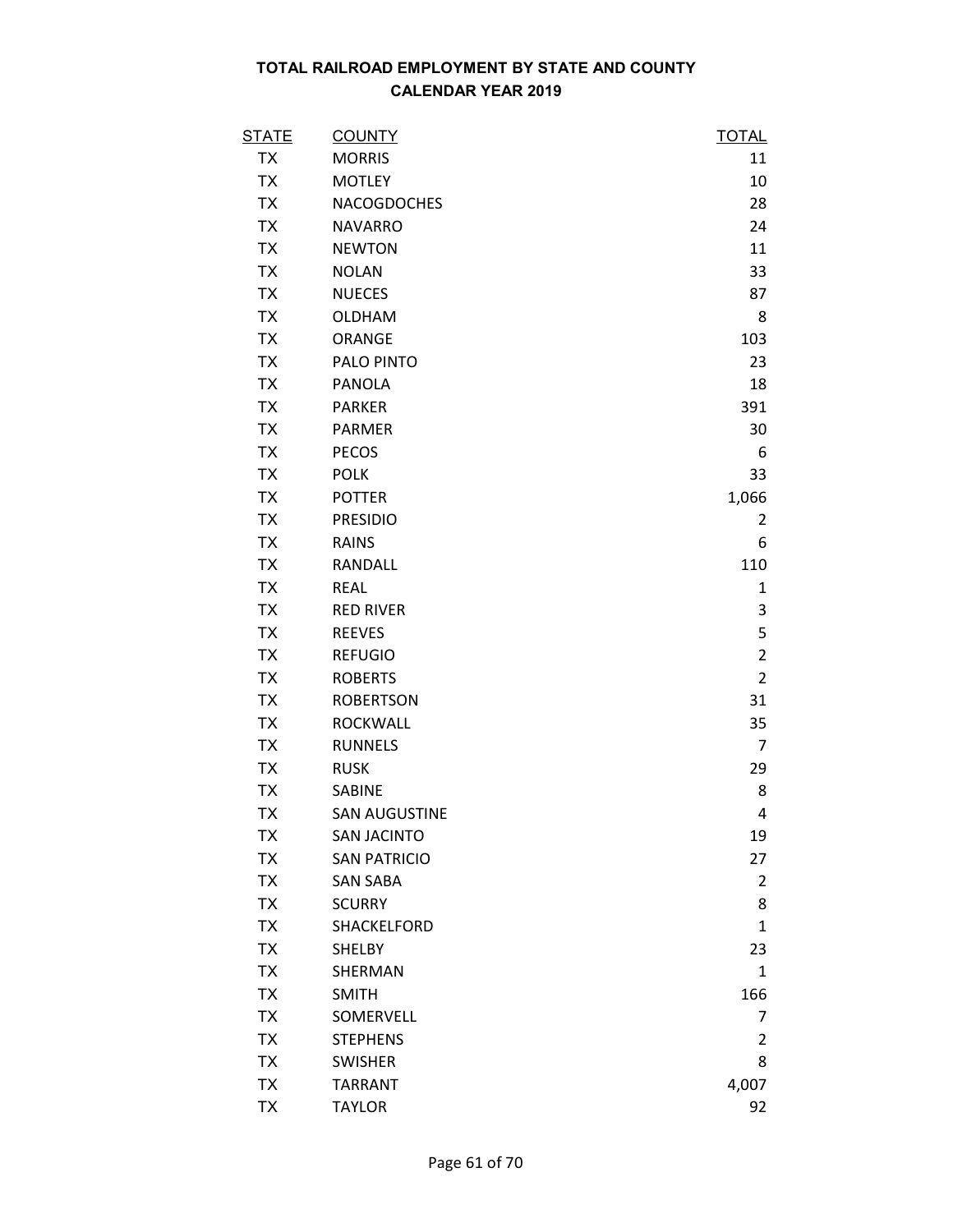# TOTAL RAILROAD EMPLOYMENT BY STATE AND COUNTY
## CALENDAR YEAR 2019

| STATE | COUNTY | TOTAL |
|---|---|---|
| TX | MORRIS | 11 |
| TX | MOTLEY | 10 |
| TX | NACOGDOCHES | 28 |
| TX | NAVARRO | 24 |
| TX | NEWTON | 11 |
| TX | NOLAN | 33 |
| TX | NUECES | 87 |
| TX | OLDHAM | 8 |
| TX | ORANGE | 103 |
| TX | PALO PINTO | 23 |
| TX | PANOLA | 18 |
| TX | PARKER | 391 |
| TX | PARMER | 30 |
| TX | PECOS | 6 |
| TX | POLK | 33 |
| TX | POTTER | 1,066 |
| TX | PRESIDIO | 2 |
| TX | RAINS | 6 |
| TX | RANDALL | 110 |
| TX | REAL | 1 |
| TX | RED RIVER | 3 |
| TX | REEVES | 5 |
| TX | REFUGIO | 2 |
| TX | ROBERTS | 2 |
| TX | ROBERTSON | 31 |
| TX | ROCKWALL | 35 |
| TX | RUNNELS | 7 |
| TX | RUSK | 29 |
| TX | SABINE | 8 |
| TX | SAN AUGUSTINE | 4 |
| TX | SAN JACINTO | 19 |
| TX | SAN PATRICIO | 27 |
| TX | SAN SABA | 2 |
| TX | SCURRY | 8 |
| TX | SHACKELFORD | 1 |
| TX | SHELBY | 23 |
| TX | SHERMAN | 1 |
| TX | SMITH | 166 |
| TX | SOMERVELL | 7 |
| TX | STEPHENS | 2 |
| TX | SWISHER | 8 |
| TX | TARRANT | 4,007 |
| TX | TAYLOR | 92 |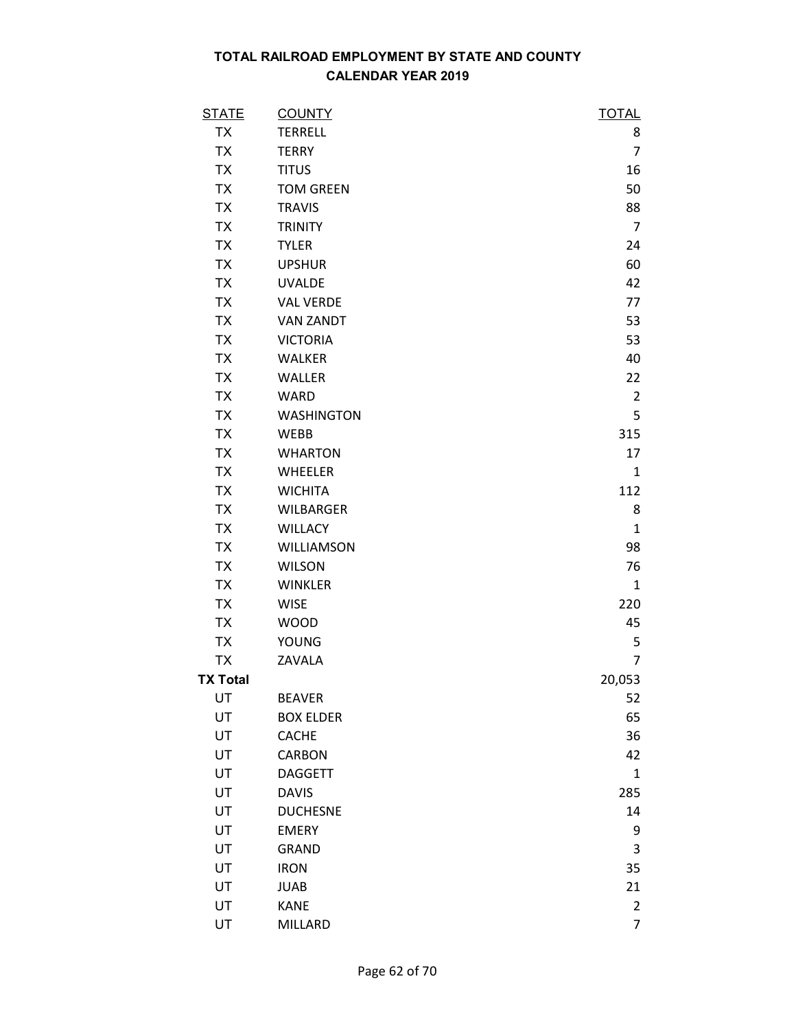# TOTAL RAILROAD EMPLOYMENT BY STATE AND COUNTY
## CALENDAR YEAR 2019

| STATE | COUNTY | TOTAL |
|---|---|---|
| TX | TERRELL | 8 |
| TX | TERRY | 7 |
| TX | TITUS | 16 |
| TX | TOM GREEN | 50 |
| TX | TRAVIS | 88 |
| TX | TRINITY | 7 |
| TX | TYLER | 24 |
| TX | UPSHUR | 60 |
| TX | UVALDE | 42 |
| TX | VAL VERDE | 77 |
| TX | VAN ZANDT | 53 |
| TX | VICTORIA | 53 |
| TX | WALKER | 40 |
| TX | WALLER | 22 |
| TX | WARD | 2 |
| TX | WASHINGTON | 5 |
| TX | WEBB | 315 |
| TX | WHARTON | 17 |
| TX | WHEELER | 1 |
| TX | WICHITA | 112 |
| TX | WILBARGER | 8 |
| TX | WILLACY | 1 |
| TX | WILLIAMSON | 98 |
| TX | WILSON | 76 |
| TX | WINKLER | 1 |
| TX | WISE | 220 |
| TX | WOOD | 45 |
| TX | YOUNG | 5 |
| TX | ZAVALA | 7 |
| **TX Total** | | 20,053 |
| UT | BEAVER | 52 |
| UT | BOX ELDER | 65 |
| UT | CACHE | 36 |
| UT | CARBON | 42 |
| UT | DAGGETT | 1 |
| UT | DAVIS | 285 |
| UT | DUCHESNE | 14 |
| UT | EMERY | 9 |
| UT | GRAND | 3 |
| UT | IRON | 35 |
| UT | JUAB | 21 |
| UT | KANE | 2 |
| UT | MILLARD | 7 |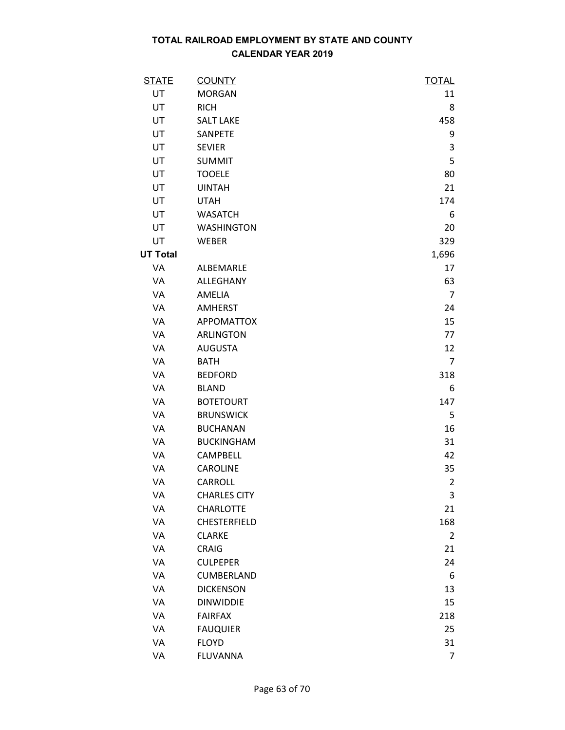# TOTAL RAILROAD EMPLOYMENT BY STATE AND COUNTY
## CALENDAR YEAR 2019

| STATE | COUNTY | TOTAL |
|---|---|---|
| UT | MORGAN | 11 |
| UT | RICH | 8 |
| UT | SALT LAKE | 458 |
| UT | SANPETE | 9 |
| UT | SEVIER | 3 |
| UT | SUMMIT | 5 |
| UT | TOOELE | 80 |
| UT | UINTAH | 21 |
| UT | UTAH | 174 |
| UT | WASATCH | 6 |
| UT | WASHINGTON | 20 |
| UT | WEBER | 329 |
| **UT Total** | | 1,696 |
| VA | ALBEMARLE | 17 |
| VA | ALLEGHANY | 63 |
| VA | AMELIA | 7 |
| VA | AMHERST | 24 |
| VA | APPOMATTOX | 15 |
| VA | ARLINGTON | 77 |
| VA | AUGUSTA | 12 |
| VA | BATH | 7 |
| VA | BEDFORD | 318 |
| VA | BLAND | 6 |
| VA | BOTETOURT | 147 |
| VA | BRUNSWICK | 5 |
| VA | BUCHANAN | 16 |
| VA | BUCKINGHAM | 31 |
| VA | CAMPBELL | 42 |
| VA | CAROLINE | 35 |
| VA | CARROLL | 2 |
| VA | CHARLES CITY | 3 |
| VA | CHARLOTTE | 21 |
| VA | CHESTERFIELD | 168 |
| VA | CLARKE | 2 |
| VA | CRAIG | 21 |
| VA | CULPEPER | 24 |
| VA | CUMBERLAND | 6 |
| VA | DICKENSON | 13 |
| VA | DINWIDDIE | 15 |
| VA | FAIRFAX | 218 |
| VA | FAUQUIER | 25 |
| VA | FLOYD | 31 |
| VA | FLUVANNA | 7 |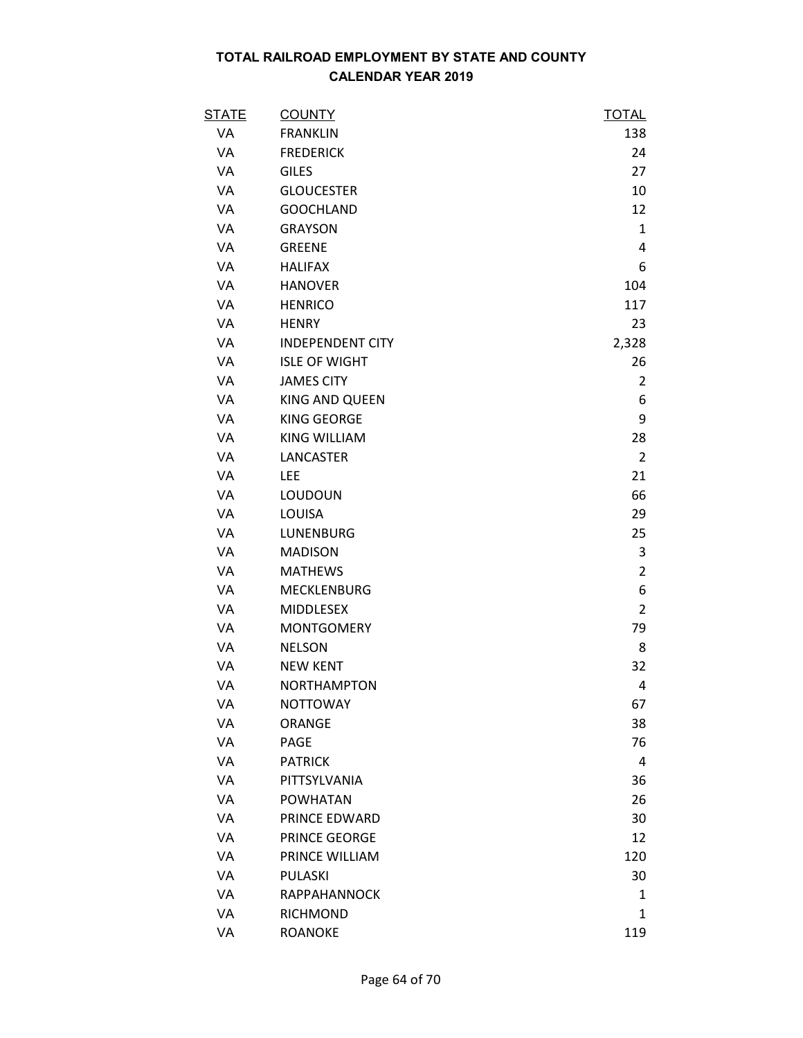**TOTAL RAILROAD EMPLOYMENT BY STATE AND COUNTY**
**CALENDAR YEAR 2019**

| STATE | COUNTY | TOTAL |
|---|---|---|
| VA | FRANKLIN | 138 |
| VA | FREDERICK | 24 |
| VA | GILES | 27 |
| VA | GLOUCESTER | 10 |
| VA | GOOCHLAND | 12 |
| VA | GRAYSON | 1 |
| VA | GREENE | 4 |
| VA | HALIFAX | 6 |
| VA | HANOVER | 104 |
| VA | HENRICO | 117 |
| VA | HENRY | 23 |
| VA | INDEPENDENT CITY | 2,328 |
| VA | ISLE OF WIGHT | 26 |
| VA | JAMES CITY | 2 |
| VA | KING AND QUEEN | 6 |
| VA | KING GEORGE | 9 |
| VA | KING WILLIAM | 28 |
| VA | LANCASTER | 2 |
| VA | LEE | 21 |
| VA | LOUDOUN | 66 |
| VA | LOUISA | 29 |
| VA | LUNENBURG | 25 |
| VA | MADISON | 3 |
| VA | MATHEWS | 2 |
| VA | MECKLENBURG | 6 |
| VA | MIDDLESEX | 2 |
| VA | MONTGOMERY | 79 |
| VA | NELSON | 8 |
| VA | NEW KENT | 32 |
| VA | NORTHAMPTON | 4 |
| VA | NOTTOWAY | 67 |
| VA | ORANGE | 38 |
| VA | PAGE | 76 |
| VA | PATRICK | 4 |
| VA | PITTSYLVANIA | 36 |
| VA | POWHATAN | 26 |
| VA | PRINCE EDWARD | 30 |
| VA | PRINCE GEORGE | 12 |
| VA | PRINCE WILLIAM | 120 |
| VA | PULASKI | 30 |
| VA | RAPPAHANNOCK | 1 |
| VA | RICHMOND | 1 |
| VA | ROANOKE | 119 |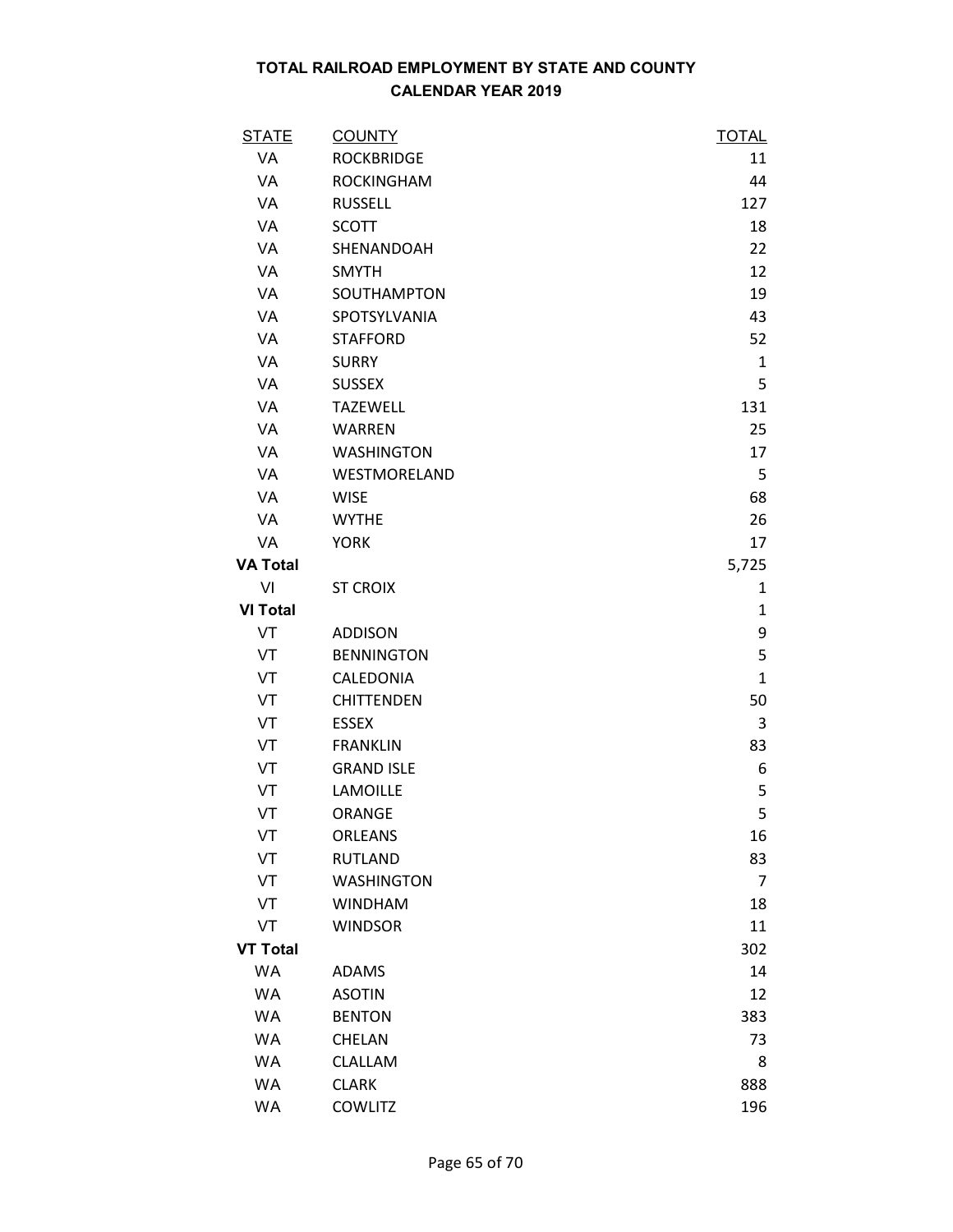**TOTAL RAILROAD EMPLOYMENT BY STATE AND COUNTY**
**CALENDAR YEAR 2019**

| STATE | COUNTY | TOTAL |
|---|---|---|
| VA | ROCKBRIDGE | 11 |
| VA | ROCKINGHAM | 44 |
| VA | RUSSELL | 127 |
| VA | SCOTT | 18 |
| VA | SHENANDOAH | 22 |
| VA | SMYTH | 12 |
| VA | SOUTHAMPTON | 19 |
| VA | SPOTSYLVANIA | 43 |
| VA | STAFFORD | 52 |
| VA | SURRY | 1 |
| VA | SUSSEX | 5 |
| VA | TAZEWELL | 131 |
| VA | WARREN | 25 |
| VA | WASHINGTON | 17 |
| VA | WESTMORELAND | 5 |
| VA | WISE | 68 |
| VA | WYTHE | 26 |
| VA | YORK | 17 |
| **VA Total** | | 5,725 |
| VI | ST CROIX | 1 |
| **VI Total** | | 1 |
| VT | ADDISON | 9 |
| VT | BENNINGTON | 5 |
| VT | CALEDONIA | 1 |
| VT | CHITTENDEN | 50 |
| VT | ESSEX | 3 |
| VT | FRANKLIN | 83 |
| VT | GRAND ISLE | 6 |
| VT | LAMOILLE | 5 |
| VT | ORANGE | 5 |
| VT | ORLEANS | 16 |
| VT | RUTLAND | 83 |
| VT | WASHINGTON | 7 |
| VT | WINDHAM | 18 |
| VT | WINDSOR | 11 |
| **VT Total** | | 302 |
| WA | ADAMS | 14 |
| WA | ASOTIN | 12 |
| WA | BENTON | 383 |
| WA | CHELAN | 73 |
| WA | CLALLAM | 8 |
| WA | CLARK | 888 |
| WA | COWLITZ | 196 |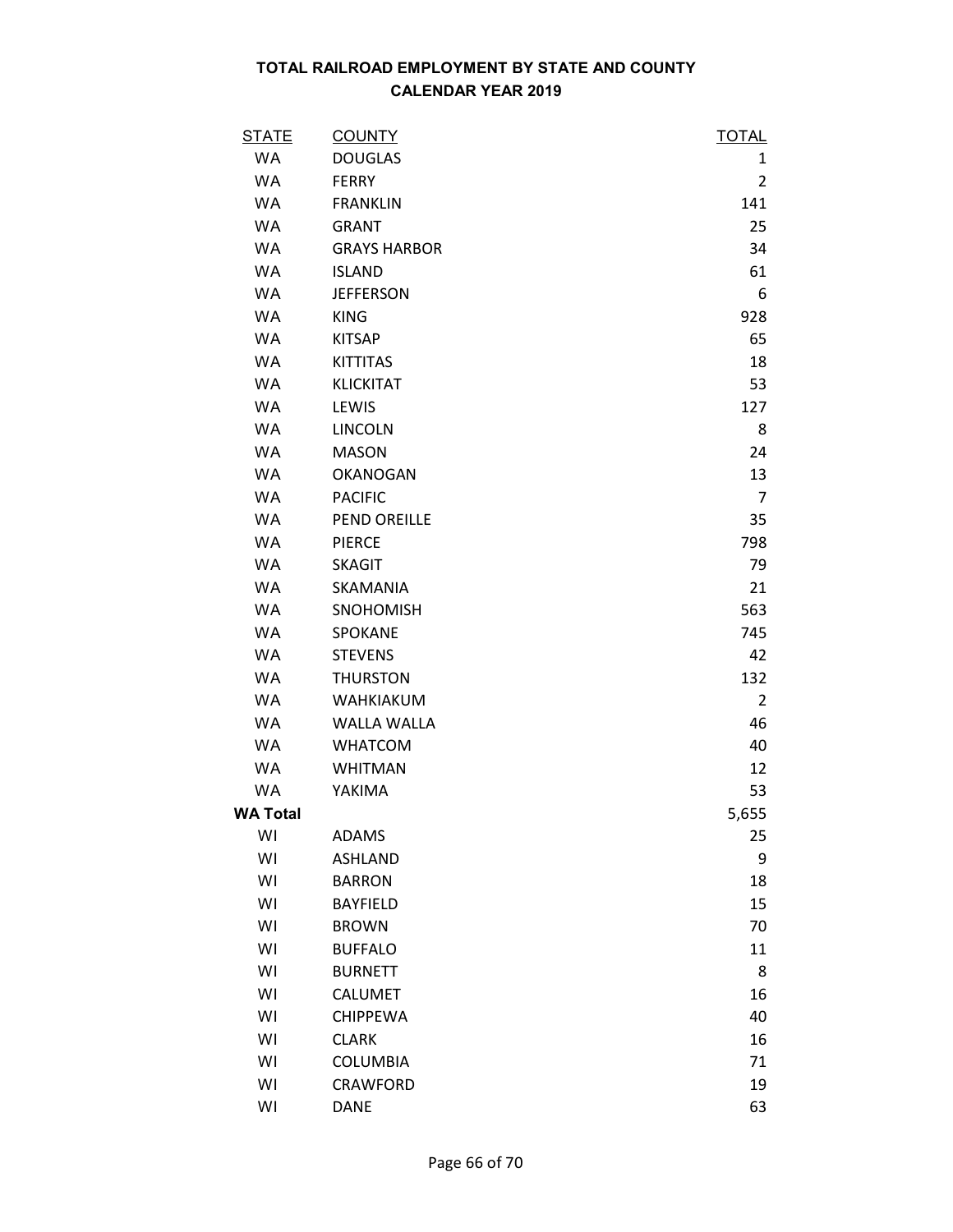# TOTAL RAILROAD EMPLOYMENT BY STATE AND COUNTY
## CALENDAR YEAR 2019

| STATE | COUNTY | TOTAL |
|---|---|---|
| WA | DOUGLAS | 1 |
| WA | FERRY | 2 |
| WA | FRANKLIN | 141 |
| WA | GRANT | 25 |
| WA | GRAYS HARBOR | 34 |
| WA | ISLAND | 61 |
| WA | JEFFERSON | 6 |
| WA | KING | 928 |
| WA | KITSAP | 65 |
| WA | KITTITAS | 18 |
| WA | KLICKITAT | 53 |
| WA | LEWIS | 127 |
| WA | LINCOLN | 8 |
| WA | MASON | 24 |
| WA | OKANOGAN | 13 |
| WA | PACIFIC | 7 |
| WA | PEND OREILLE | 35 |
| WA | PIERCE | 798 |
| WA | SKAGIT | 79 |
| WA | SKAMANIA | 21 |
| WA | SNOHOMISH | 563 |
| WA | SPOKANE | 745 |
| WA | STEVENS | 42 |
| WA | THURSTON | 132 |
| WA | WAHKIAKUM | 2 |
| WA | WALLA WALLA | 46 |
| WA | WHATCOM | 40 |
| WA | WHITMAN | 12 |
| WA | YAKIMA | 53 |
| **WA Total** | | 5,655 |
| WI | ADAMS | 25 |
| WI | ASHLAND | 9 |
| WI | BARRON | 18 |
| WI | BAYFIELD | 15 |
| WI | BROWN | 70 |
| WI | BUFFALO | 11 |
| WI | BURNETT | 8 |
| WI | CALUMET | 16 |
| WI | CHIPPEWA | 40 |
| WI | CLARK | 16 |
| WI | COLUMBIA | 71 |
| WI | CRAWFORD | 19 |
| WI | DANE | 63 |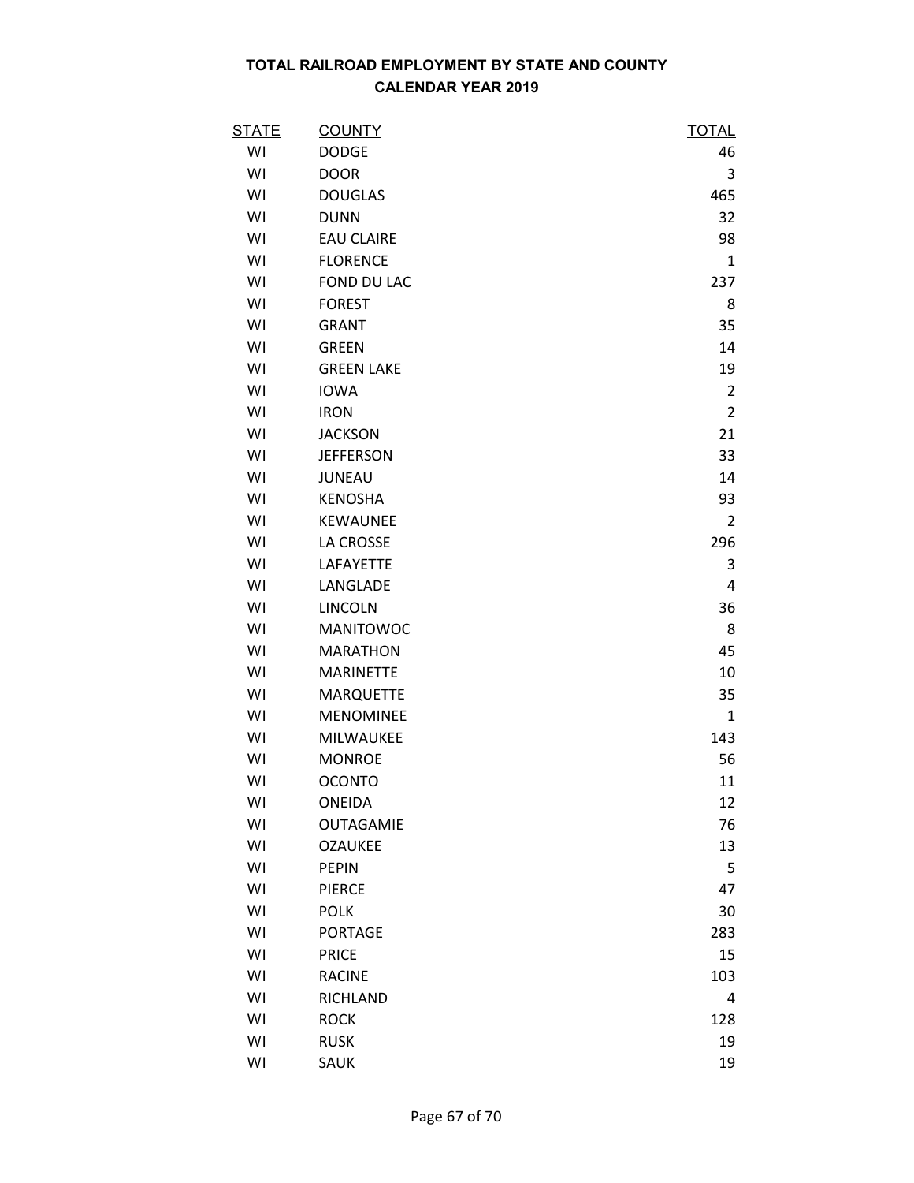# TOTAL RAILROAD EMPLOYMENT BY STATE AND COUNTY
## CALENDAR YEAR 2019

| STATE | COUNTY | TOTAL |
|---|---|---|
| WI | DODGE | 46 |
| WI | DOOR | 3 |
| WI | DOUGLAS | 465 |
| WI | DUNN | 32 |
| WI | EAU CLAIRE | 98 |
| WI | FLORENCE | 1 |
| WI | FOND DU LAC | 237 |
| WI | FOREST | 8 |
| WI | GRANT | 35 |
| WI | GREEN | 14 |
| WI | GREEN LAKE | 19 |
| WI | IOWA | 2 |
| WI | IRON | 2 |
| WI | JACKSON | 21 |
| WI | JEFFERSON | 33 |
| WI | JUNEAU | 14 |
| WI | KENOSHA | 93 |
| WI | KEWAUNEE | 2 |
| WI | LA CROSSE | 296 |
| WI | LAFAYETTE | 3 |
| WI | LANGLADE | 4 |
| WI | LINCOLN | 36 |
| WI | MANITOWOC | 8 |
| WI | MARATHON | 45 |
| WI | MARINETTE | 10 |
| WI | MARQUETTE | 35 |
| WI | MENOMINEE | 1 |
| WI | MILWAUKEE | 143 |
| WI | MONROE | 56 |
| WI | OCONTO | 11 |
| WI | ONEIDA | 12 |
| WI | OUTAGAMIE | 76 |
| WI | OZAUKEE | 13 |
| WI | PEPIN | 5 |
| WI | PIERCE | 47 |
| WI | POLK | 30 |
| WI | PORTAGE | 283 |
| WI | PRICE | 15 |
| WI | RACINE | 103 |
| WI | RICHLAND | 4 |
| WI | ROCK | 128 |
| WI | RUSK | 19 |
| WI | SAUK | 19 |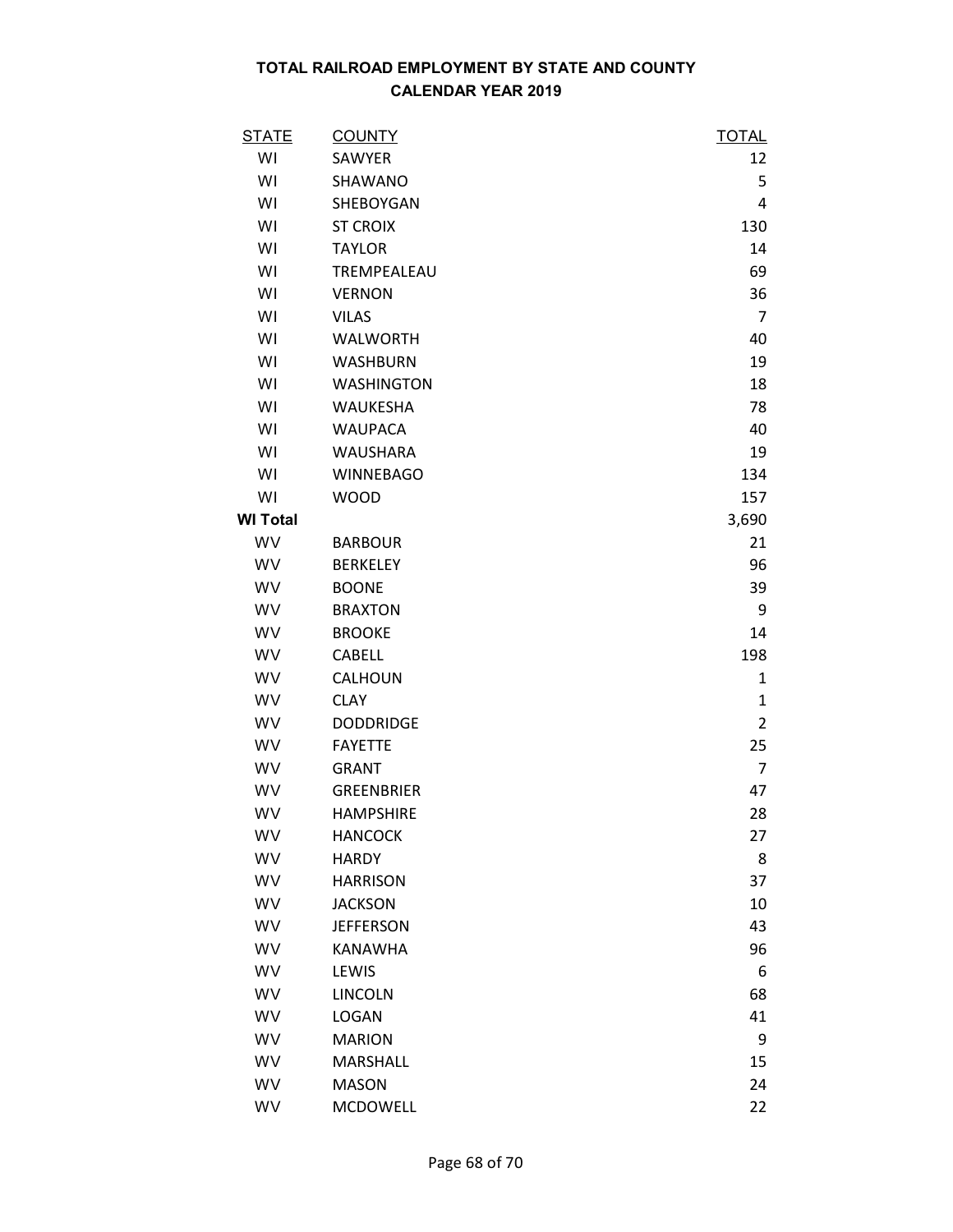**TOTAL RAILROAD EMPLOYMENT BY STATE AND COUNTY**
**CALENDAR YEAR 2019**

| STATE | COUNTY | TOTAL |
|---|---|---|
| WI | SAWYER | 12 |
| WI | SHAWANO | 5 |
| WI | SHEBOYGAN | 4 |
| WI | ST CROIX | 130 |
| WI | TAYLOR | 14 |
| WI | TREMPEALEAU | 69 |
| WI | VERNON | 36 |
| WI | VILAS | 7 |
| WI | WALWORTH | 40 |
| WI | WASHBURN | 19 |
| WI | WASHINGTON | 18 |
| WI | WAUKESHA | 78 |
| WI | WAUPACA | 40 |
| WI | WAUSHARA | 19 |
| WI | WINNEBAGO | 134 |
| WI | WOOD | 157 |
| **WI Total** | | 3,690 |
| WV | BARBOUR | 21 |
| WV | BERKELEY | 96 |
| WV | BOONE | 39 |
| WV | BRAXTON | 9 |
| WV | BROOKE | 14 |
| WV | CABELL | 198 |
| WV | CALHOUN | 1 |
| WV | CLAY | 1 |
| WV | DODDRIDGE | 2 |
| WV | FAYETTE | 25 |
| WV | GRANT | 7 |
| WV | GREENBRIER | 47 |
| WV | HAMPSHIRE | 28 |
| WV | HANCOCK | 27 |
| WV | HARDY | 8 |
| WV | HARRISON | 37 |
| WV | JACKSON | 10 |
| WV | JEFFERSON | 43 |
| WV | KANAWHA | 96 |
| WV | LEWIS | 6 |
| WV | LINCOLN | 68 |
| WV | LOGAN | 41 |
| WV | MARION | 9 |
| WV | MARSHALL | 15 |
| WV | MASON | 24 |
| WV | MCDOWELL | 22 |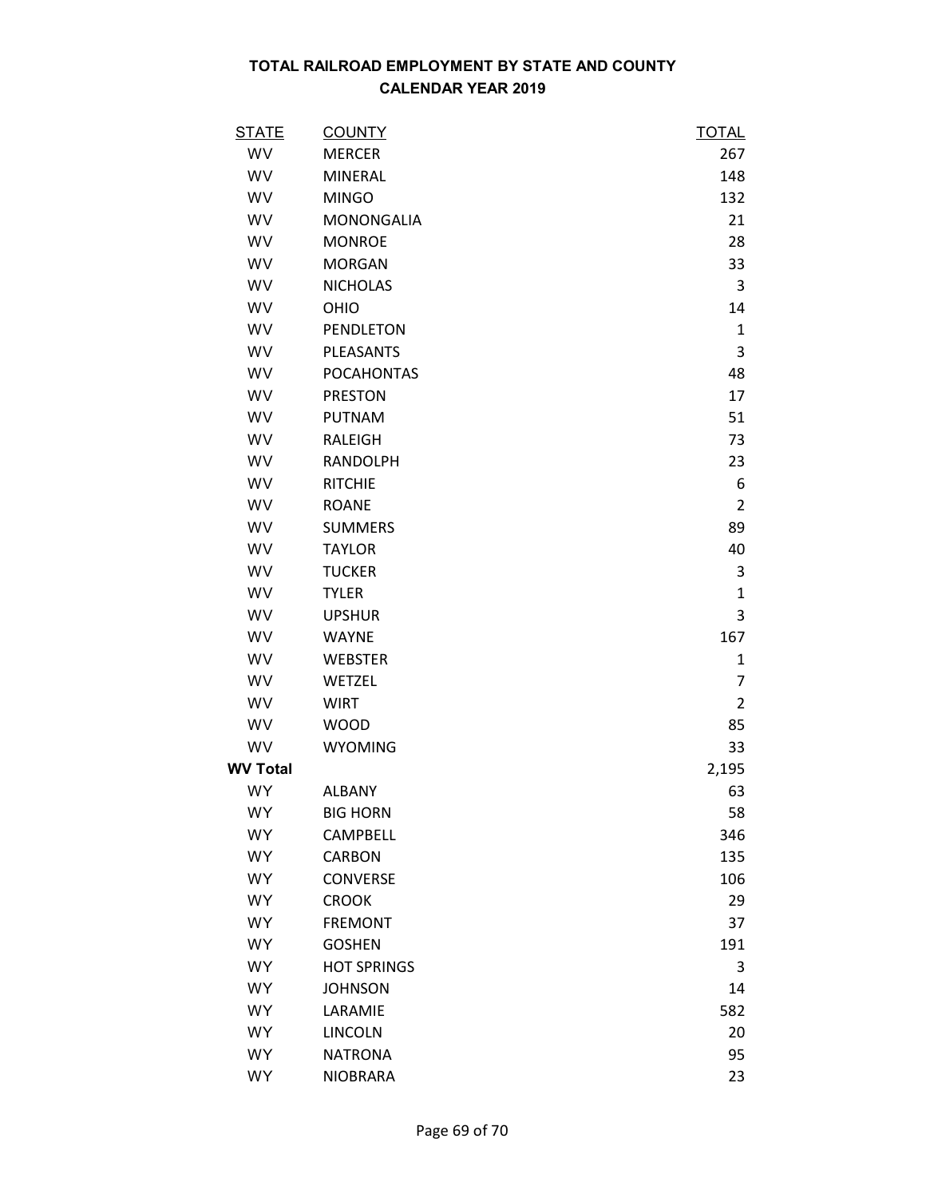# TOTAL RAILROAD EMPLOYMENT BY STATE AND COUNTY
## CALENDAR YEAR 2019

| STATE | COUNTY | TOTAL |
|---|---|---|
| WV | MERCER | 267 |
| WV | MINERAL | 148 |
| WV | MINGO | 132 |
| WV | MONONGALIA | 21 |
| WV | MONROE | 28 |
| WV | MORGAN | 33 |
| WV | NICHOLAS | 3 |
| WV | OHIO | 14 |
| WV | PENDLETON | 1 |
| WV | PLEASANTS | 3 |
| WV | POCAHONTAS | 48 |
| WV | PRESTON | 17 |
| WV | PUTNAM | 51 |
| WV | RALEIGH | 73 |
| WV | RANDOLPH | 23 |
| WV | RITCHIE | 6 |
| WV | ROANE | 2 |
| WV | SUMMERS | 89 |
| WV | TAYLOR | 40 |
| WV | TUCKER | 3 |
| WV | TYLER | 1 |
| WV | UPSHUR | 3 |
| WV | WAYNE | 167 |
| WV | WEBSTER | 1 |
| WV | WETZEL | 7 |
| WV | WIRT | 2 |
| WV | WOOD | 85 |
| WV | WYOMING | 33 |
| **WV Total** | | 2,195 |
| WY | ALBANY | 63 |
| WY | BIG HORN | 58 |
| WY | CAMPBELL | 346 |
| WY | CARBON | 135 |
| WY | CONVERSE | 106 |
| WY | CROOK | 29 |
| WY | FREMONT | 37 |
| WY | GOSHEN | 191 |
| WY | HOT SPRINGS | 3 |
| WY | JOHNSON | 14 |
| WY | LARAMIE | 582 |
| WY | LINCOLN | 20 |
| WY | NATRONA | 95 |
| WY | NIOBRARA | 23 |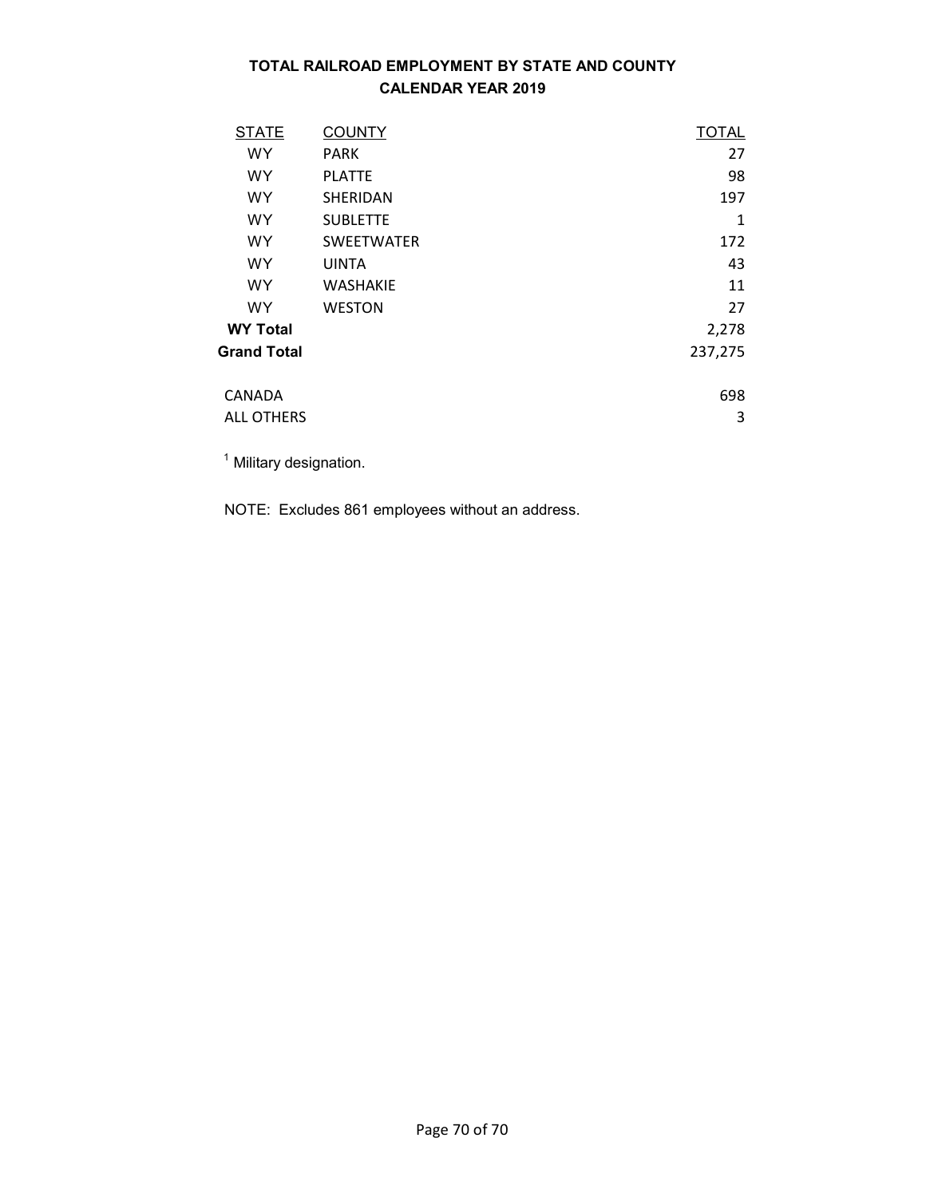## TOTAL RAILROAD EMPLOYMENT BY STATE AND COUNTY
## CALENDAR YEAR 2019

| STATE | COUNTY | TOTAL |
|---|---|---|
| WY | PARK | 27 |
| WY | PLATTE | 98 |
| WY | SHERIDAN | 197 |
| WY | SUBLETTE | 1 |
| WY | SWEETWATER | 172 |
| WY | UINTA | 43 |
| WY | WASHAKIE | 11 |
| WY | WESTON | 27 |
| **WY Total** | | 2,278 |
| **Grand Total** | | 237,275 |
| | | |
| CANADA | | 698 |
| ALL OTHERS | | 3 |

[1] Military designation.

NOTE: Excludes 861 employees without an address.